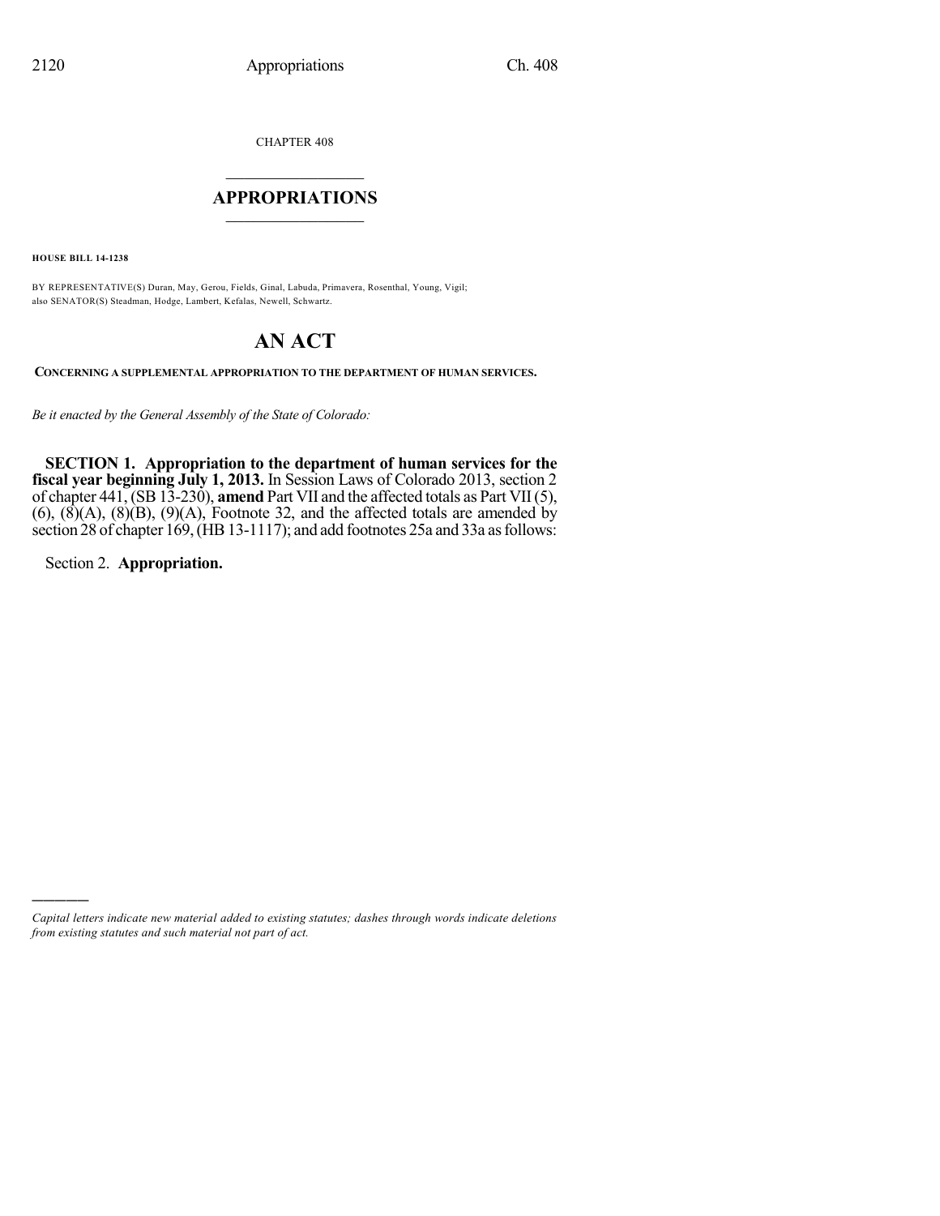CHAPTER 408

# APPROPRIATIONS

**HOUSE BILL 14-1238**

BY REPRESENTATIVE(S) Duran, May, Gerou, Fields, Ginal, Labuda, Primavera, Rosenthal, Young, Vigil;
also SENATOR(S) Steadman, Hodge, Lambert, Kefalas, Newell, Schwartz.

# AN ACT

**CONCERNING A SUPPLEMENTAL APPROPRIATION TO THE DEPARTMENT OF HUMAN SERVICES.**

*Be it enacted by the General Assembly of the State of Colorado:*

**SECTION 1. Appropriation to the department of human services for the fiscal year beginning July 1, 2013.** In Session Laws of Colorado 2013, section 2 of chapter 441, (SB 13-230), **amend** Part VII and the affected totals as Part VII (5), (6), (8)(A), (8)(B), (9)(A), Footnote 32, and the affected totals are amended by section 28 of chapter 169, (HB 13-1117); and add footnotes 25a and 33a as follows:

Section 2. **Appropriation.**

---

*Capital letters indicate new material added to existing statutes; dashes through words indicate deletions from existing statutes and such material not part of act.*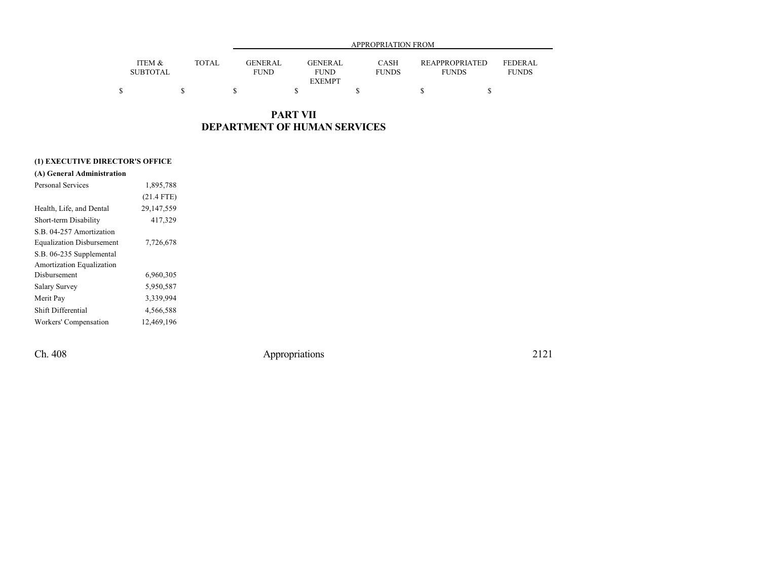| | ITEM & SUBTOTAL | TOTAL | APPROPRIATION FROM GENERAL FUND | GENERAL FUND EXEMPT | CASH FUNDS | REAPPROPRIATED FUNDS | FEDERAL FUNDS |
|---|---|---|---|---|---|---|---|
| | $ | $ | $ | $ | $ | $ | $ |

# PART VII
# DEPARTMENT OF HUMAN SERVICES

**(1) EXECUTIVE DIRECTOR'S OFFICE**

**(A) General Administration**

| | ITEM & SUBTOTAL | TOTAL | GENERAL FUND | GENERAL FUND EXEMPT | CASH FUNDS | REAPPROPRIATED FUNDS | FEDERAL FUNDS |
|---|---|---|---|---|---|---|---|
| Personal Services | 1,895,788 | | | | | | |
| | (21.4 FTE) | | | | | | |
| Health, Life, and Dental | 29,147,559 | | | | | | |
| Short-term Disability | 417,329 | | | | | | |
| S.B. 04-257 Amortization Equalization Disbursement | 7,726,678 | | | | | | |
| S.B. 06-235 Supplemental Amortization Equalization Disbursement | 6,960,305 | | | | | | |
| Salary Survey | 5,950,587 | | | | | | |
| Merit Pay | 3,339,994 | | | | | | |
| Shift Differential | 4,566,588 | | | | | | |
| Workers' Compensation | 12,469,196 | | | | | | |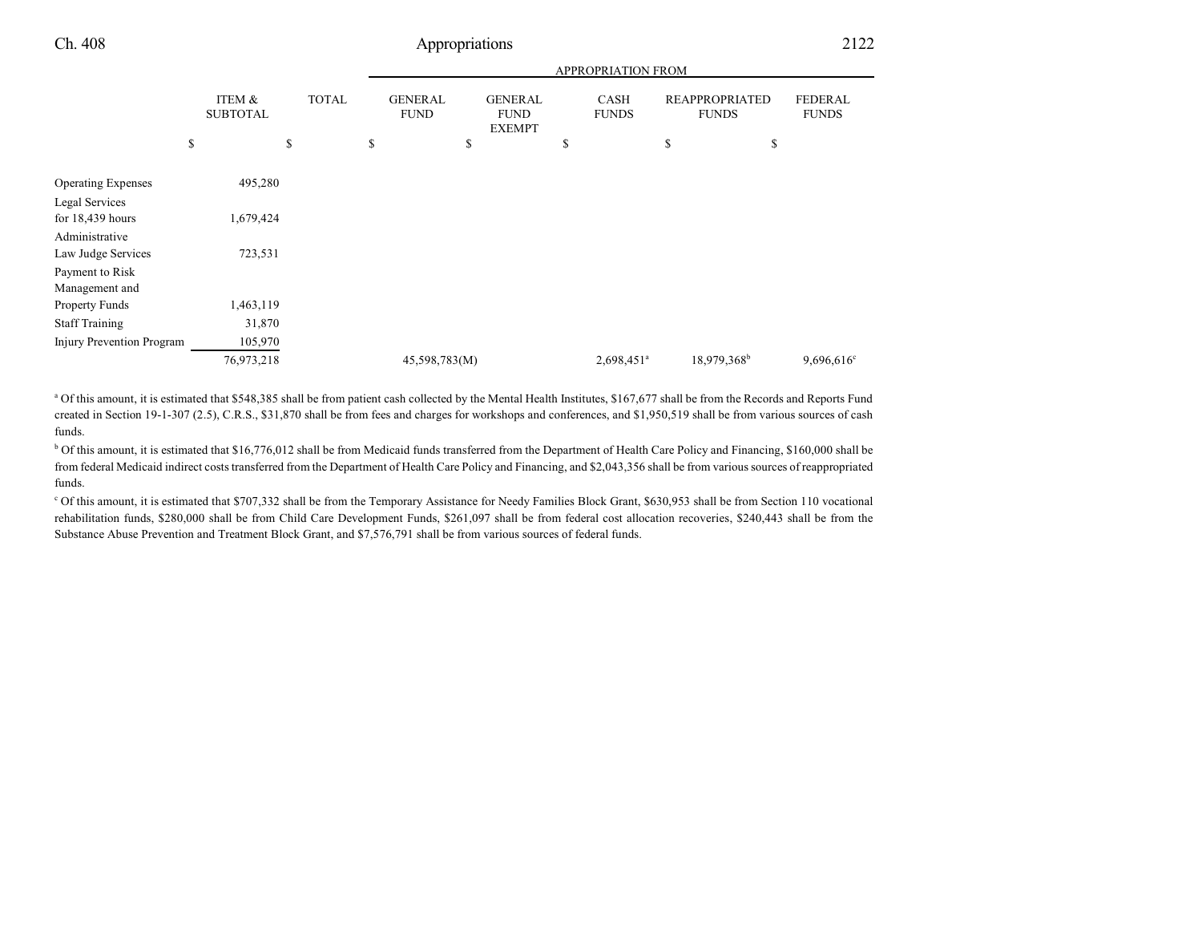| | ITEM & SUBTOTAL | TOTAL | GENERAL FUND | GENERAL FUND EXEMPT | CASH FUNDS | REAPPROPRIATED FUNDS | FEDERAL FUNDS |
|---|---|---|---|---|---|---|---|
| | | | APPROPRIATION FROM | | | | |
| | $ | $ | $ | $ | $ | $ | $ |
| Operating Expenses | 495,280 | | | | | | |
| Legal Services for 18,439 hours | 1,679,424 | | | | | | |
| Administrative Law Judge Services | 723,531 | | | | | | |
| Payment to Risk Management and Property Funds | 1,463,119 | | | | | | |
| Staff Training | 31,870 | | | | | | |
| Injury Prevention Program | 105,970 | | | | | | |
| | 76,973,218 | | 45,598,783(M) | | 2,698,451[a] | 18,979,368[b] | 9,696,616[c] |

[a] Of this amount, it is estimated that $548,385 shall be from patient cash collected by the Mental Health Institutes, $167,677 shall be from the Records and Reports Fund created in Section 19-1-307 (2.5), C.R.S., $31,870 shall be from fees and charges for workshops and conferences, and $1,950,519 shall be from various sources of cash funds.

[b] Of this amount, it is estimated that $16,776,012 shall be from Medicaid funds transferred from the Department of Health Care Policy and Financing, $160,000 shall be from federal Medicaid indirect costs transferred from the Department of Health Care Policy and Financing, and $2,043,356 shall be from various sources of reappropriated funds.

[c] Of this amount, it is estimated that $707,332 shall be from the Temporary Assistance for Needy Families Block Grant, $630,953 shall be from Section 110 vocational rehabilitation funds, $280,000 shall be from Child Care Development Funds, $261,097 shall be from federal cost allocation recoveries, $240,443 shall be from the Substance Abuse Prevention and Treatment Block Grant, and $7,576,791 shall be from various sources of federal funds.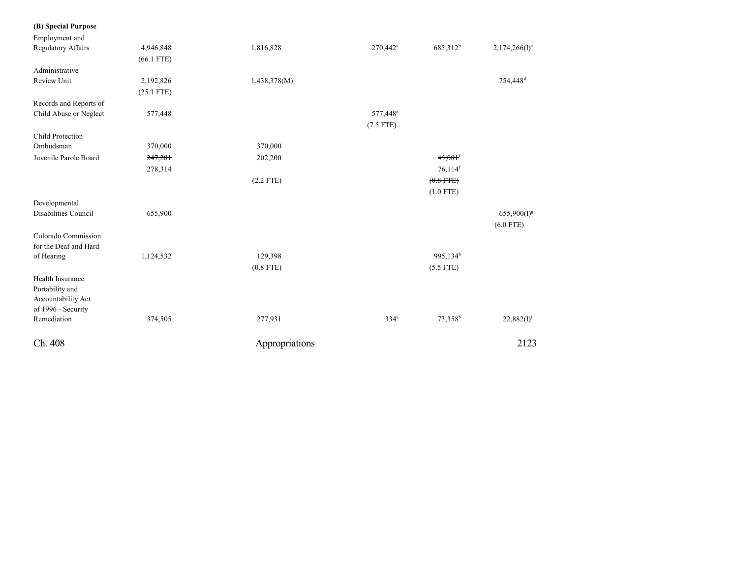**(B) Special Purpose**

| | | | | | |
|---|---|---|---|---|---|
| Employment and Regulatory Affairs | 4,946,848 | 1,816,828 | 270,442[a] | 685,312[b] | 2,174,266(I)[c] |
| | (66.1 FTE) | | | | |
| Administrative Review Unit | 2,192,826 | 1,438,378(M) | | | 754,448[d] |
| | (25.1 FTE) | | | | |
| Records and Reports of Child Abuse or Neglect | 577,448 | | 577,448[e] | | |
| | | | (7.5 FTE) | | |
| Child Protection Ombudsman | 370,000 | 370,000 | | | |
| Juvenile Parole Board | ~~247,281~~ | 202,200 | | ~~45,081~~[f] | |
| | 278,314 | | | 76,114[f] | |
| | | (2.2 FTE) | | ~~(0.8 FTE)~~ | |
| | | | | (1.0 FTE) | |
| Developmental Disabilities Council | 655,900 | | | | 655,900(I)[g] |
| | | | | | (6.0 FTE) |
| Colorado Commission for the Deaf and Hard of Hearing | 1,124,532 | 129,398 | | 995,134[h] | |
| | | (0.8 FTE) | | (5.5 FTE) | |
| Health Insurance Portability and Accountability Act of 1996 - Security Remediation | 374,505 | 277,931 | 334[a] | 73,358[b] | 22,882(I)[i] |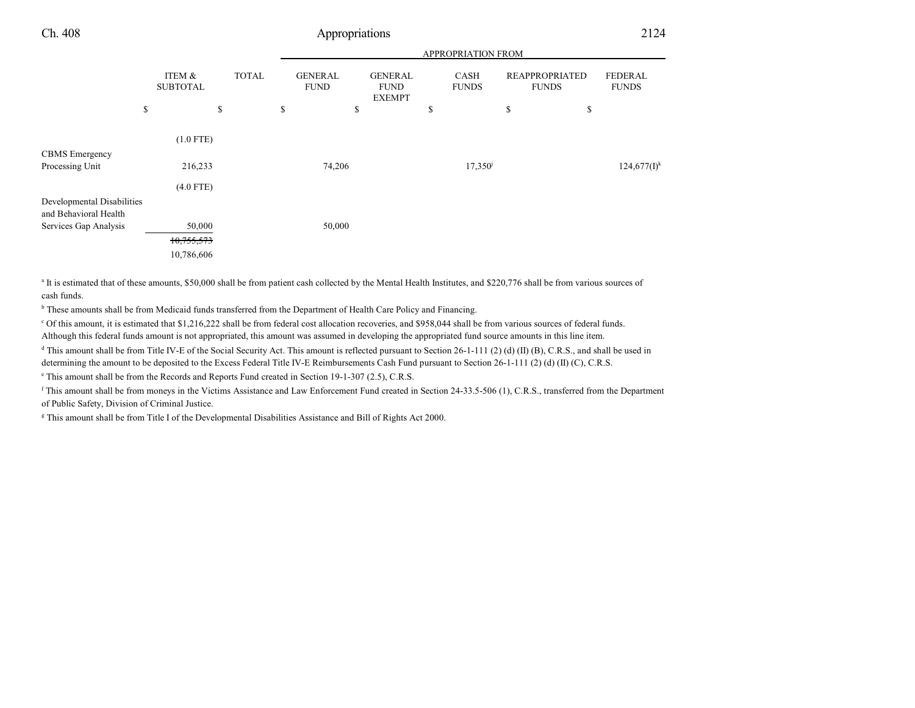| | ITEM & SUBTOTAL | TOTAL | GENERAL FUND | GENERAL FUND EXEMPT | CASH FUNDS | REAPPROPRIATED FUNDS | FEDERAL FUNDS |
|---|---|---|---|---|---|---|---|
| | | | APPROPRIATION FROM | | | | |
| | $ | $ | $ | $ | $ | $ | $ |
| | (1.0 FTE) | | | | | | |
| CBMS Emergency Processing Unit | 216,233 | | 74,206 | | 17,350[j] | | 124,677(I)[k] |
| | (4.0 FTE) | | | | | | |
| Developmental Disabilities and Behavioral Health Services Gap Analysis | 50,000 | | 50,000 | | | | |
| | ~~10,755,573~~ | | | | | | |
| | 10,786,606 | | | | | | |

[a] It is estimated that of these amounts, $50,000 shall be from patient cash collected by the Mental Health Institutes, and $220,776 shall be from various sources of cash funds.

[b] These amounts shall be from Medicaid funds transferred from the Department of Health Care Policy and Financing.

[c] Of this amount, it is estimated that $1,216,222 shall be from federal cost allocation recoveries, and $958,044 shall be from various sources of federal funds. Although this federal funds amount is not appropriated, this amount was assumed in developing the appropriated fund source amounts in this line item.

[d] This amount shall be from Title IV-E of the Social Security Act. This amount is reflected pursuant to Section 26-1-111 (2) (d) (II) (B), C.R.S., and shall be used in determining the amount to be deposited to the Excess Federal Title IV-E Reimbursements Cash Fund pursuant to Section 26-1-111 (2) (d) (II) (C), C.R.S.

[e] This amount shall be from the Records and Reports Fund created in Section 19-1-307 (2.5), C.R.S.

[f] This amount shall be from moneys in the Victims Assistance and Law Enforcement Fund created in Section 24-33.5-506 (1), C.R.S., transferred from the Department of Public Safety, Division of Criminal Justice.

[g] This amount shall be from Title I of the Developmental Disabilities Assistance and Bill of Rights Act 2000.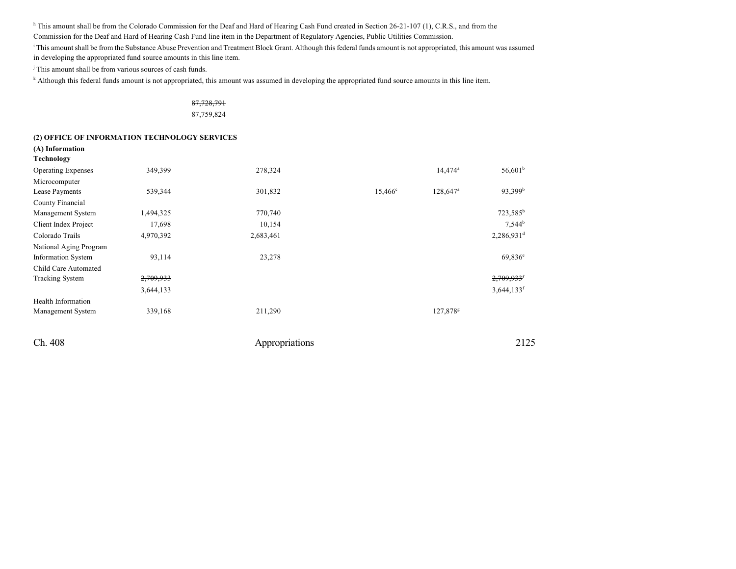[h] This amount shall be from the Colorado Commission for the Deaf and Hard of Hearing Cash Fund created in Section 26-21-107 (1), C.R.S., and from the Commission for the Deaf and Hard of Hearing Cash Fund line item in the Department of Regulatory Agencies, Public Utilities Commission.

[i] This amount shall be from the Substance Abuse Prevention and Treatment Block Grant. Although this federal funds amount is not appropriated, this amount was assumed in developing the appropriated fund source amounts in this line item.

[j] This amount shall be from various sources of cash funds.

[k] Although this federal funds amount is not appropriated, this amount was assumed in developing the appropriated fund source amounts in this line item.

~~87,728,791~~
87,759,824

**(2) OFFICE OF INFORMATION TECHNOLOGY SERVICES**

**(A) Information Technology**

| | | | | | |
|---|---|---|---|---|---|
| Operating Expenses | 349,399 | 278,324 | | 14,474[a] | 56,601[b] |
| Microcomputer Lease Payments | 539,344 | 301,832 | 15,466[c] | 128,647[a] | 93,399[b] |
| County Financial Management System | 1,494,325 | 770,740 | | | 723,585[b] |
| Client Index Project | 17,698 | 10,154 | | | 7,544[b] |
| Colorado Trails | 4,970,392 | 2,683,461 | | | 2,286,931[d] |
| National Aging Program Information System | 93,114 | 23,278 | | | 69,836[e] |
| Child Care Automated Tracking System | ~~2,709,933~~ 3,644,133 | | | | ~~2,709,933~~[f] 3,644,133[f] |
| Health Information Management System | 339,168 | 211,290 | | 127,878[g] | |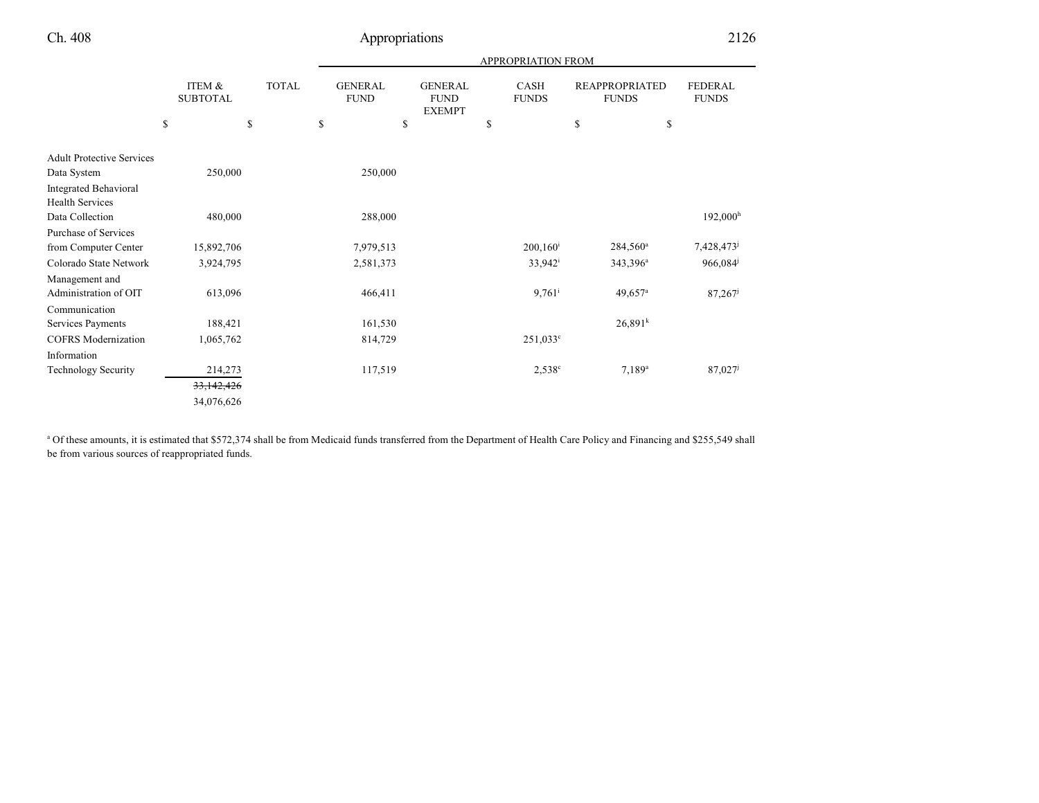| | ITEM & SUBTOTAL | TOTAL | GENERAL FUND | GENERAL FUND EXEMPT | CASH FUNDS | REAPPROPRIATED FUNDS | FEDERAL FUNDS |
|---|---|---|---|---|---|---|---|
| | | | APPROPRIATION FROM | | | | |
| | $ | $ | $ | $ | $ | $ | $ |
| Adult Protective Services Data System | 250,000 | | 250,000 | | | | |
| Integrated Behavioral Health Services Data Collection | 480,000 | | 288,000 | | | | 192,000[h] |
| Purchase of Services from Computer Center | 15,892,706 | | 7,979,513 | | 200,160[i] | 284,560[a] | 7,428,473[j] |
| Colorado State Network | 3,924,795 | | 2,581,373 | | 33,942[i] | 343,396[a] | 966,084[j] |
| Management and Administration of OIT | 613,096 | | 466,411 | | 9,761[i] | 49,657[a] | 87,267[j] |
| Communication Services Payments | 188,421 | | 161,530 | | | 26,891[k] | |
| COFRS Modernization | 1,065,762 | | 814,729 | | 251,033[c] | | |
| Information Technology Security | 214,273 | | 117,519 | | 2,538[c] | 7,189[a] | 87,027[j] |
| | ~~33,142,426~~ | | | | | | |
| | 34,076,626 | | | | | | |

[a] Of these amounts, it is estimated that $572,374 shall be from Medicaid funds transferred from the Department of Health Care Policy and Financing and $255,549 shall be from various sources of reappropriated funds.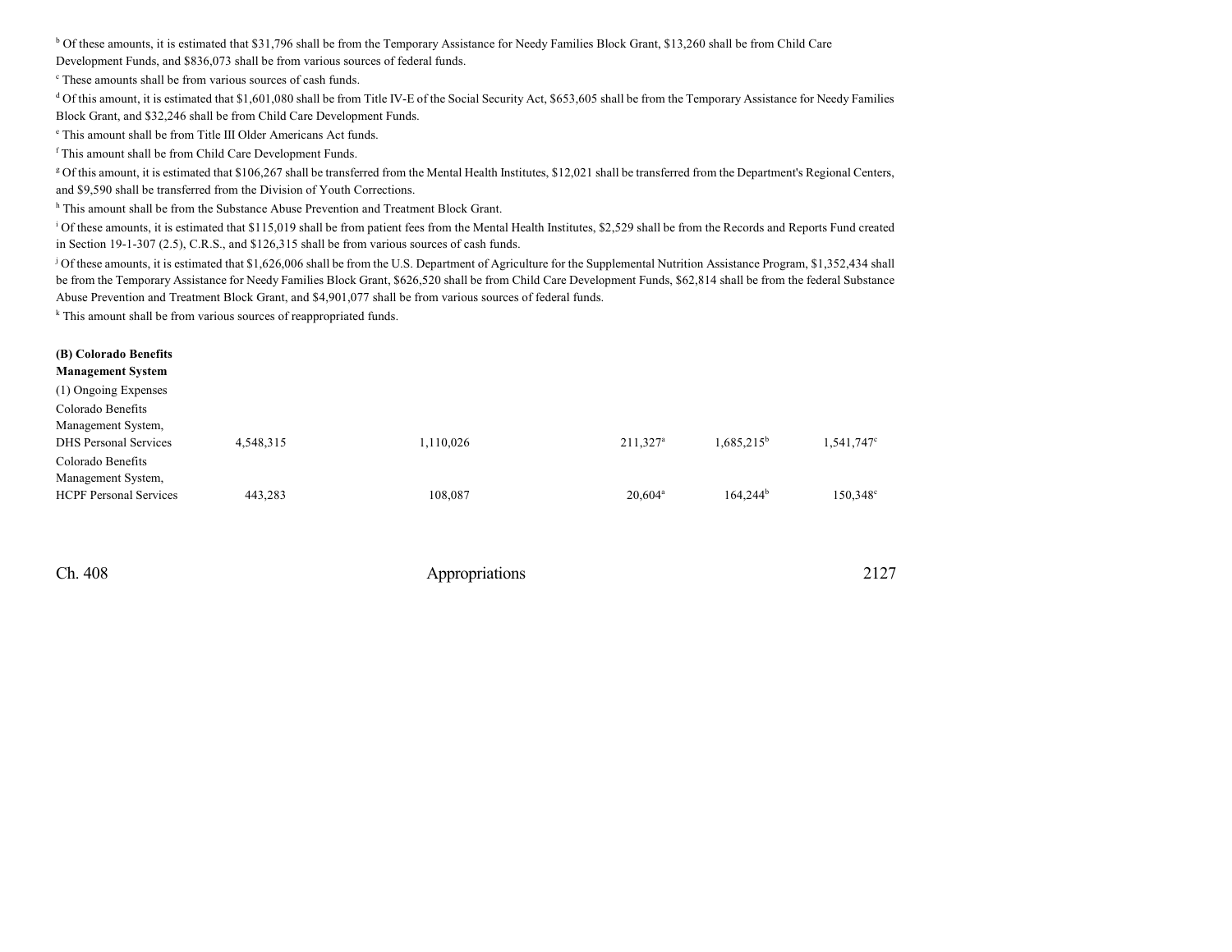[b] Of these amounts, it is estimated that $31,796 shall be from the Temporary Assistance for Needy Families Block Grant, $13,260 shall be from Child Care Development Funds, and $836,073 shall be from various sources of federal funds.

[c] These amounts shall be from various sources of cash funds.

[d] Of this amount, it is estimated that $1,601,080 shall be from Title IV-E of the Social Security Act, $653,605 shall be from the Temporary Assistance for Needy Families Block Grant, and $32,246 shall be from Child Care Development Funds.

[e] This amount shall be from Title III Older Americans Act funds.

[f] This amount shall be from Child Care Development Funds.

[g] Of this amount, it is estimated that $106,267 shall be transferred from the Mental Health Institutes, $12,021 shall be transferred from the Department's Regional Centers, and $9,590 shall be transferred from the Division of Youth Corrections.

[h] This amount shall be from the Substance Abuse Prevention and Treatment Block Grant.

[i] Of these amounts, it is estimated that $115,019 shall be from patient fees from the Mental Health Institutes, $2,529 shall be from the Records and Reports Fund created in Section 19-1-307 (2.5), C.R.S., and $126,315 shall be from various sources of cash funds.

[j] Of these amounts, it is estimated that $1,626,006 shall be from the U.S. Department of Agriculture for the Supplemental Nutrition Assistance Program, $1,352,434 shall be from the Temporary Assistance for Needy Families Block Grant, $626,520 shall be from Child Care Development Funds, $62,814 shall be from the federal Substance Abuse Prevention and Treatment Block Grant, and $4,901,077 shall be from various sources of federal funds.

[k] This amount shall be from various sources of reappropriated funds.

| | | | | | | |
|---|---|---|---|---|---|---|
| **(B) Colorado Benefits Management System** | | | | | | |
| (1) Ongoing Expenses | | | | | | |
| Colorado Benefits Management System, DHS Personal Services | 4,548,315 | | 1,110,026 | 211,327[a] | 1,685,215[b] | 1,541,747[c] |
| Colorado Benefits Management System, HCPF Personal Services | 443,283 | | 108,087 | 20,604[a] | 164,244[b] | 150,348[c] |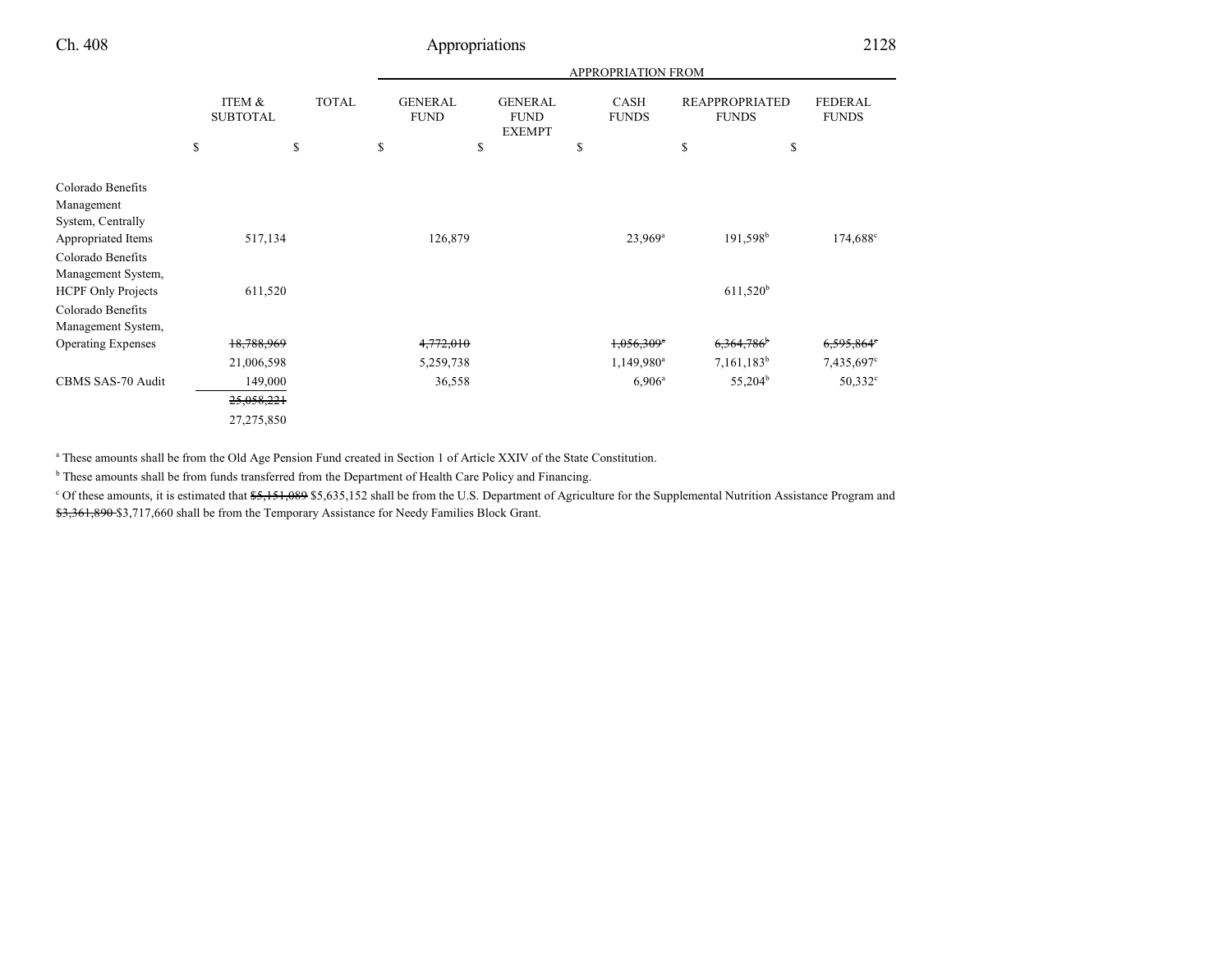| | ITEM & SUBTOTAL | TOTAL | APPROPRIATION FROM GENERAL FUND | GENERAL FUND EXEMPT | CASH FUNDS | REAPPROPRIATED FUNDS | FEDERAL FUNDS |
|---|---|---|---|---|---|---|---|
| | $ | $ | $ | $ | $ | $ | $ |
| Colorado Benefits Management System, Centrally Appropriated Items | 517,134 | | 126,879 | | 23,969[a] | 191,598[b] | 174,688[c] |
| Colorado Benefits Management System, HCPF Only Projects | 611,520 | | | | | 611,520[b] | |
| Colorado Benefits Management System, Operating Expenses | ~~18,788,969~~ 21,006,598 | | ~~4,772,010~~ 5,259,738 | | ~~1,056,309[a]~~ 1,149,980[a] | ~~6,364,786[b]~~ 7,161,183[b] | ~~6,595,864[c]~~ 7,435,697[c] |
| CBMS SAS-70 Audit | 149,000 | | 36,558 | | 6,906[a] | 55,204[b] | 50,332[c] |
| | ~~25,058,221~~ 27,275,850 | | | | | | |

[a] These amounts shall be from the Old Age Pension Fund created in Section 1 of Article XXIV of the State Constitution.

[b] These amounts shall be from funds transferred from the Department of Health Care Policy and Financing.

[c] Of these amounts, it is estimated that ~~$5,151,089~~ $5,635,152 shall be from the U.S. Department of Agriculture for the Supplemental Nutrition Assistance Program and ~~$3,361,890~~ $3,717,660 shall be from the Temporary Assistance for Needy Families Block Grant.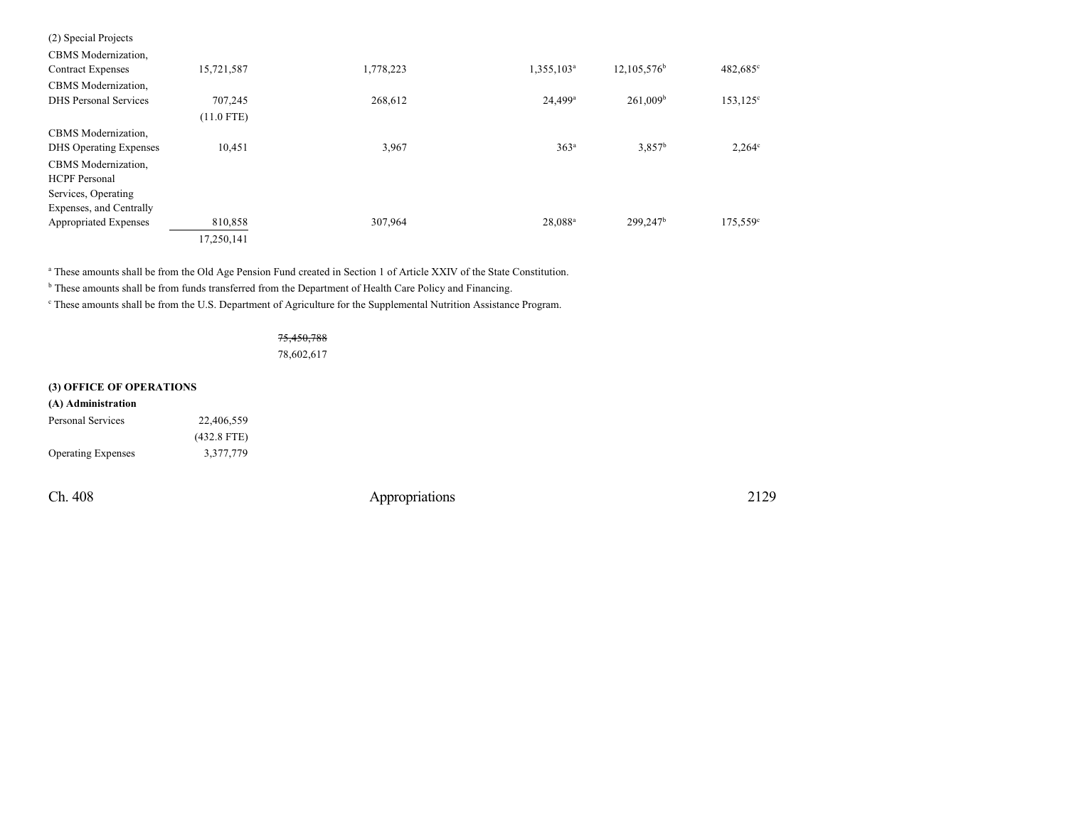(2) Special Projects

| | | | | | | |
|---|---|---|---|---|---|---|
| CBMS Modernization, Contract Expenses | 15,721,587 | | 1,778,223 | 1,355,103[a] | 12,105,576[b] | 482,685[c] |
| CBMS Modernization, DHS Personal Services | 707,245 (11.0 FTE) | | 268,612 | 24,499[a] | 261,009[b] | 153,125[c] |
| CBMS Modernization, DHS Operating Expenses | 10,451 | | 3,967 | 363[a] | 3,857[b] | 2,264[c] |
| CBMS Modernization, HCPF Personal Services, Operating Expenses, and Centrally Appropriated Expenses | 810,858 | | 307,964 | 28,088[a] | 299,247[b] | 175,559[c] |
| | 17,250,141 | | | | | |

[a] These amounts shall be from the Old Age Pension Fund created in Section 1 of Article XXIV of the State Constitution.

[b] These amounts shall be from funds transferred from the Department of Health Care Policy and Financing.

[c] These amounts shall be from the U.S. Department of Agriculture for the Supplemental Nutrition Assistance Program.

~~75,450,788~~
78,602,617

**(3) OFFICE OF OPERATIONS**

**(A) Administration**

| | |
|---|---|
| Personal Services | 22,406,559 (432.8 FTE) |
| Operating Expenses | 3,377,779 |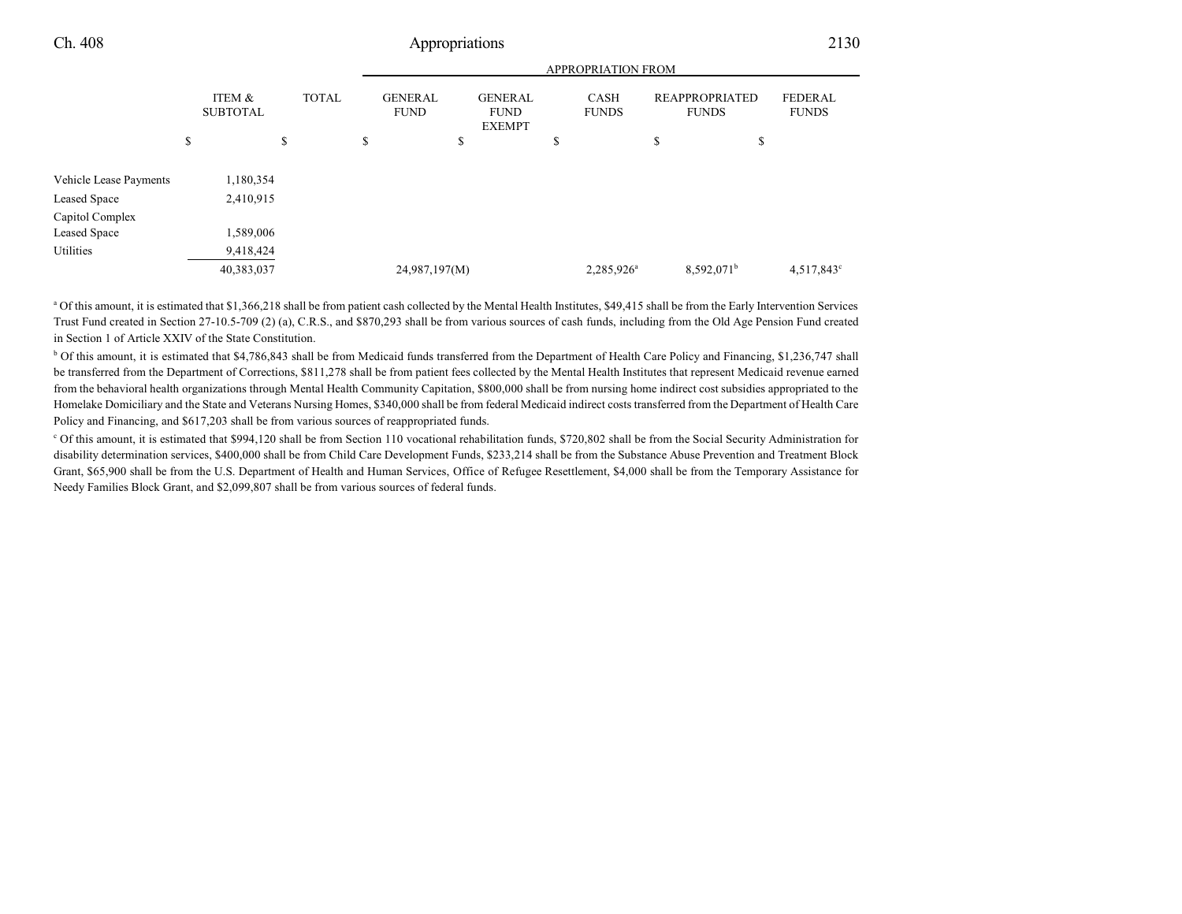| | ITEM & SUBTOTAL | TOTAL | APPROPRIATION FROM GENERAL FUND | GENERAL FUND EXEMPT | CASH FUNDS | REAPPROPRIATED FUNDS | FEDERAL FUNDS |
|---|---|---|---|---|---|---|---|
| | $ | $ | $ | $ | $ | $ | $ |
| Vehicle Lease Payments | 1,180,354 | | | | | | |
| Leased Space | 2,410,915 | | | | | | |
| Capitol Complex Leased Space | 1,589,006 | | | | | | |
| Utilities | 9,418,424 | | | | | | |
| | 40,383,037 | | 24,987,197(M) | | 2,285,926[a] | 8,592,071[b] | 4,517,843[c] |

[a] Of this amount, it is estimated that $1,366,218 shall be from patient cash collected by the Mental Health Institutes, $49,415 shall be from the Early Intervention Services Trust Fund created in Section 27-10.5-709 (2) (a), C.R.S., and $870,293 shall be from various sources of cash funds, including from the Old Age Pension Fund created in Section 1 of Article XXIV of the State Constitution.

[b] Of this amount, it is estimated that $4,786,843 shall be from Medicaid funds transferred from the Department of Health Care Policy and Financing, $1,236,747 shall be transferred from the Department of Corrections, $811,278 shall be from patient fees collected by the Mental Health Institutes that represent Medicaid revenue earned from the behavioral health organizations through Mental Health Community Capitation, $800,000 shall be from nursing home indirect cost subsidies appropriated to the Homelake Domiciliary and the State and Veterans Nursing Homes, $340,000 shall be from federal Medicaid indirect costs transferred from the Department of Health Care Policy and Financing, and $617,203 shall be from various sources of reappropriated funds.

[c] Of this amount, it is estimated that $994,120 shall be from Section 110 vocational rehabilitation funds, $720,802 shall be from the Social Security Administration for disability determination services, $400,000 shall be from Child Care Development Funds, $233,214 shall be from the Substance Abuse Prevention and Treatment Block Grant, $65,900 shall be from the U.S. Department of Health and Human Services, Office of Refugee Resettlement, $4,000 shall be from the Temporary Assistance for Needy Families Block Grant, and $2,099,807 shall be from various sources of federal funds.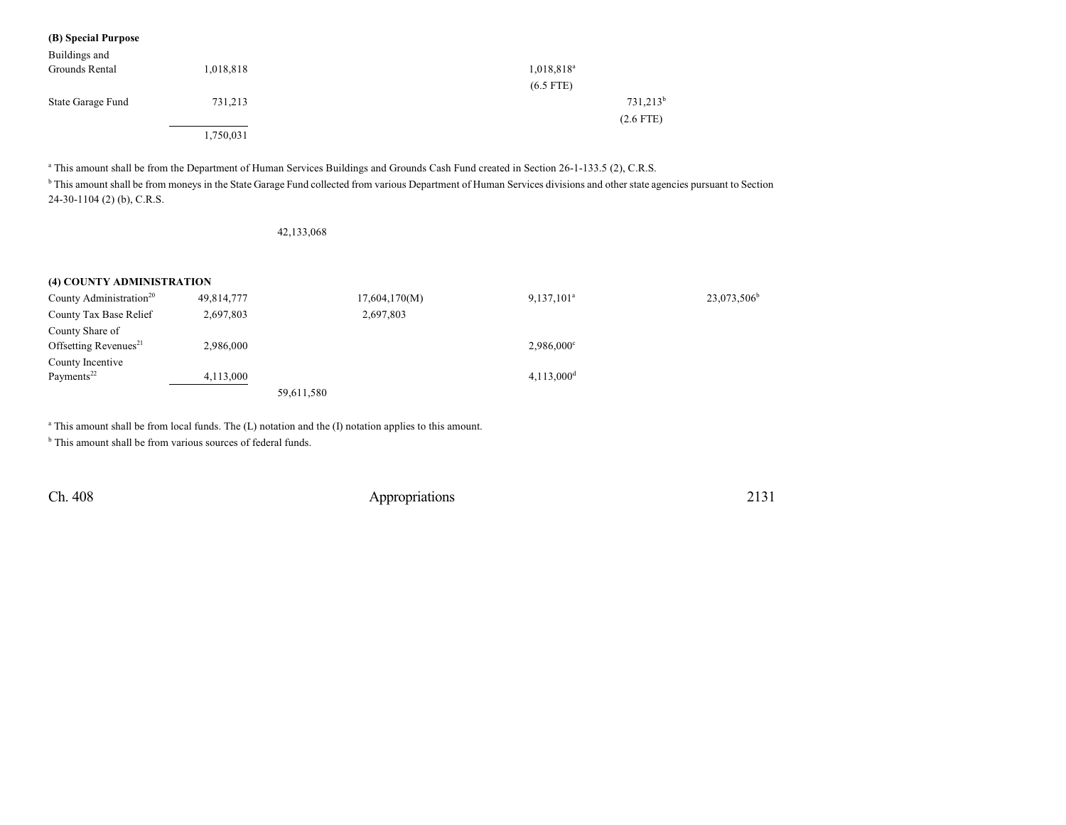**(B) Special Purpose**

| | | | | | | |
|---|---|---|---|---|---|---|
| Buildings and Grounds Rental | 1,018,818 | | | 1,018,818[a] | | |
| | | | | (6.5 FTE) | | |
| State Garage Fund | 731,213 | | | | 731,213[b] | |
| | | | | | (2.6 FTE) | |
| | 1,750,031 | | | | | |

[a] This amount shall be from the Department of Human Services Buildings and Grounds Cash Fund created in Section 26-1-133.5 (2), C.R.S.

[b] This amount shall be from moneys in the State Garage Fund collected from various Department of Human Services divisions and other state agencies pursuant to Section 24-30-1104 (2) (b), C.R.S.

| | | | | | | |
|---|---|---|---|---|---|---|
| | | 42,133,068 | | | | |

**(4) COUNTY ADMINISTRATION**

| | | | | | | |
|---|---|---|---|---|---|---|
| County Administration[20] | 49,814,777 | | 17,604,170(M) | 9,137,101[a] | | 23,073,506[b] |
| County Tax Base Relief | 2,697,803 | | 2,697,803 | | | |
| County Share of Offsetting Revenues[21] | 2,986,000 | | | 2,986,000[c] | | |
| County Incentive Payments[22] | 4,113,000 | | | 4,113,000[d] | | |
| | | 59,611,580 | | | | |

[a] This amount shall be from local funds. The (L) notation and the (I) notation applies to this amount.

[b] This amount shall be from various sources of federal funds.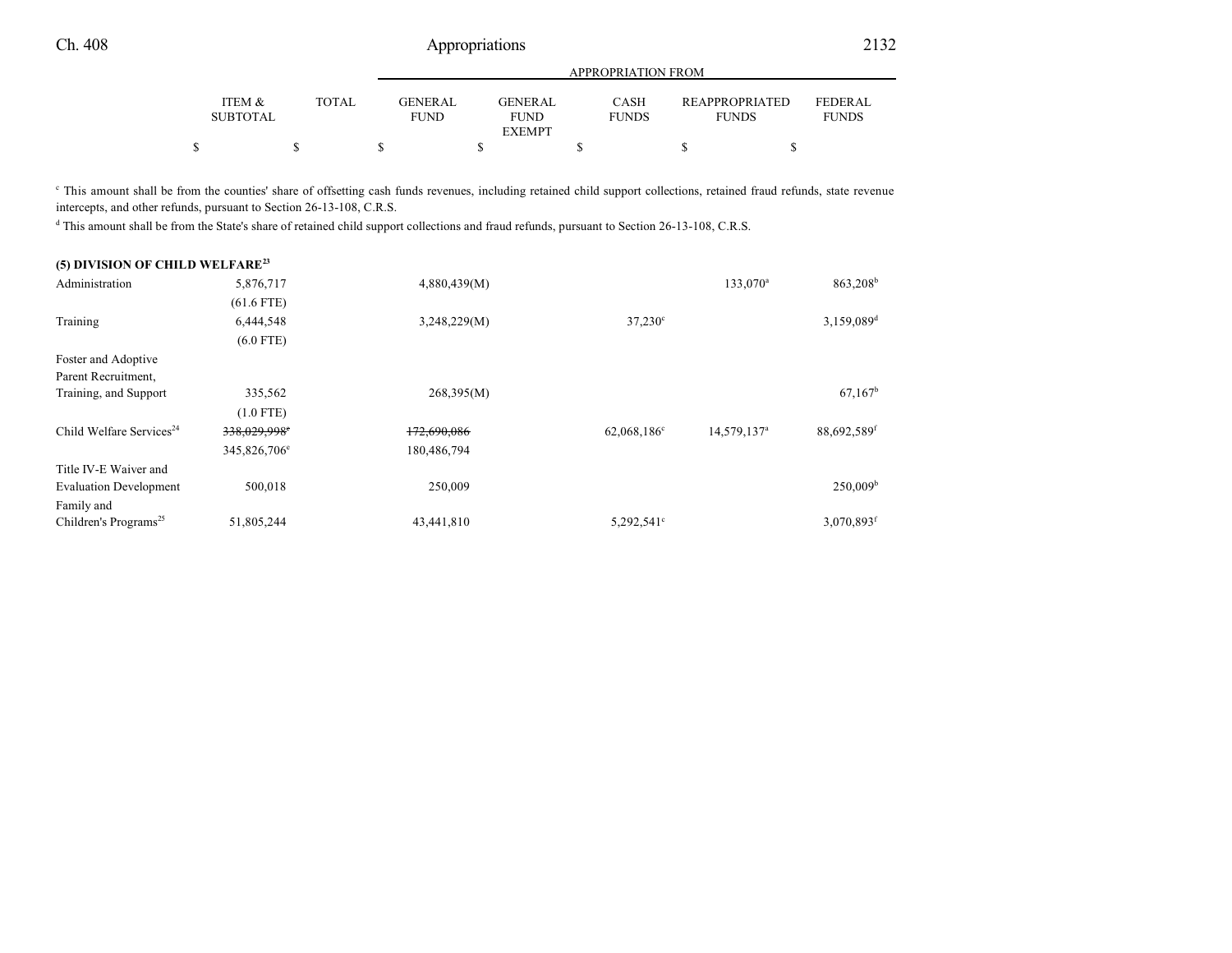| | ITEM & SUBTOTAL | TOTAL | GENERAL FUND | GENERAL FUND EXEMPT | CASH FUNDS | REAPPROPRIATED FUNDS | FEDERAL FUNDS |
|---|---|---|---|---|---|---|---|
| | | | APPROPRIATION FROM | | | | |
| | $ | $ | $ | $ | $ | $ | $ |

[c] This amount shall be from the counties' share of offsetting cash funds revenues, including retained child support collections, retained fraud refunds, state revenue intercepts, and other refunds, pursuant to Section 26-13-108, C.R.S.

[d] This amount shall be from the State's share of retained child support collections and fraud refunds, pursuant to Section 26-13-108, C.R.S.

**(5) DIVISION OF CHILD WELFARE[23]**

| | ITEM & SUBTOTAL | TOTAL | GENERAL FUND | GENERAL FUND EXEMPT | CASH FUNDS | REAPPROPRIATED FUNDS | FEDERAL FUNDS |
|---|---|---|---|---|---|---|---|
| Administration | 5,876,717 | | 4,880,439(M) | | | 133,070[a] | 863,208[b] |
| | (61.6 FTE) | | | | | | |
| Training | 6,444,548 | | 3,248,229(M) | | 37,230[c] | | 3,159,089[d] |
| | (6.0 FTE) | | | | | | |
| Foster and Adoptive Parent Recruitment, Training, and Support | 335,562 | | 268,395(M) | | | | 67,167[b] |
| | (1.0 FTE) | | | | | | |
| Child Welfare Services[24] | ~~338,029,998[e]~~ | | ~~172,690,086~~ | | 62,068,186[c] | 14,579,137[a] | 88,692,589[f] |
| | 345,826,706[e] | | 180,486,794 | | | | |
| Title IV-E Waiver and Evaluation Development | 500,018 | | 250,009 | | | | 250,009[b] |
| Family and Children's Programs[25] | 51,805,244 | | 43,441,810 | | 5,292,541[c] | | 3,070,893[f] |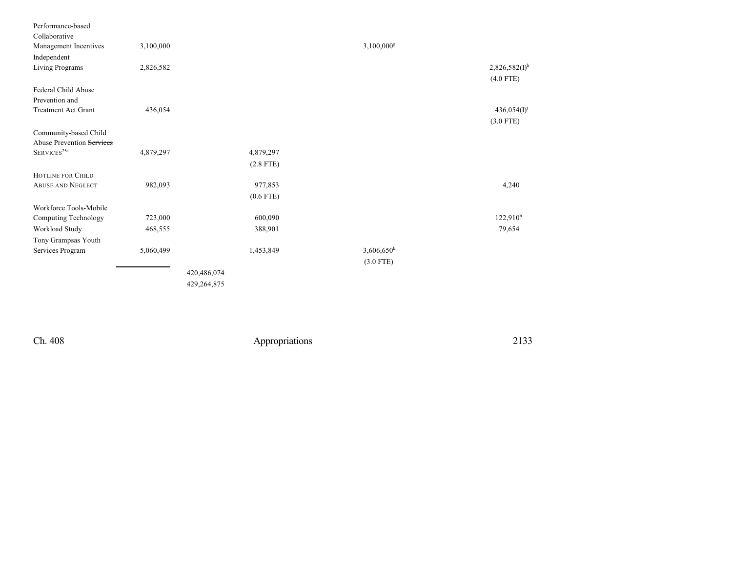| | | | | | |
|---|---|---|---|---|---|
| Performance-based Collaborative Management Incentives | 3,100,000 | | | 3,100,000[g] | |
| Independent Living Programs | 2,826,582 | | | | 2,826,582(I)[h] (4.0 FTE) |
| Federal Child Abuse Prevention and Treatment Act Grant | 436,054 | | | | 436,054(I)[j] (3.0 FTE) |
| Community-based Child Abuse Prevention ~~Services~~ SERVICES[25a] | 4,879,297 | | 4,879,297 (2.8 FTE) | | |
| HOTLINE FOR CHILD ABUSE AND NEGLECT | 982,093 | | 977,853 (0.6 FTE) | | 4,240 |
| Workforce Tools-Mobile Computing Technology | 723,000 | | 600,090 | | 122,910[b] |
| Workload Study | 468,555 | | 388,901 | | 79,654 |
| Tony Grampsas Youth Services Program | 5,060,499 | | 1,453,849 | 3,606,650[k] (3.0 FTE) | |
| | | ~~420,486,074~~ 429,264,875 | | | |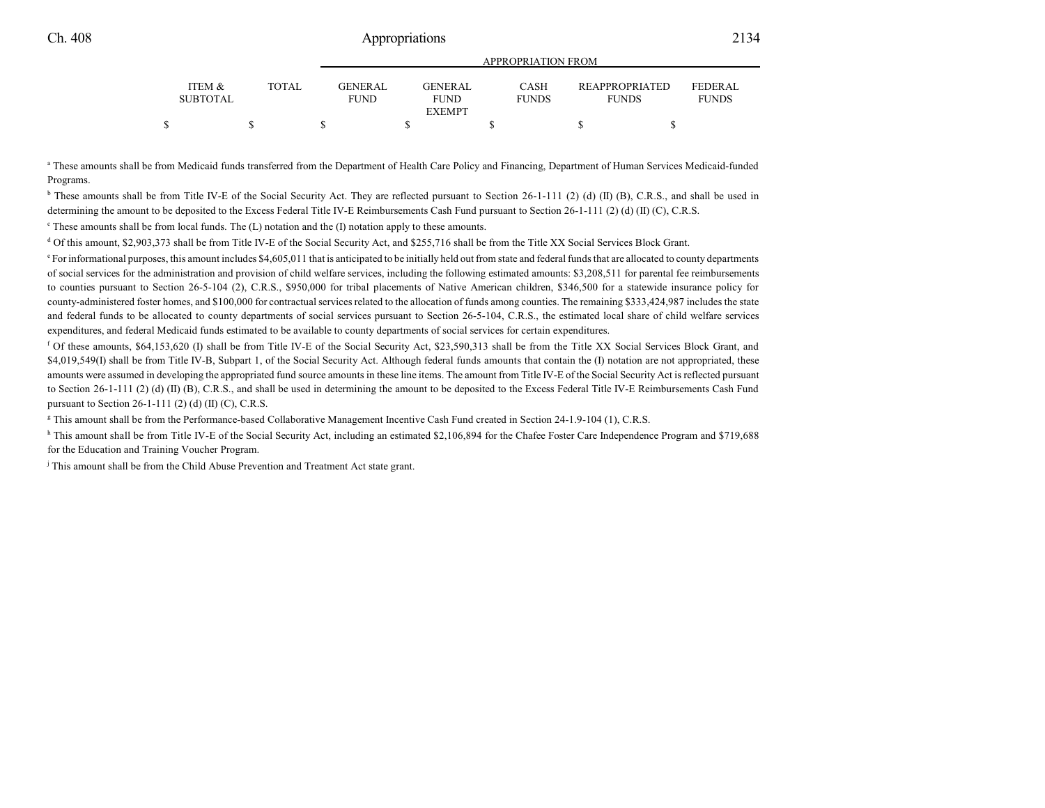| ITEM & SUBTOTAL | TOTAL | APPROPRIATION FROM | | | | |
|---|---|---|---|---|---|---|
| | | GENERAL FUND | GENERAL FUND EXEMPT | CASH FUNDS | REAPPROPRIATED FUNDS | FEDERAL FUNDS |
| $ | $ | $ | $ | $ | $ | $ |

[a] These amounts shall be from Medicaid funds transferred from the Department of Health Care Policy and Financing, Department of Human Services Medicaid-funded Programs.

[b] These amounts shall be from Title IV-E of the Social Security Act. They are reflected pursuant to Section 26-1-111 (2) (d) (II) (B), C.R.S., and shall be used in determining the amount to be deposited to the Excess Federal Title IV-E Reimbursements Cash Fund pursuant to Section 26-1-111 (2) (d) (II) (C), C.R.S.

[c] These amounts shall be from local funds. The (L) notation and the (I) notation apply to these amounts.

[d] Of this amount, $2,903,373 shall be from Title IV-E of the Social Security Act, and $255,716 shall be from the Title XX Social Services Block Grant.

[e] For informational purposes, this amount includes $4,605,011 that is anticipated to be initially held out from state and federal funds that are allocated to county departments of social services for the administration and provision of child welfare services, including the following estimated amounts: $3,208,511 for parental fee reimbursements to counties pursuant to Section 26-5-104 (2), C.R.S., $950,000 for tribal placements of Native American children, $346,500 for a statewide insurance policy for county-administered foster homes, and $100,000 for contractual services related to the allocation of funds among counties. The remaining $333,424,987 includes the state and federal funds to be allocated to county departments of social services pursuant to Section 26-5-104, C.R.S., the estimated local share of child welfare services expenditures, and federal Medicaid funds estimated to be available to county departments of social services for certain expenditures.

[f] Of these amounts, $64,153,620 (I) shall be from Title IV-E of the Social Security Act, $23,590,313 shall be from the Title XX Social Services Block Grant, and $4,019,549(I) shall be from Title IV-B, Subpart 1, of the Social Security Act. Although federal funds amounts that contain the (I) notation are not appropriated, these amounts were assumed in developing the appropriated fund source amounts in these line items. The amount from Title IV-E of the Social Security Act is reflected pursuant to Section 26-1-111 (2) (d) (II) (B), C.R.S., and shall be used in determining the amount to be deposited to the Excess Federal Title IV-E Reimbursements Cash Fund pursuant to Section 26-1-111 (2) (d) (II) (C), C.R.S.

[g] This amount shall be from the Performance-based Collaborative Management Incentive Cash Fund created in Section 24-1.9-104 (1), C.R.S.

[h] This amount shall be from Title IV-E of the Social Security Act, including an estimated $2,106,894 for the Chafee Foster Care Independence Program and $719,688 for the Education and Training Voucher Program.

[j] This amount shall be from the Child Abuse Prevention and Treatment Act state grant.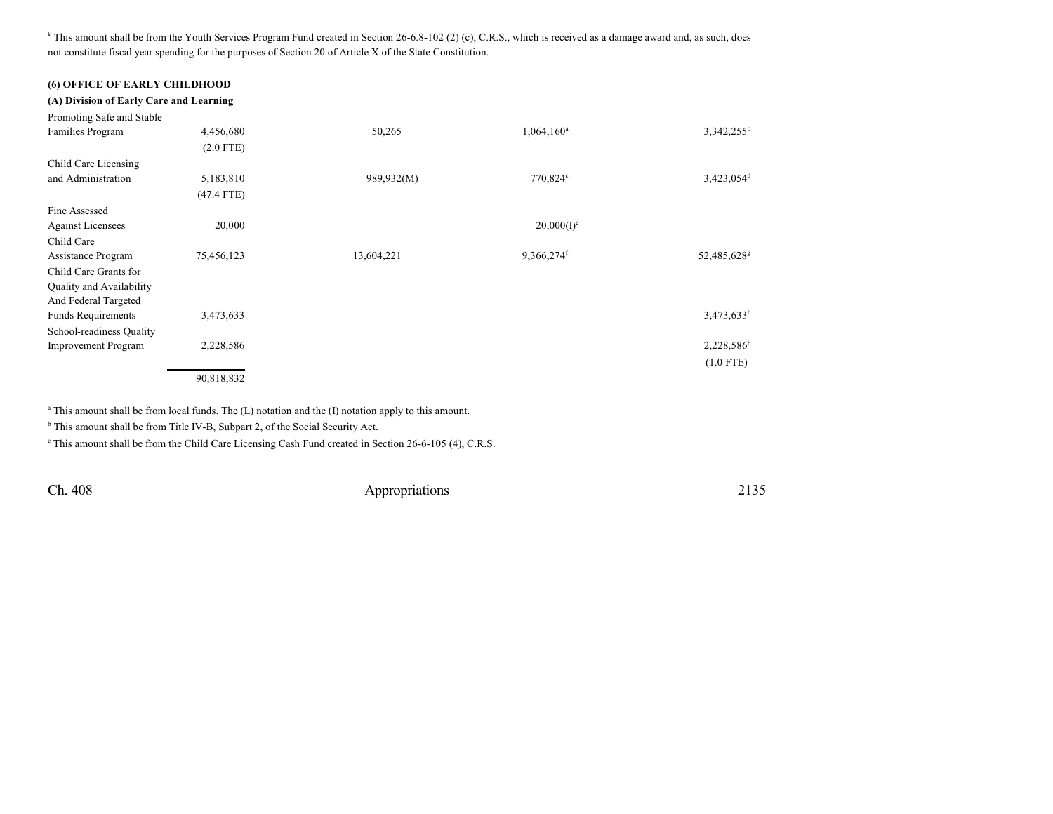[k] This amount shall be from the Youth Services Program Fund created in Section 26-6.8-102 (2) (c), C.R.S., which is received as a damage award and, as such, does not constitute fiscal year spending for the purposes of Section 20 of Article X of the State Constitution.

**(6) OFFICE OF EARLY CHILDHOOD**

**(A) Division of Early Care and Learning**

| | | | | |
|---|---|---|---|---|
| Promoting Safe and Stable Families Program | 4,456,680 (2.0 FTE) | 50,265 | 1,064,160[a] | 3,342,255[b] |
| Child Care Licensing and Administration | 5,183,810 (47.4 FTE) | 989,932(M) | 770,824[c] | 3,423,054[d] |
| Fine Assessed Against Licensees | 20,000 | | 20,000(I)[e] | |
| Child Care Assistance Program | 75,456,123 | 13,604,221 | 9,366,274[f] | 52,485,628[g] |
| Child Care Grants for Quality and Availability And Federal Targeted Funds Requirements | 3,473,633 | | | 3,473,633[h] |
| School-readiness Quality Improvement Program | 2,228,586 | | | 2,228,586[h] (1.0 FTE) |
| | 90,818,832 | | | |

[a] This amount shall be from local funds. The (L) notation and the (I) notation apply to this amount.

[b] This amount shall be from Title IV-B, Subpart 2, of the Social Security Act.

[c] This amount shall be from the Child Care Licensing Cash Fund created in Section 26-6-105 (4), C.R.S.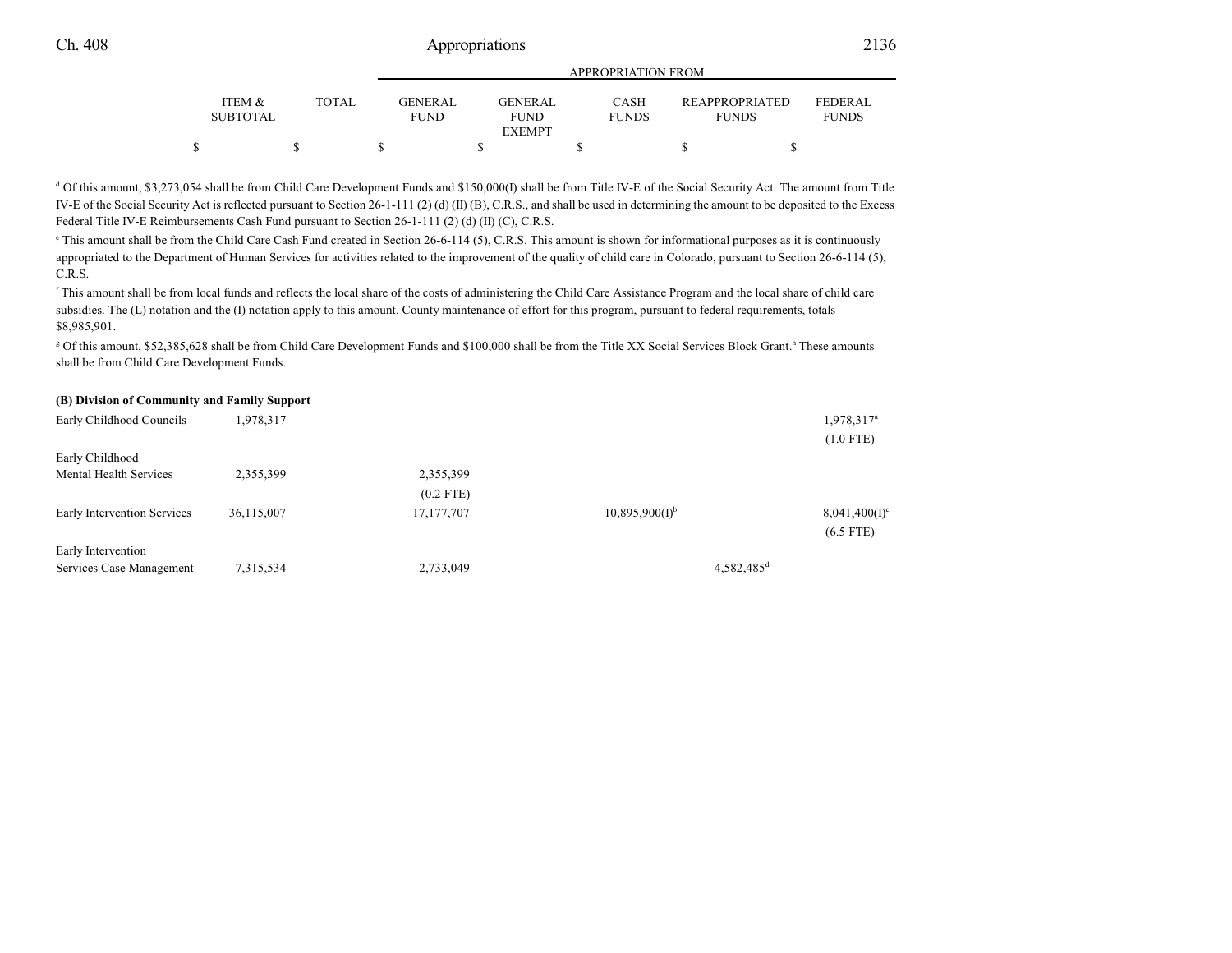| | ITEM & SUBTOTAL | TOTAL | GENERAL FUND | GENERAL FUND EXEMPT | CASH FUNDS | REAPPROPRIATED FUNDS | FEDERAL FUNDS |
|---|---|---|---|---|---|---|---|
| | | | APPROPRIATION FROM | | | | |
| | $ | $ | $ | $ | $ | $ | $ |

[d] Of this amount, $3,273,054 shall be from Child Care Development Funds and $150,000(I) shall be from Title IV-E of the Social Security Act. The amount from Title IV-E of the Social Security Act is reflected pursuant to Section 26-1-111 (2) (d) (II) (B), C.R.S., and shall be used in determining the amount to be deposited to the Excess Federal Title IV-E Reimbursements Cash Fund pursuant to Section 26-1-111 (2) (d) (II) (C), C.R.S.

[e] This amount shall be from the Child Care Cash Fund created in Section 26-6-114 (5), C.R.S. This amount is shown for informational purposes as it is continuously appropriated to the Department of Human Services for activities related to the improvement of the quality of child care in Colorado, pursuant to Section 26-6-114 (5), C.R.S.

[f] This amount shall be from local funds and reflects the local share of the costs of administering the Child Care Assistance Program and the local share of child care subsidies. The (L) notation and the (I) notation apply to this amount. County maintenance of effort for this program, pursuant to federal requirements, totals $8,985,901.

[g] Of this amount, $52,385,628 shall be from Child Care Development Funds and $100,000 shall be from the Title XX Social Services Block Grant.[h] These amounts shall be from Child Care Development Funds.

**(B) Division of Community and Family Support**

| | ITEM & SUBTOTAL | TOTAL | GENERAL FUND | GENERAL FUND EXEMPT | CASH FUNDS | REAPPROPRIATED FUNDS | FEDERAL FUNDS |
|---|---|---|---|---|---|---|---|
| Early Childhood Councils | 1,978,317 | | | | | | 1,978,317[a] |
| | | | | | | | (1.0 FTE) |
| Early Childhood Mental Health Services | 2,355,399 | | 2,355,399 | | | | |
| | | | (0.2 FTE) | | | | |
| Early Intervention Services | 36,115,007 | | 17,177,707 | | 10,895,900(I)[b] | | 8,041,400(I)[c] |
| | | | | | | | (6.5 FTE) |
| Early Intervention Services Case Management | 7,315,534 | | 2,733,049 | | | 4,582,485[d] | |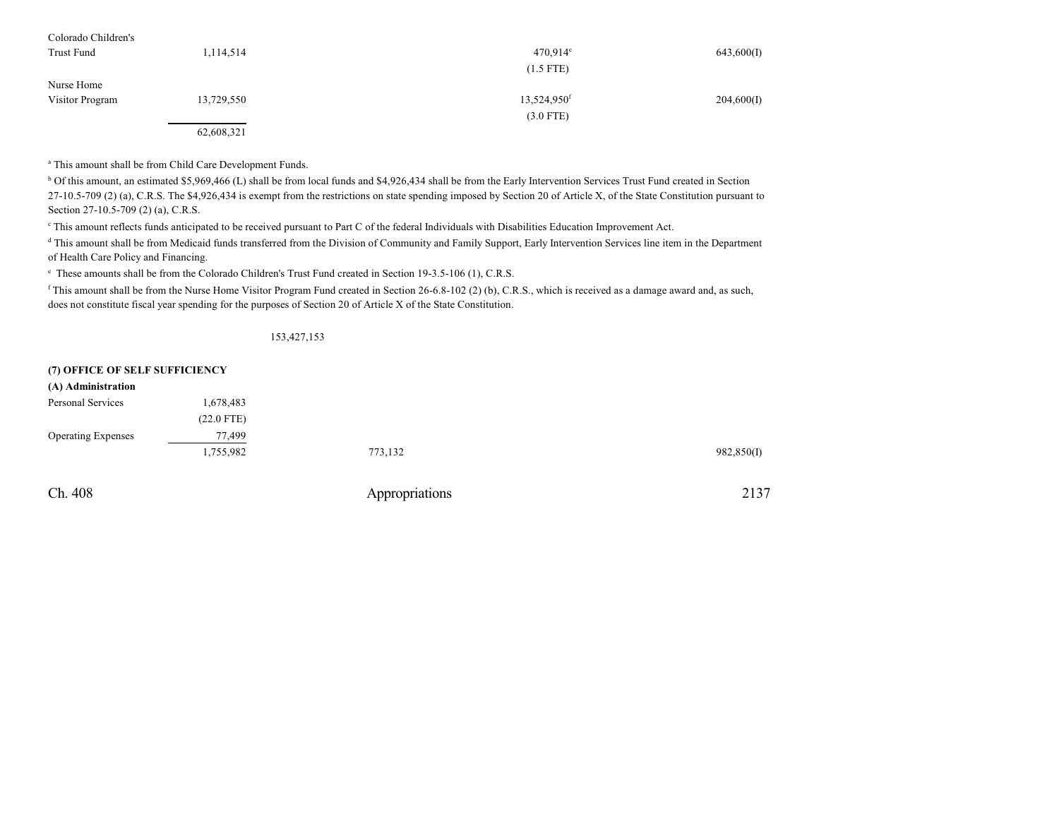| | | | | |
|---|---|---|---|---|
| Colorado Children's Trust Fund | 1,114,514 | | 470,914[e] (1.5 FTE) | 643,600(I) |
| Nurse Home Visitor Program | 13,729,550 | | 13,524,950[f] (3.0 FTE) | 204,600(I) |
| | 62,608,321 | | | |

[a] This amount shall be from Child Care Development Funds.

[b] Of this amount, an estimated $5,969,466 (L) shall be from local funds and $4,926,434 shall be from the Early Intervention Services Trust Fund created in Section 27-10.5-709 (2) (a), C.R.S. The $4,926,434 is exempt from the restrictions on state spending imposed by Section 20 of Article X, of the State Constitution pursuant to Section 27-10.5-709 (2) (a), C.R.S.

[c] This amount reflects funds anticipated to be received pursuant to Part C of the federal Individuals with Disabilities Education Improvement Act.

[d] This amount shall be from Medicaid funds transferred from the Division of Community and Family Support, Early Intervention Services line item in the Department of Health Care Policy and Financing.

[e] These amounts shall be from the Colorado Children's Trust Fund created in Section 19-3.5-106 (1), C.R.S.

[f] This amount shall be from the Nurse Home Visitor Program Fund created in Section 26-6.8-102 (2) (b), C.R.S., which is received as a damage award and, as such, does not constitute fiscal year spending for the purposes of Section 20 of Article X of the State Constitution.

153,427,153

**(7) OFFICE OF SELF SUFFICIENCY**

**(A) Administration**

| | | | | |
|---|---|---|---|---|
| Personal Services | 1,678,483 (22.0 FTE) | | | |
| Operating Expenses | 77,499 | | | |
| | 1,755,982 | 773,132 | | 982,850(I) |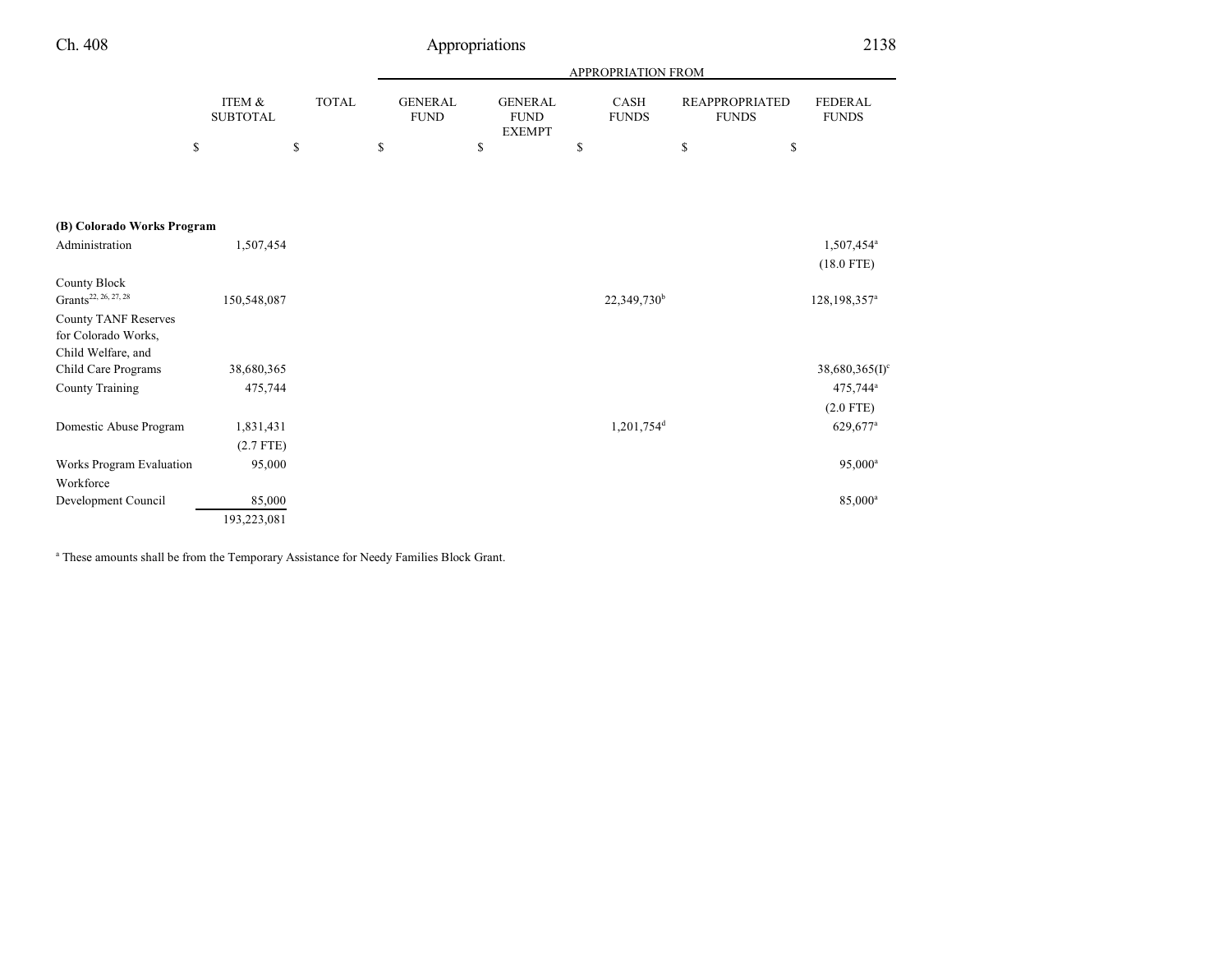| | ITEM & SUBTOTAL | TOTAL | APPROPRIATION FROM GENERAL FUND | GENERAL FUND EXEMPT | CASH FUNDS | REAPPROPRIATED FUNDS | FEDERAL FUNDS |
|---|---|---|---|---|---|---|---|
| | $ | $ | $ | $ | $ | $ | $ |
| **(B) Colorado Works Program** | | | | | | | |
| Administration | 1,507,454 | | | | | | 1,507,454[a] (18.0 FTE) |
| County Block Grants[22, 26, 27, 28] | 150,548,087 | | | | 22,349,730[b] | | 128,198,357[a] |
| County TANF Reserves for Colorado Works, Child Welfare, and Child Care Programs | 38,680,365 | | | | | | 38,680,365(I)[c] |
| County Training | 475,744 | | | | | | 475,744[a] (2.0 FTE) |
| Domestic Abuse Program | 1,831,431 (2.7 FTE) | | | | 1,201,754[d] | | 629,677[a] |
| Works Program Evaluation | 95,000 | | | | | | 95,000[a] |
| Workforce Development Council | 85,000 | | | | | | 85,000[a] |
| | 193,223,081 | | | | | | |

[a] These amounts shall be from the Temporary Assistance for Needy Families Block Grant.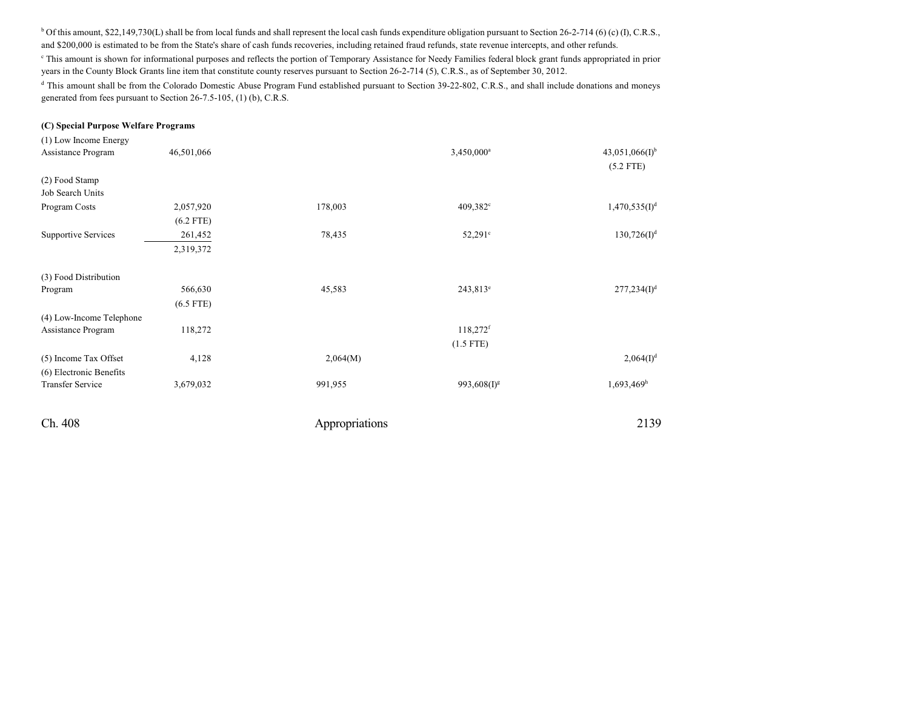[b] Of this amount, $22,149,730(L) shall be from local funds and shall represent the local cash funds expenditure obligation pursuant to Section 26-2-714 (6) (c) (I), C.R.S., and $200,000 is estimated to be from the State's share of cash funds recoveries, including retained fraud refunds, state revenue intercepts, and other refunds.

[c] This amount is shown for informational purposes and reflects the portion of Temporary Assistance for Needy Families federal block grant funds appropriated in prior years in the County Block Grants line item that constitute county reserves pursuant to Section 26-2-714 (5), C.R.S., as of September 30, 2012.

[d] This amount shall be from the Colorado Domestic Abuse Program Fund established pursuant to Section 39-22-802, C.R.S., and shall include donations and moneys generated from fees pursuant to Section 26-7.5-105, (1) (b), C.R.S.

**(C) Special Purpose Welfare Programs**

| | | | | | |
|---|---|---|---|---|---|
| (1) Low Income Energy Assistance Program | 46,501,066 | | | 3,450,000[a] | 43,051,066(I)[b] (5.2 FTE) |
| (2) Food Stamp Job Search Units | | | | | |
| Program Costs | 2,057,920 (6.2 FTE) | | 178,003 | 409,382[c] | 1,470,535(I)[d] |
| Supportive Services | 261,452 | | 78,435 | 52,291[c] | 130,726(I)[d] |
| | 2,319,372 | | | | |
| (3) Food Distribution Program | 566,630 (6.5 FTE) | | 45,583 | 243,813[e] | 277,234(I)[d] |
| (4) Low-Income Telephone Assistance Program | 118,272 | | | 118,272[f] (1.5 FTE) | |
| (5) Income Tax Offset | 4,128 | | 2,064(M) | | 2,064(I)[d] |
| (6) Electronic Benefits Transfer Service | 3,679,032 | | 991,955 | 993,608(I)[g] | 1,693,469[h] |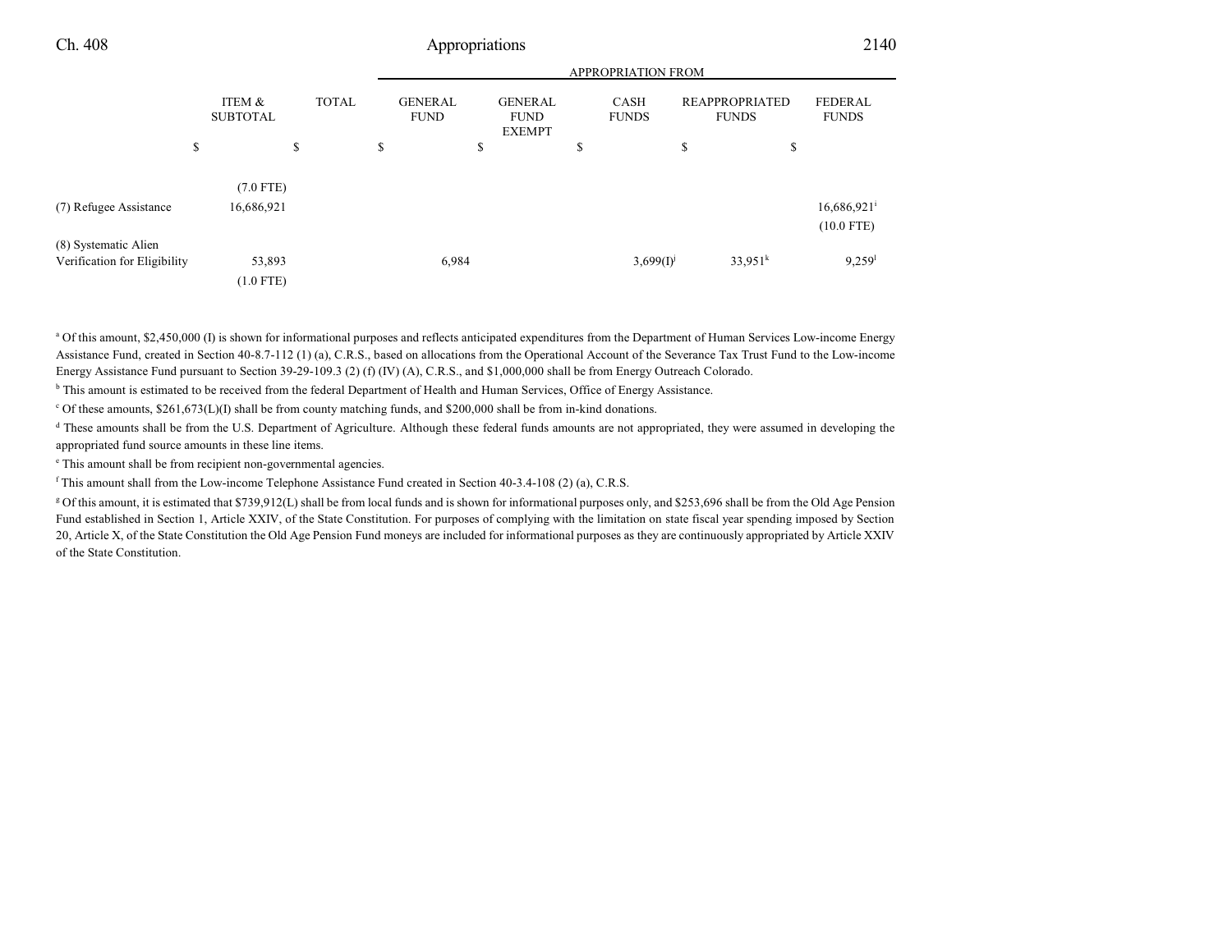| | ITEM & SUBTOTAL | TOTAL | GENERAL FUND | GENERAL FUND EXEMPT | CASH FUNDS | REAPPROPRIATED FUNDS | FEDERAL FUNDS |
|---|---|---|---|---|---|---|---|
| | $ | $ | $ | $ | $ | $ | $ |
| | (7.0 FTE) | | | | | | |
| (7) Refugee Assistance | 16,686,921 | | | | | | 16,686,921[i] |
| | | | | | | | (10.0 FTE) |
| (8) Systematic Alien Verification for Eligibility | 53,893 | | 6,984 | | 3,699(I)[j] | 33,951[k] | 9,259[l] |
| | (1.0 FTE) | | | | | | |

[a] Of this amount, $2,450,000 (I) is shown for informational purposes and reflects anticipated expenditures from the Department of Human Services Low-income Energy Assistance Fund, created in Section 40-8.7-112 (1) (a), C.R.S., based on allocations from the Operational Account of the Severance Tax Trust Fund to the Low-income Energy Assistance Fund pursuant to Section 39-29-109.3 (2) (f) (IV) (A), C.R.S., and $1,000,000 shall be from Energy Outreach Colorado.

[b] This amount is estimated to be received from the federal Department of Health and Human Services, Office of Energy Assistance.

[c] Of these amounts, $261,673(L)(I) shall be from county matching funds, and $200,000 shall be from in-kind donations.

[d] These amounts shall be from the U.S. Department of Agriculture. Although these federal funds amounts are not appropriated, they were assumed in developing the appropriated fund source amounts in these line items.

[e] This amount shall be from recipient non-governmental agencies.

[f] This amount shall from the Low-income Telephone Assistance Fund created in Section 40-3.4-108 (2) (a), C.R.S.

[g] Of this amount, it is estimated that $739,912(L) shall be from local funds and is shown for informational purposes only, and $253,696 shall be from the Old Age Pension Fund established in Section 1, Article XXIV, of the State Constitution. For purposes of complying with the limitation on state fiscal year spending imposed by Section 20, Article X, of the State Constitution the Old Age Pension Fund moneys are included for informational purposes as they are continuously appropriated by Article XXIV of the State Constitution.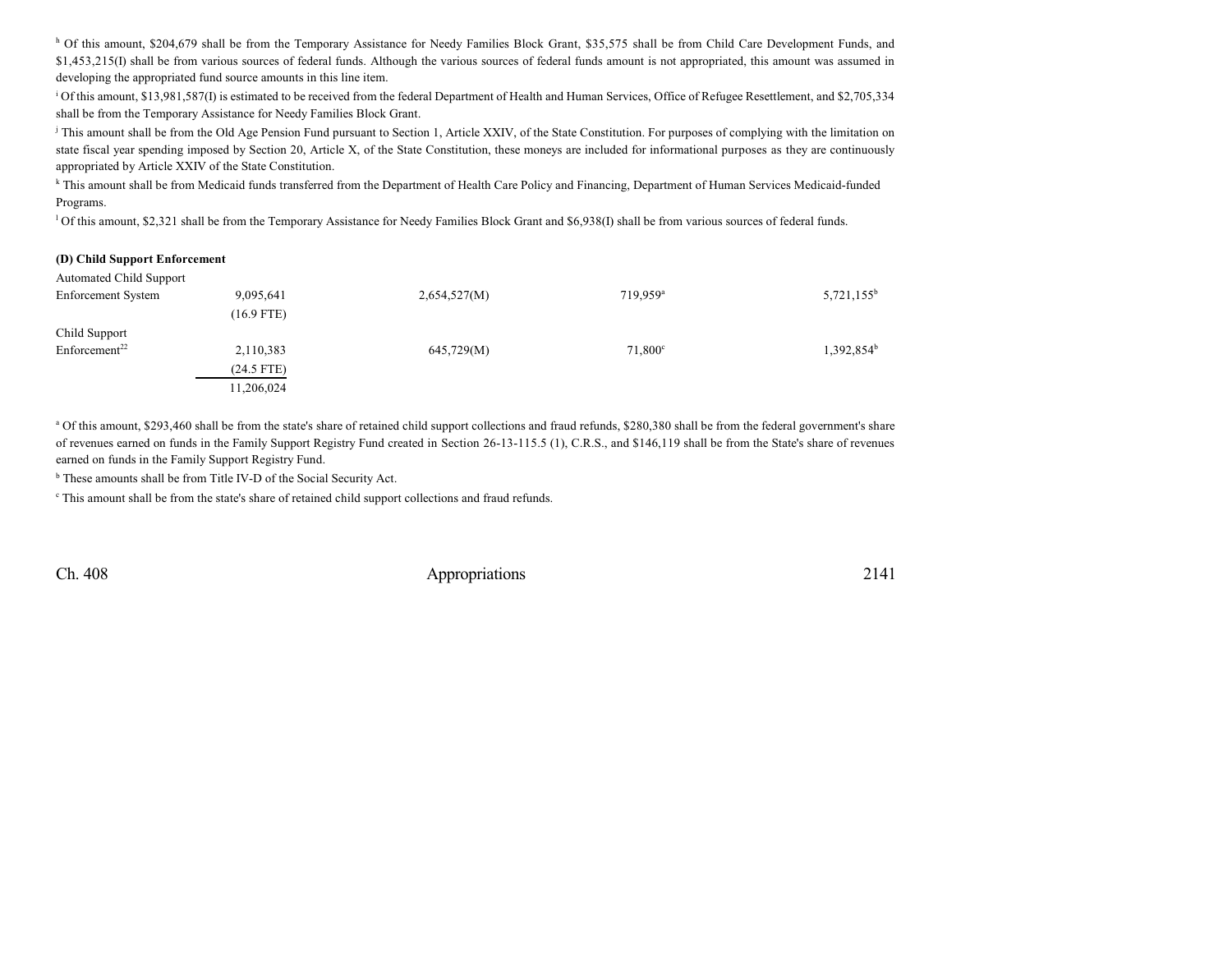[h] Of this amount, $204,679 shall be from the Temporary Assistance for Needy Families Block Grant, $35,575 shall be from Child Care Development Funds, and $1,453,215(I) shall be from various sources of federal funds. Although the various sources of federal funds amount is not appropriated, this amount was assumed in developing the appropriated fund source amounts in this line item.

[i] Of this amount, $13,981,587(I) is estimated to be received from the federal Department of Health and Human Services, Office of Refugee Resettlement, and $2,705,334 shall be from the Temporary Assistance for Needy Families Block Grant.

[j] This amount shall be from the Old Age Pension Fund pursuant to Section 1, Article XXIV, of the State Constitution. For purposes of complying with the limitation on state fiscal year spending imposed by Section 20, Article X, of the State Constitution, these moneys are included for informational purposes as they are continuously appropriated by Article XXIV of the State Constitution.

[k] This amount shall be from Medicaid funds transferred from the Department of Health Care Policy and Financing, Department of Human Services Medicaid-funded Programs.

[l] Of this amount, $2,321 shall be from the Temporary Assistance for Needy Families Block Grant and $6,938(I) shall be from various sources of federal funds.

**(D) Child Support Enforcement**

| | | | | | |
|---|---|---|---|---|---|
| Automated Child Support Enforcement System | 9,095,641 (16.9 FTE) | 2,654,527(M) | | 719,959[a] | 5,721,155[b] |
| Child Support Enforcement[22] | 2,110,383 (24.5 FTE) | 645,729(M) | | 71,800[c] | 1,392,854[b] |
| | 11,206,024 | | | | |

[a] Of this amount, $293,460 shall be from the state's share of retained child support collections and fraud refunds, $280,380 shall be from the federal government's share of revenues earned on funds in the Family Support Registry Fund created in Section 26-13-115.5 (1), C.R.S., and $146,119 shall be from the State's share of revenues earned on funds in the Family Support Registry Fund.

[b] These amounts shall be from Title IV-D of the Social Security Act.

[c] This amount shall be from the state's share of retained child support collections and fraud refunds.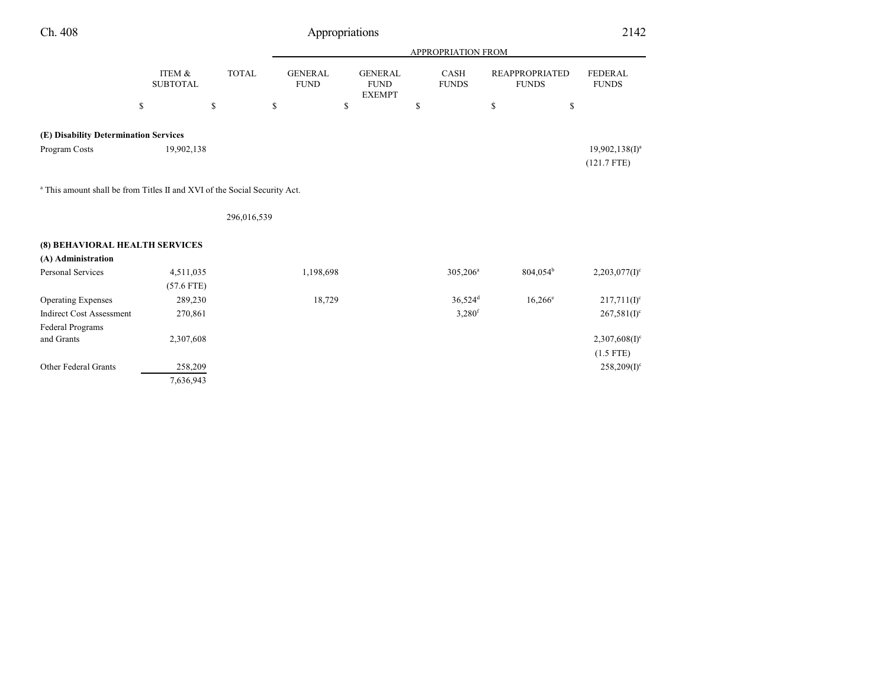| | ITEM & SUBTOTAL | TOTAL | APPROPRIATION FROM GENERAL FUND | GENERAL FUND EXEMPT | CASH FUNDS | REAPPROPRIATED FUNDS | FEDERAL FUNDS |
|---|---|---|---|---|---|---|---|
| | $ | $ | $ | $ | $ | $ | $ |
| **(E) Disability Determination Services** | | | | | | | |
| Program Costs | 19,902,138 | | | | | | 19,902,138(I)[a] |
| | | | | | | | (121.7 FTE) |

[a] This amount shall be from Titles II and XVI of the Social Security Act.

| | ITEM & SUBTOTAL | TOTAL | GENERAL FUND | GENERAL FUND EXEMPT | CASH FUNDS | REAPPROPRIATED FUNDS | FEDERAL FUNDS |
|---|---|---|---|---|---|---|---|
| | | 296,016,539 | | | | | |
| **(8) BEHAVIORAL HEALTH SERVICES** | | | | | | | |
| **(A) Administration** | | | | | | | |
| Personal Services | 4,511,035 | | 1,198,698 | | 305,206[a] | 804,054[b] | 2,203,077(I)[c] |
| | (57.6 FTE) | | | | | | |
| Operating Expenses | 289,230 | | 18,729 | | 36,524[d] | 16,266[e] | 217,711(I)[c] |
| Indirect Cost Assessment | 270,861 | | | | 3,280[f] | | 267,581(I)[c] |
| Federal Programs and Grants | 2,307,608 | | | | | | 2,307,608(I)[c] |
| | | | | | | | (1.5 FTE) |
| Other Federal Grants | 258,209 | | | | | | 258,209(I)[c] |
| | 7,636,943 | | | | | | |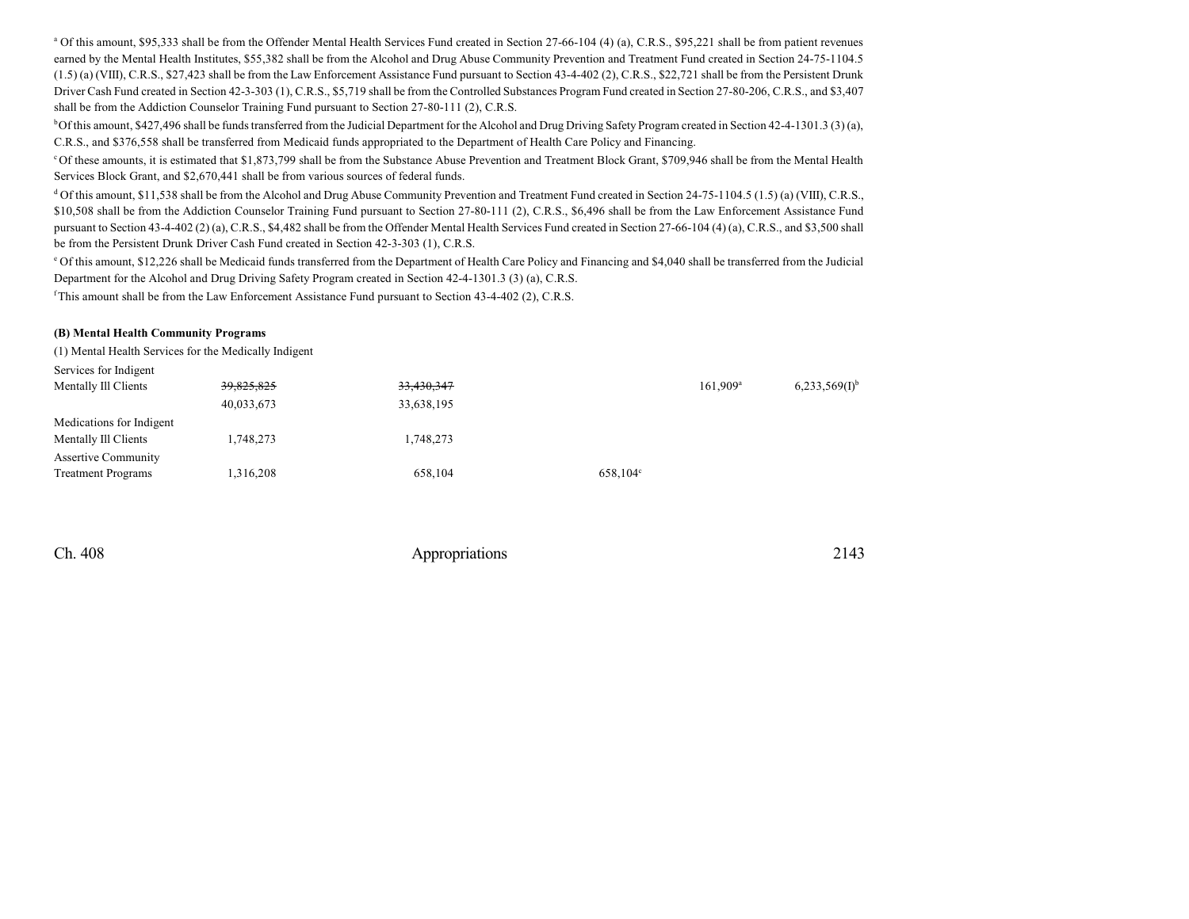[a] Of this amount, $95,333 shall be from the Offender Mental Health Services Fund created in Section 27-66-104 (4) (a), C.R.S., $95,221 shall be from patient revenues earned by the Mental Health Institutes, $55,382 shall be from the Alcohol and Drug Abuse Community Prevention and Treatment Fund created in Section 24-75-1104.5 (1.5) (a) (VIII), C.R.S., $27,423 shall be from the Law Enforcement Assistance Fund pursuant to Section 43-4-402 (2), C.R.S., $22,721 shall be from the Persistent Drunk Driver Cash Fund created in Section 42-3-303 (1), C.R.S., $5,719 shall be from the Controlled Substances Program Fund created in Section 27-80-206, C.R.S., and $3,407 shall be from the Addiction Counselor Training Fund pursuant to Section 27-80-111 (2), C.R.S.

[b] Of this amount, $427,496 shall be funds transferred from the Judicial Department for the Alcohol and Drug Driving Safety Program created in Section 42-4-1301.3 (3) (a), C.R.S., and $376,558 shall be transferred from Medicaid funds appropriated to the Department of Health Care Policy and Financing.

[c] Of these amounts, it is estimated that $1,873,799 shall be from the Substance Abuse Prevention and Treatment Block Grant, $709,946 shall be from the Mental Health Services Block Grant, and $2,670,441 shall be from various sources of federal funds.

[d] Of this amount, $11,538 shall be from the Alcohol and Drug Abuse Community Prevention and Treatment Fund created in Section 24-75-1104.5 (1.5) (a) (VIII), C.R.S., $10,508 shall be from the Addiction Counselor Training Fund pursuant to Section 27-80-111 (2), C.R.S., $6,496 shall be from the Law Enforcement Assistance Fund pursuant to Section 43-4-402 (2) (a), C.R.S., $4,482 shall be from the Offender Mental Health Services Fund created in Section 27-66-104 (4) (a), C.R.S., and $3,500 shall be from the Persistent Drunk Driver Cash Fund created in Section 42-3-303 (1), C.R.S.

[e] Of this amount, $12,226 shall be Medicaid funds transferred from the Department of Health Care Policy and Financing and $4,040 shall be transferred from the Judicial Department for the Alcohol and Drug Driving Safety Program created in Section 42-4-1301.3 (3) (a), C.R.S.

[f] This amount shall be from the Law Enforcement Assistance Fund pursuant to Section 43-4-402 (2), C.R.S.

**(B) Mental Health Community Programs**

(1) Mental Health Services for the Medically Indigent

| | | | | | |
|---|---|---|---|---|---|
| Services for Indigent Mentally Ill Clients | ~~39,825,825~~ 40,033,673 | ~~33,430,347~~ 33,638,195 | | 161,909[a] | 6,233,569(I)[b] |
| Medications for Indigent Mentally Ill Clients | 1,748,273 | 1,748,273 | | | |
| Assertive Community Treatment Programs | 1,316,208 | 658,104 | 658,104[c] | | |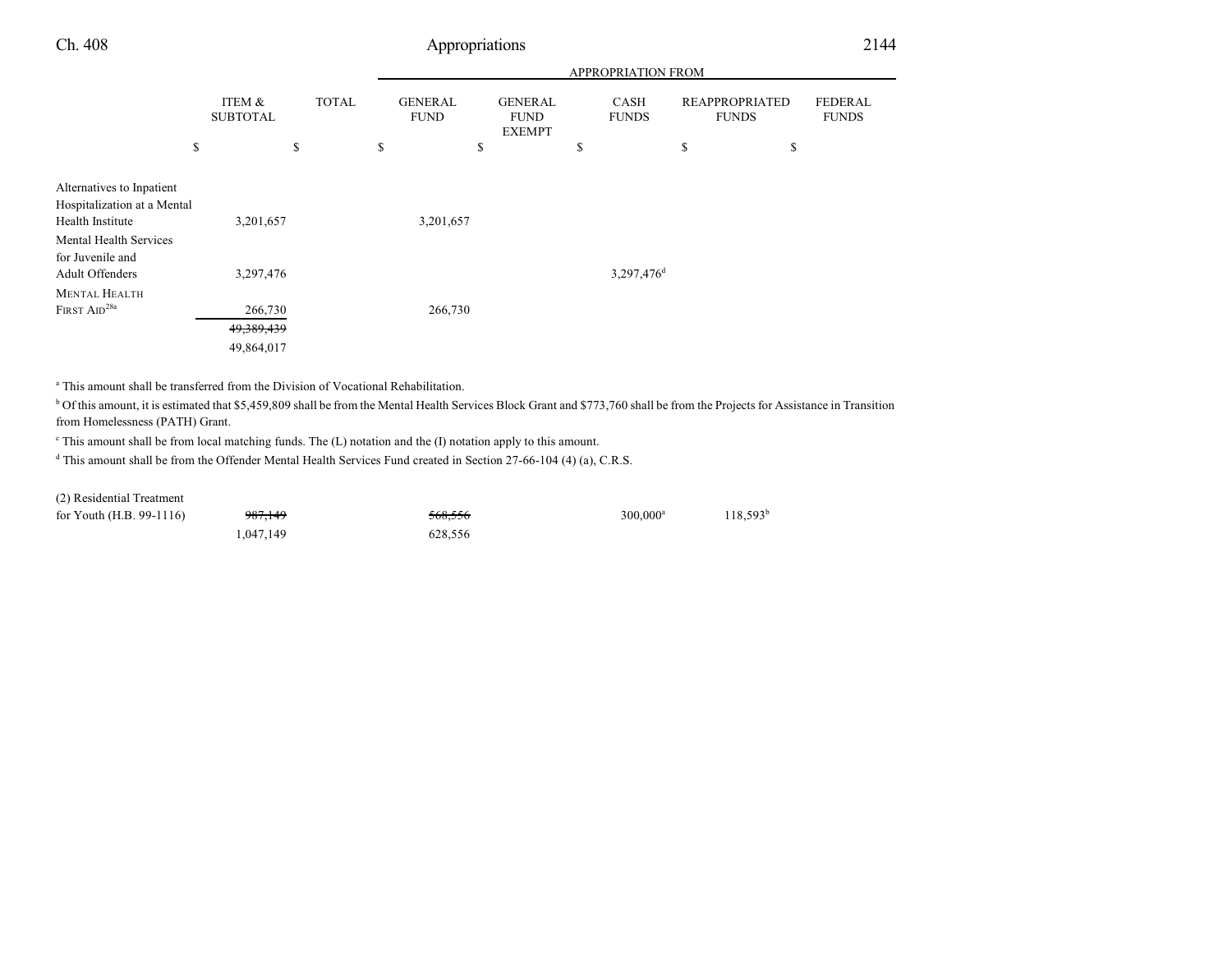| | ITEM & SUBTOTAL | TOTAL | APPROPRIATION FROM GENERAL FUND | GENERAL FUND EXEMPT | CASH FUNDS | REAPPROPRIATED FUNDS | FEDERAL FUNDS |
|---|---|---|---|---|---|---|---|
| | $ | $ | $ | $ | $ | $ | $ |
| Alternatives to Inpatient Hospitalization at a Mental Health Institute | 3,201,657 | | 3,201,657 | | | | |
| Mental Health Services for Juvenile and Adult Offenders | 3,297,476 | | | | 3,297,476[d] | | |
| MENTAL HEALTH FIRST AID[28a] | 266,730 | | 266,730 | | | | |
| | ~~49,389,439~~ | | | | | | |
| | 49,864,017 | | | | | | |

[a] This amount shall be transferred from the Division of Vocational Rehabilitation.

[b] Of this amount, it is estimated that $5,459,809 shall be from the Mental Health Services Block Grant and $773,760 shall be from the Projects for Assistance in Transition from Homelessness (PATH) Grant.

[c] This amount shall be from local matching funds. The (L) notation and the (I) notation apply to this amount.

[d] This amount shall be from the Offender Mental Health Services Fund created in Section 27-66-104 (4) (a), C.R.S.

| | ITEM & SUBTOTAL | TOTAL | GENERAL FUND | GENERAL FUND EXEMPT | CASH FUNDS | REAPPROPRIATED FUNDS | FEDERAL FUNDS |
|---|---|---|---|---|---|---|---|
| (2) Residential Treatment for Youth (H.B. 99-1116) | ~~987,149~~ | | ~~568,556~~ | | 300,000[a] | 118,593[b] | |
| | 1,047,149 | | 628,556 | | | | |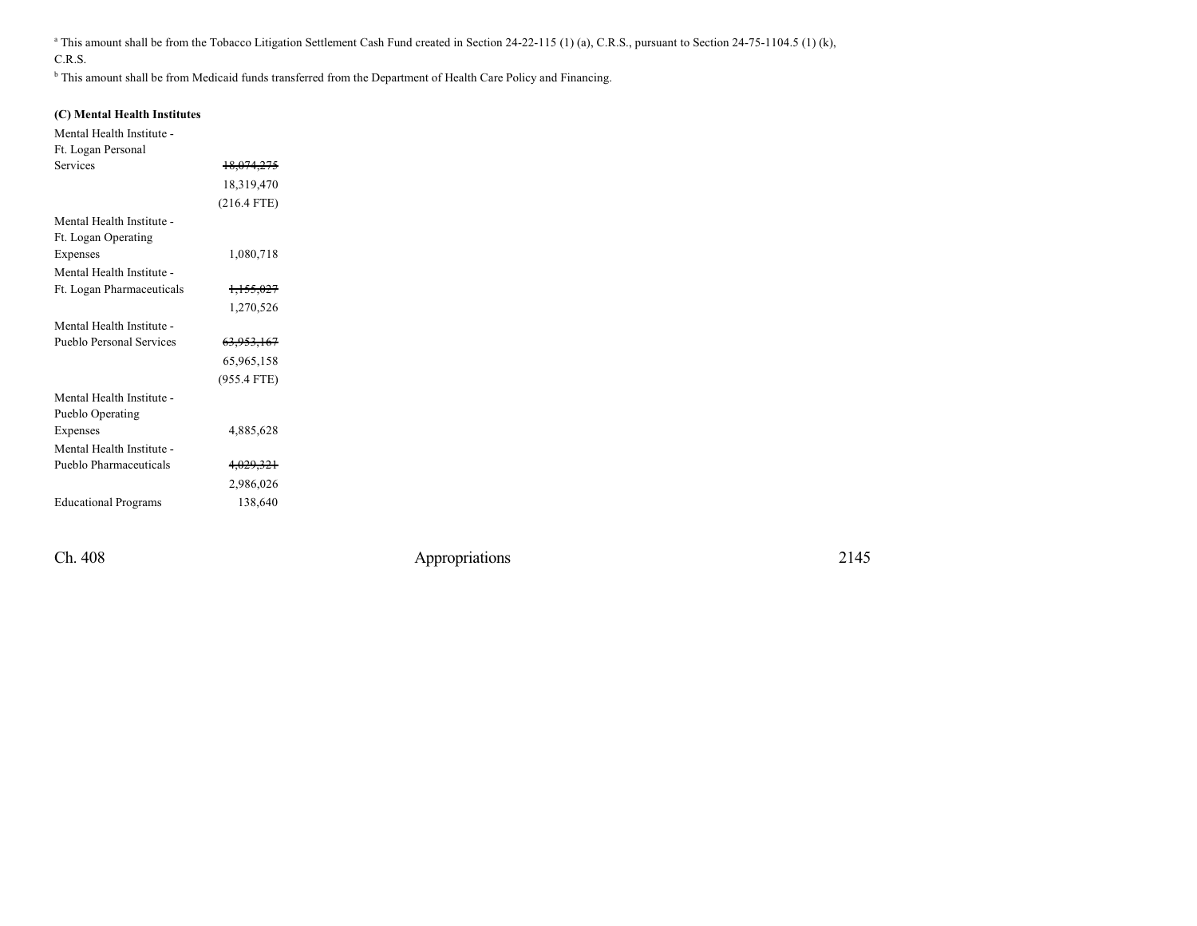[a] This amount shall be from the Tobacco Litigation Settlement Cash Fund created in Section 24-22-115 (1) (a), C.R.S., pursuant to Section 24-75-1104.5 (1) (k), C.R.S.

[b] This amount shall be from Medicaid funds transferred from the Department of Health Care Policy and Financing.

**(C) Mental Health Institutes**

| | |
|---|---|
| Mental Health Institute - Ft. Logan Personal Services | ~~18,074,275~~ |
| | 18,319,470 |
| | (216.4 FTE) |
| Mental Health Institute - Ft. Logan Operating Expenses | 1,080,718 |
| Mental Health Institute - Ft. Logan Pharmaceuticals | ~~1,155,027~~ |
| | 1,270,526 |
| Mental Health Institute - Pueblo Personal Services | ~~63,953,167~~ |
| | 65,965,158 |
| | (955.4 FTE) |
| Mental Health Institute - Pueblo Operating Expenses | 4,885,628 |
| Mental Health Institute - Pueblo Pharmaceuticals | ~~4,029,321~~ |
| | 2,986,026 |
| Educational Programs | 138,640 |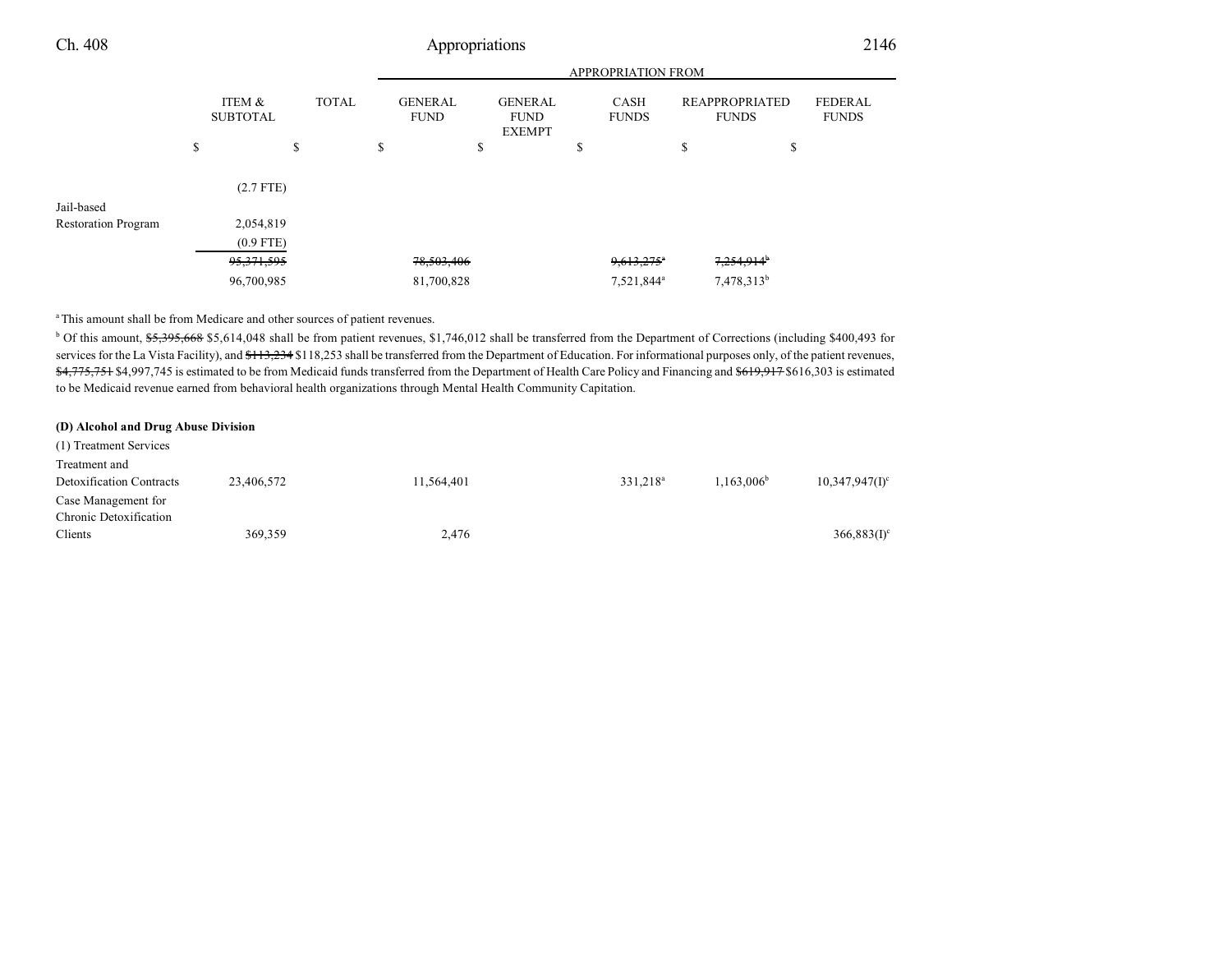| | ITEM & SUBTOTAL | TOTAL | GENERAL FUND | GENERAL FUND EXEMPT | CASH FUNDS | REAPPROPRIATED FUNDS | FEDERAL FUNDS |
|---|---|---|---|---|---|---|---|
| | $ | $ | $ | $ | $ | $ | $ |
| | (2.7 FTE) | | | | | | |
| Jail-based Restoration Program | 2,054,819 | | | | | | |
| | (0.9 FTE) | | | | | | |
| | ~~95,371,595~~ | | ~~78,503,406~~ | | ~~9,613,275~~[a] | ~~7,254,914~~[b] | |
| | 96,700,985 | | 81,700,828 | | 7,521,844[a] | 7,478,313[b] | |

[a] This amount shall be from Medicare and other sources of patient revenues.

[b] Of this amount, ~~$5,395,668~~ $5,614,048 shall be from patient revenues, $1,746,012 shall be transferred from the Department of Corrections (including $400,493 for services for the La Vista Facility), and ~~$113,234~~ $118,253 shall be transferred from the Department of Education. For informational purposes only, of the patient revenues, ~~$4,775,751~~ $4,997,745 is estimated to be from Medicaid funds transferred from the Department of Health Care Policy and Financing and ~~$619,917~~ $616,303 is estimated to be Medicaid revenue earned from behavioral health organizations through Mental Health Community Capitation.

**(D) Alcohol and Drug Abuse Division**

(1) Treatment Services

| | ITEM & SUBTOTAL | TOTAL | GENERAL FUND | GENERAL FUND EXEMPT | CASH FUNDS | REAPPROPRIATED FUNDS | FEDERAL FUNDS |
|---|---|---|---|---|---|---|---|
| Treatment and Detoxification Contracts | 23,406,572 | | 11,564,401 | | 331,218[a] | 1,163,006[b] | 10,347,947(I)[c] |
| Case Management for Chronic Detoxification Clients | 369,359 | | 2,476 | | | | 366,883(I)[c] |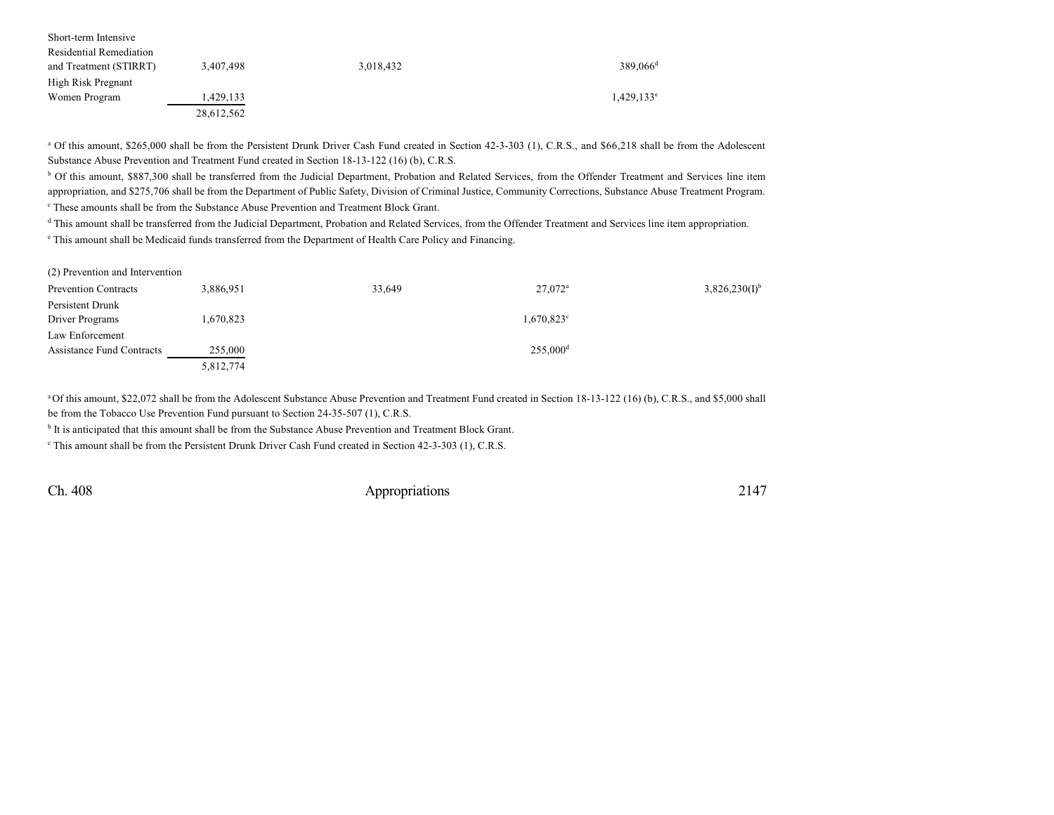| | | | | |
|---|---|---|---|---|
| Short-term Intensive Residential Remediation and Treatment (STIRRT) | 3,407,498 | 3,018,432 | 389,066[d] | |
| High Risk Pregnant Women Program | 1,429,133 | | 1,429,133[e] | |
| | 28,612,562 | | | |

[a] Of this amount, $265,000 shall be from the Persistent Drunk Driver Cash Fund created in Section 42-3-303 (1), C.R.S., and $66,218 shall be from the Adolescent Substance Abuse Prevention and Treatment Fund created in Section 18-13-122 (16) (b), C.R.S.

[b] Of this amount, $887,300 shall be transferred from the Judicial Department, Probation and Related Services, from the Offender Treatment and Services line item appropriation, and $275,706 shall be from the Department of Public Safety, Division of Criminal Justice, Community Corrections, Substance Abuse Treatment Program.

[c] These amounts shall be from the Substance Abuse Prevention and Treatment Block Grant.

[d] This amount shall be transferred from the Judicial Department, Probation and Related Services, from the Offender Treatment and Services line item appropriation.

[e] This amount shall be Medicaid funds transferred from the Department of Health Care Policy and Financing.

| (2) Prevention and Intervention | | | | | |
|---|---|---|---|---|---|
| Prevention Contracts | 3,886,951 | 33,649 | 27,072[a] | | 3,826,230(I)[b] |
| Persistent Drunk Driver Programs | 1,670,823 | | 1,670,823[c] | | |
| Law Enforcement Assistance Fund Contracts | 255,000 | | 255,000[d] | | |
| | 5,812,774 | | | | |

[a] Of this amount, $22,072 shall be from the Adolescent Substance Abuse Prevention and Treatment Fund created in Section 18-13-122 (16) (b), C.R.S., and $5,000 shall be from the Tobacco Use Prevention Fund pursuant to Section 24-35-507 (1), C.R.S.

[b] It is anticipated that this amount shall be from the Substance Abuse Prevention and Treatment Block Grant.

[c] This amount shall be from the Persistent Drunk Driver Cash Fund created in Section 42-3-303 (1), C.R.S.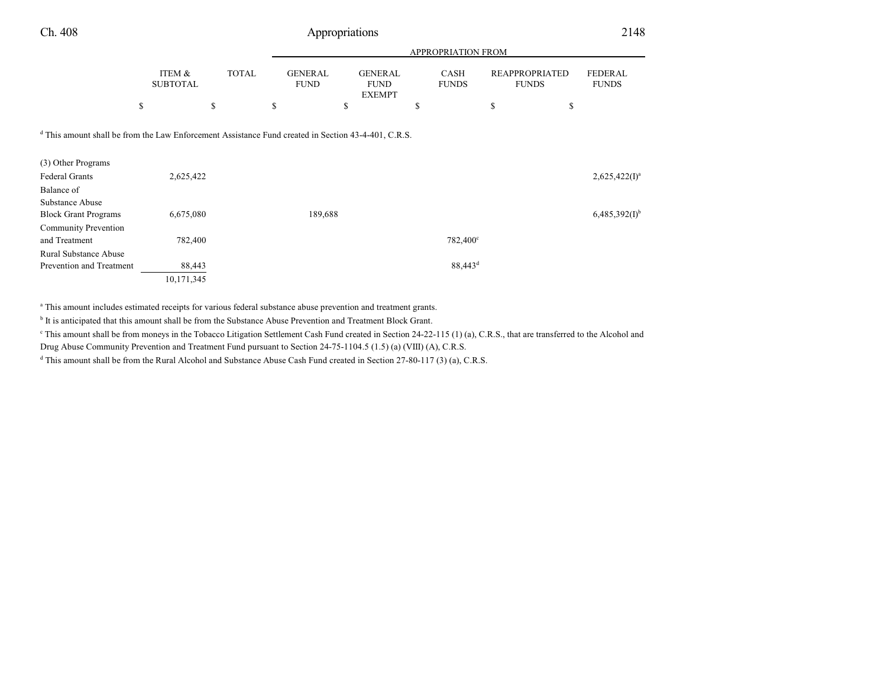| | ITEM & SUBTOTAL | TOTAL | APPROPRIATION FROM GENERAL FUND | GENERAL FUND EXEMPT | CASH FUNDS | REAPPROPRIATED FUNDS | FEDERAL FUNDS |
|---|---|---|---|---|---|---|---|
| | $ | $ | $ | $ | $ | $ | $ |

[d] This amount shall be from the Law Enforcement Assistance Fund created in Section 43-4-401, C.R.S.

| | ITEM & SUBTOTAL | TOTAL | GENERAL FUND | GENERAL FUND EXEMPT | CASH FUNDS | REAPPROPRIATED FUNDS | FEDERAL FUNDS |
|---|---|---|---|---|---|---|---|
| (3) Other Programs | | | | | | | |
| Federal Grants | 2,625,422 | | | | | | 2,625,422(I)[a] |
| Balance of Substance Abuse Block Grant Programs | 6,675,080 | | 189,688 | | | | 6,485,392(I)[b] |
| Community Prevention and Treatment | 782,400 | | | | 782,400[c] | | |
| Rural Substance Abuse Prevention and Treatment | 88,443 | | | | 88,443[d] | | |
| | 10,171,345 | | | | | | |

[a] This amount includes estimated receipts for various federal substance abuse prevention and treatment grants.

[b] It is anticipated that this amount shall be from the Substance Abuse Prevention and Treatment Block Grant.

[c] This amount shall be from moneys in the Tobacco Litigation Settlement Cash Fund created in Section 24-22-115 (1) (a), C.R.S., that are transferred to the Alcohol and Drug Abuse Community Prevention and Treatment Fund pursuant to Section 24-75-1104.5 (1.5) (a) (VIII) (A), C.R.S.

[d] This amount shall be from the Rural Alcohol and Substance Abuse Cash Fund created in Section 27-80-117 (3) (a), C.R.S.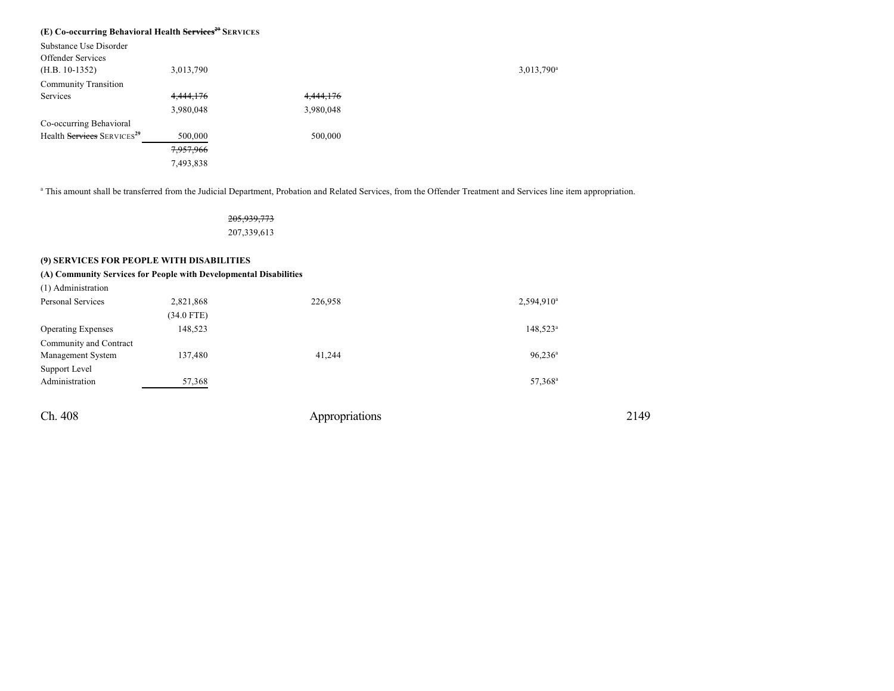**(E) Co-occurring Behavioral Health ~~Services~~[29] SERVICES**

| | | | | | |
|---|---|---|---|---|---|
| Substance Use Disorder Offender Services (H.B. 10-1352) | 3,013,790 | | | 3,013,790[a] | |
| Community Transition Services | ~~4,444,176~~ 3,980,048 | ~~4,444,176~~ 3,980,048 | | | |
| Co-occurring Behavioral Health ~~Services~~ SERVICES[29] | 500,000 | 500,000 | | | |
| | ~~7,957,966~~ 7,493,838 | | | | |

[a] This amount shall be transferred from the Judicial Department, Probation and Related Services, from the Offender Treatment and Services line item appropriation.

| | | | | | |
|---|---|---|---|---|---|
| | | ~~205,939,773~~ 207,339,613 | | | |

**(9) SERVICES FOR PEOPLE WITH DISABILITIES**

**(A) Community Services for People with Developmental Disabilities**

(1) Administration

| | | | | | |
|---|---|---|---|---|---|
| Personal Services | 2,821,868 (34.0 FTE) | 226,958 | | 2,594,910[a] | |
| Operating Expenses | 148,523 | | | 148,523[a] | |
| Community and Contract Management System | 137,480 | 41,244 | | 96,236[a] | |
| Support Level Administration | 57,368 | | | 57,368[a] | |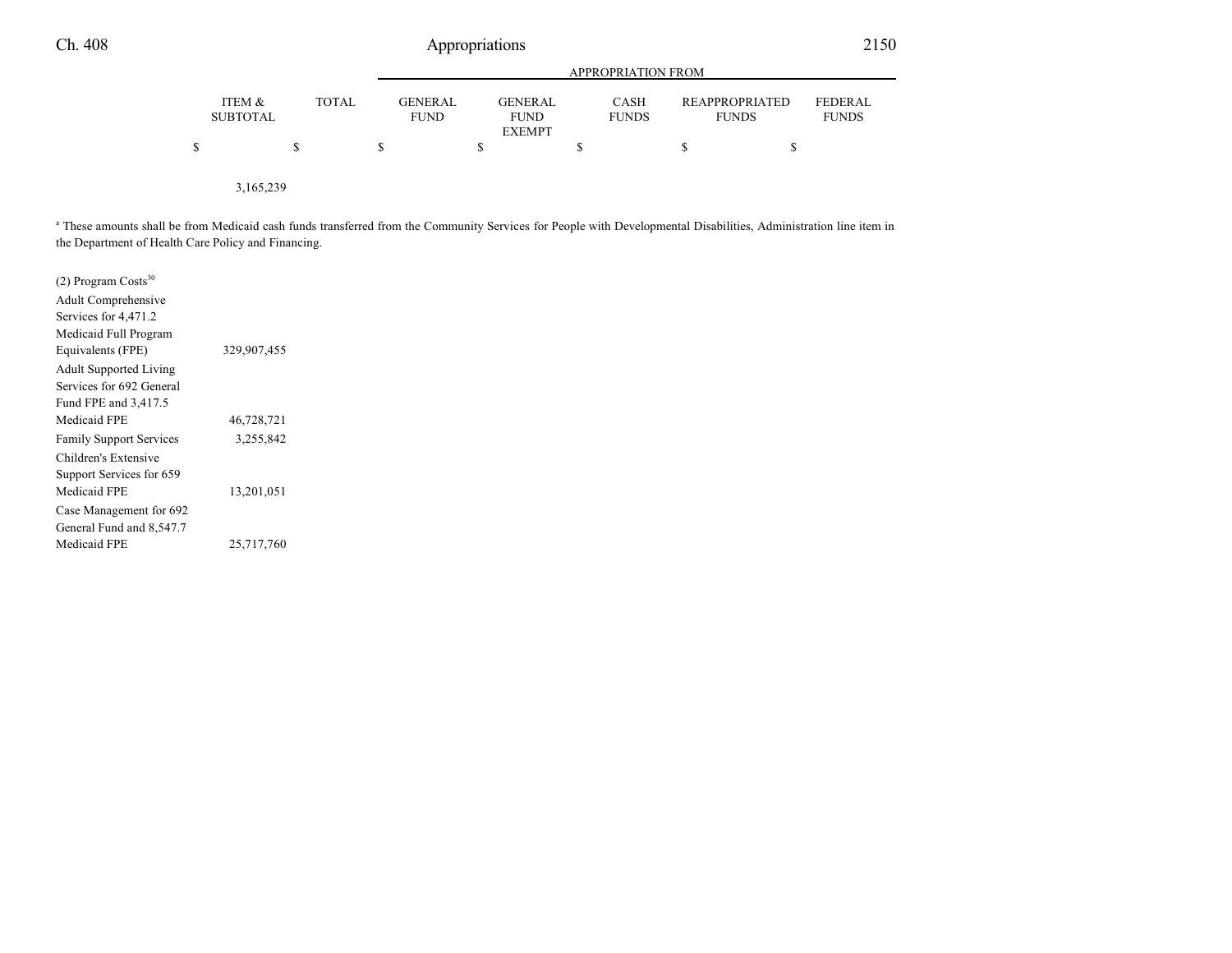| | ITEM & SUBTOTAL | TOTAL | GENERAL FUND | GENERAL FUND EXEMPT | CASH FUNDS | REAPPROPRIATED FUNDS | FEDERAL FUNDS |
|---|---|---|---|---|---|---|---|
| | | | APPROPRIATION FROM | | | | |
| | $ | $ | $ | $ | $ | $ | $ |
| | 3,165,239 | | | | | | |

[a] These amounts shall be from Medicaid cash funds transferred from the Community Services for People with Developmental Disabilities, Administration line item in the Department of Health Care Policy and Financing.

| | ITEM & SUBTOTAL | TOTAL | GENERAL FUND | GENERAL FUND EXEMPT | CASH FUNDS | REAPPROPRIATED FUNDS | FEDERAL FUNDS |
|---|---|---|---|---|---|---|---|
| (2) Program Costs[30] | | | | | | | |
| Adult Comprehensive Services for 4,471.2 Medicaid Full Program Equivalents (FPE) | 329,907,455 | | | | | | |
| Adult Supported Living Services for 692 General Fund FPE and 3,417.5 Medicaid FPE | 46,728,721 | | | | | | |
| Family Support Services | 3,255,842 | | | | | | |
| Children's Extensive Support Services for 659 Medicaid FPE | 13,201,051 | | | | | | |
| Case Management for 692 General Fund and 8,547.7 Medicaid FPE | 25,717,760 | | | | | | |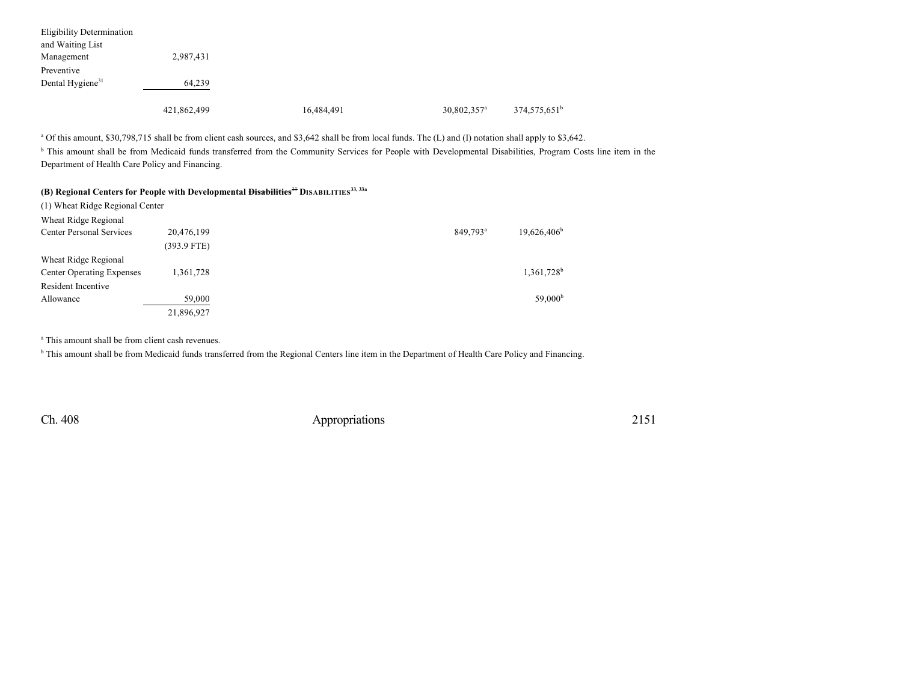| | | | | |
|---|---|---|---|---|
| Eligibility Determination and Waiting List Management | 2,987,431 | | | |
| Preventive Dental Hygiene[31] | 64,239 | | | |
| | 421,862,499 | 16,484,491 | 30,802,357[a] | 374,575,651[b] |

[a] Of this amount, $30,798,715 shall be from client cash sources, and $3,642 shall be from local funds. The (L) and (I) notation shall apply to $3,642.

[b] This amount shall be from Medicaid funds transferred from the Community Services for People with Developmental Disabilities, Program Costs line item in the Department of Health Care Policy and Financing.

**(B) Regional Centers for People with Developmental ~~Disabilities~~[32] DISABILITIES[33, 33a]**

(1) Wheat Ridge Regional Center

| | | | | |
|---|---|---|---|---|
| Wheat Ridge Regional Center Personal Services | 20,476,199 | | 849,793[a] | 19,626,406[b] |
| | (393.9 FTE) | | | |
| Wheat Ridge Regional Center Operating Expenses | 1,361,728 | | | 1,361,728[b] |
| Resident Incentive Allowance | 59,000 | | | 59,000[b] |
| | 21,896,927 | | | |

[a] This amount shall be from client cash revenues.

[b] This amount shall be from Medicaid funds transferred from the Regional Centers line item in the Department of Health Care Policy and Financing.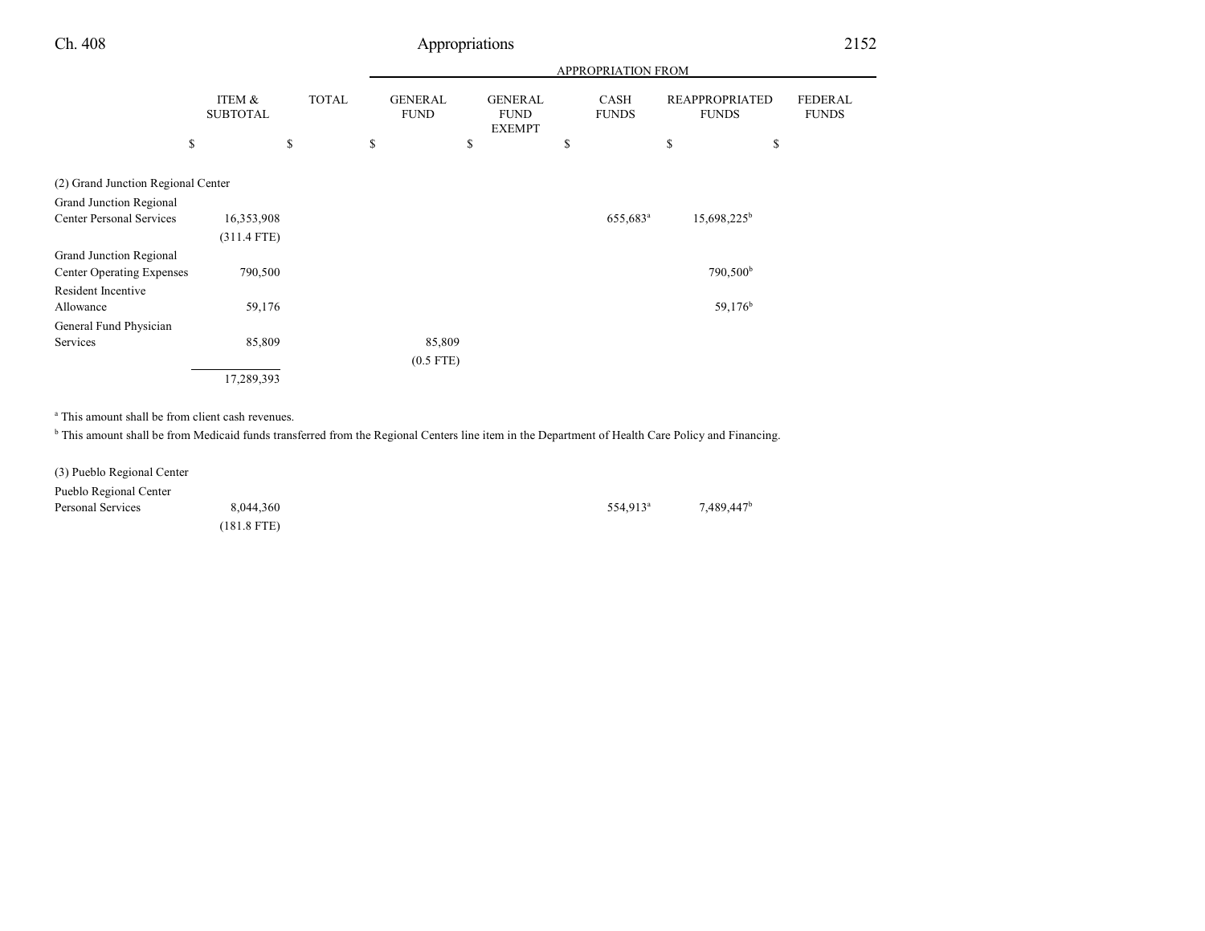| | ITEM & SUBTOTAL | TOTAL | APPROPRIATION FROM GENERAL FUND | GENERAL FUND EXEMPT | CASH FUNDS | REAPPROPRIATED FUNDS | FEDERAL FUNDS |
|---|---|---|---|---|---|---|---|
| | $ | $ | $ | $ | $ | $ | $ |
| **(2) Grand Junction Regional Center** | | | | | | | |
| Grand Junction Regional Center Personal Services | 16,353,908 | | | | 655,683[a] | 15,698,225[b] | |
| | (311.4 FTE) | | | | | | |
| Grand Junction Regional Center Operating Expenses | 790,500 | | | | | 790,500[b] | |
| Resident Incentive Allowance | 59,176 | | | | | 59,176[b] | |
| General Fund Physician Services | 85,809 | | 85,809 | | | | |
| | | | (0.5 FTE) | | | | |
| | 17,289,393 | | | | | | |

[a] This amount shall be from client cash revenues.

[b] This amount shall be from Medicaid funds transferred from the Regional Centers line item in the Department of Health Care Policy and Financing.

| | ITEM & SUBTOTAL | TOTAL | GENERAL FUND | GENERAL FUND EXEMPT | CASH FUNDS | REAPPROPRIATED FUNDS | FEDERAL FUNDS |
|---|---|---|---|---|---|---|---|
| **(3) Pueblo Regional Center** | | | | | | | |
| Pueblo Regional Center Personal Services | 8,044,360 | | | | 554,913[a] | 7,489,447[b] | |
| | (181.8 FTE) | | | | | | |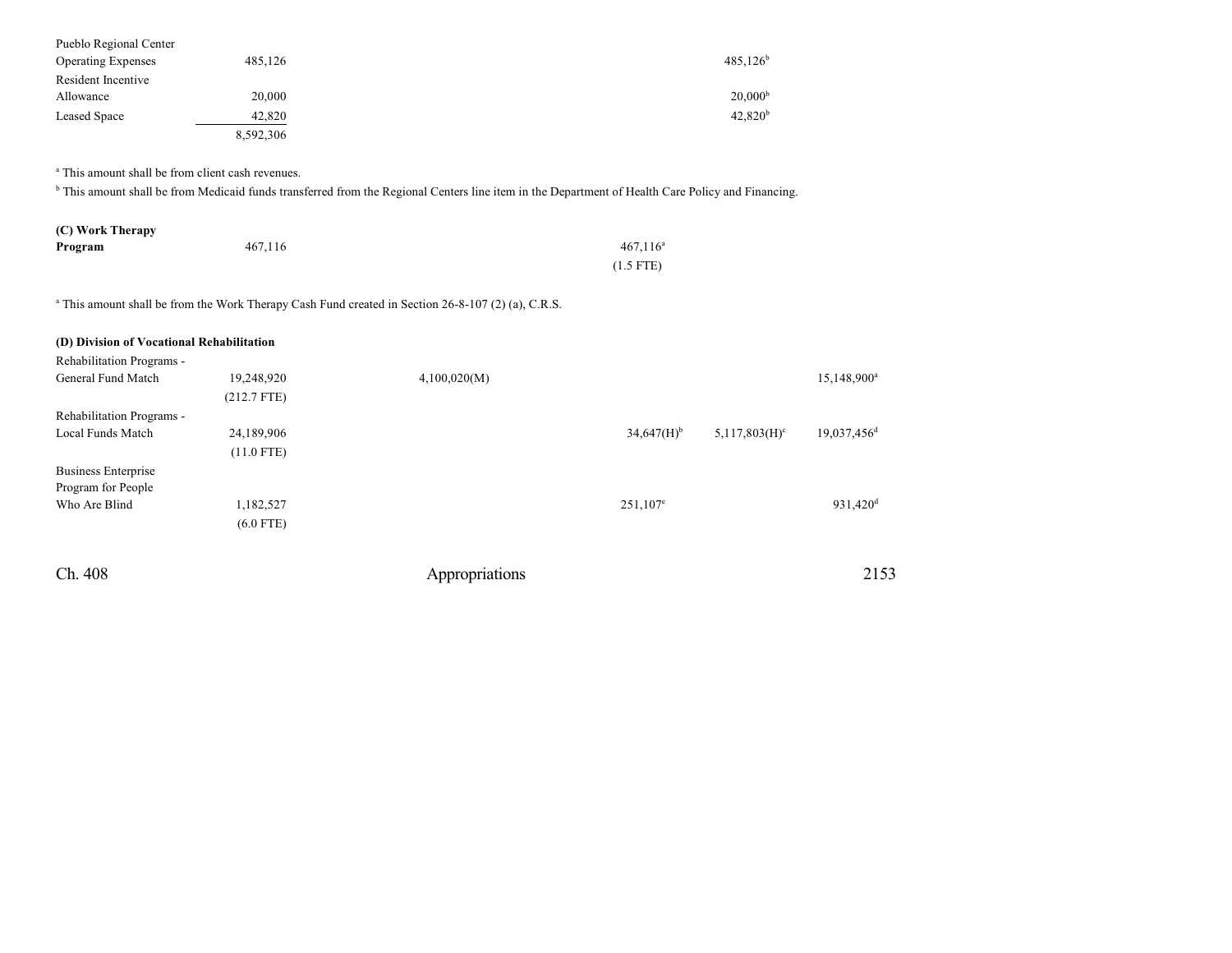| | | | | | |
|---|---|---|---|---|---|
| Pueblo Regional Center | | | | | |
| Operating Expenses | 485,126 | | | 485,126[b] | |
| Resident Incentive Allowance | 20,000 | | | 20,000[b] | |
| Leased Space | 42,820 | | | 42,820[b] | |
| | 8,592,306 | | | | |

[a] This amount shall be from client cash revenues.

[b] This amount shall be from Medicaid funds transferred from the Regional Centers line item in the Department of Health Care Policy and Financing.

| | | | | | |
|---|---|---|---|---|---|
| **(C) Work Therapy Program** | 467,116 | | 467,116[a] | | |
| | | | (1.5 FTE) | | |

[a] This amount shall be from the Work Therapy Cash Fund created in Section 26-8-107 (2) (a), C.R.S.

**(D) Division of Vocational Rehabilitation**

| | | | | | |
|---|---|---|---|---|---|
| Rehabilitation Programs - General Fund Match | 19,248,920 | 4,100,020(M) | | | 15,148,900[a] |
| | (212.7 FTE) | | | | |
| Rehabilitation Programs - Local Funds Match | 24,189,906 | | 34,647(H)[b] | 5,117,803(H)[c] | 19,037,456[d] |
| | (11.0 FTE) | | | | |
| Business Enterprise Program for People Who Are Blind | 1,182,527 | | 251,107[e] | | 931,420[d] |
| | (6.0 FTE) | | | | |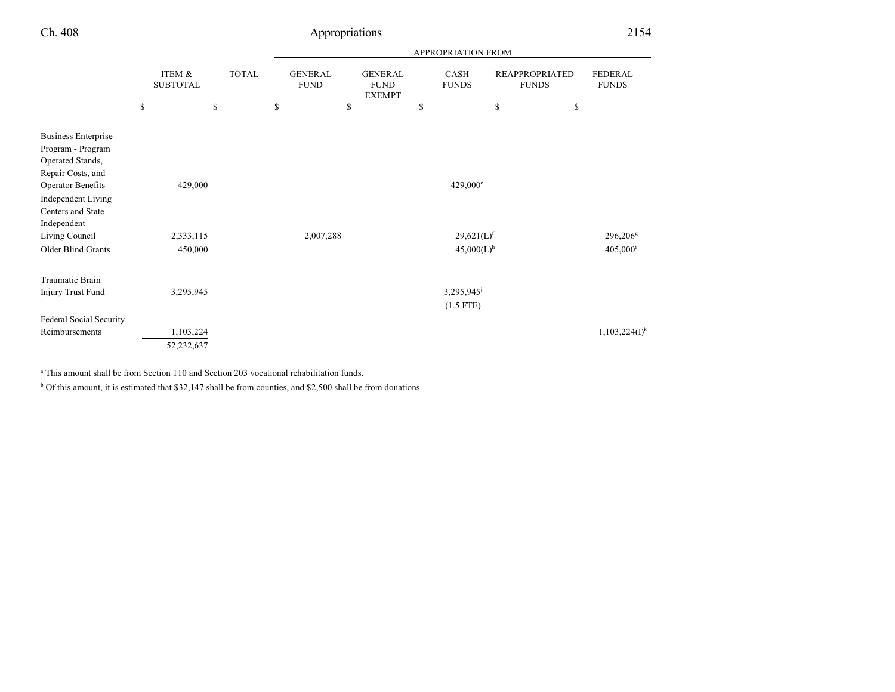| | ITEM & SUBTOTAL | TOTAL | APPROPRIATION FROM GENERAL FUND | GENERAL FUND EXEMPT | CASH FUNDS | REAPPROPRIATED FUNDS | FEDERAL FUNDS |
|---|---|---|---|---|---|---|---|
| | $ | $ | $ | $ | $ | $ | $ |
| Business Enterprise Program - Program Operated Stands, Repair Costs, and Operator Benefits | 429,000 | | | | 429,000[e] | | |
| Independent Living Centers and State Independent Living Council | 2,333,115 | | 2,007,288 | | 29,621(L)[f] | | 296,206[g] |
| Older Blind Grants | 450,000 | | | | 45,000(L)[h] | | 405,000[i] |
| Traumatic Brain Injury Trust Fund | 3,295,945 | | | | 3,295,945[j] (1.5 FTE) | | |
| Federal Social Security Reimbursements | 1,103,224 | | | | | | 1,103,224(I)[k] |
| | 52,232,637 | | | | | | |

[a] This amount shall be from Section 110 and Section 203 vocational rehabilitation funds.

[b] Of this amount, it is estimated that $32,147 shall be from counties, and $2,500 shall be from donations.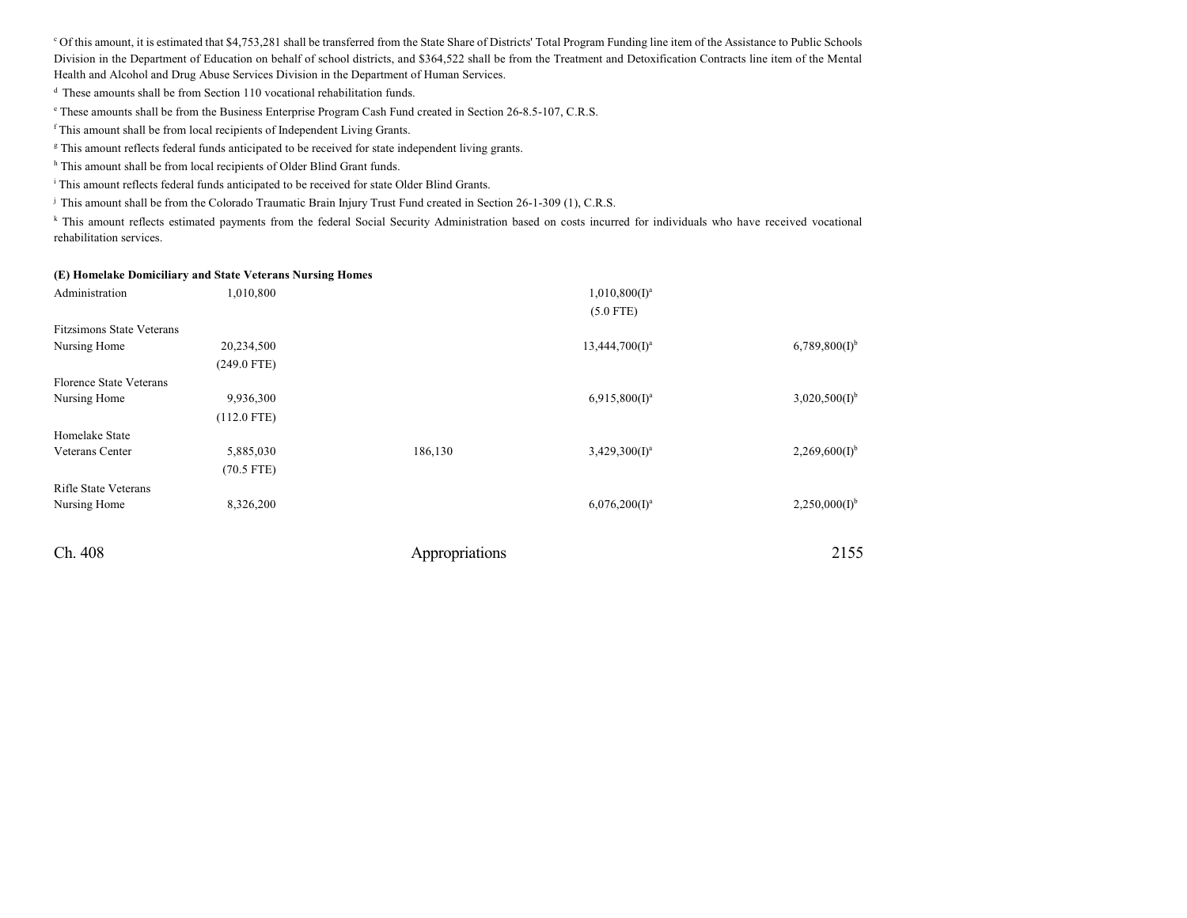[c] Of this amount, it is estimated that $4,753,281 shall be transferred from the State Share of Districts' Total Program Funding line item of the Assistance to Public Schools Division in the Department of Education on behalf of school districts, and $364,522 shall be from the Treatment and Detoxification Contracts line item of the Mental Health and Alcohol and Drug Abuse Services Division in the Department of Human Services.

[d] These amounts shall be from Section 110 vocational rehabilitation funds.

[e] These amounts shall be from the Business Enterprise Program Cash Fund created in Section 26-8.5-107, C.R.S.

[f] This amount shall be from local recipients of Independent Living Grants.

[g] This amount reflects federal funds anticipated to be received for state independent living grants.

[h] This amount shall be from local recipients of Older Blind Grant funds.

[i] This amount reflects federal funds anticipated to be received for state Older Blind Grants.

[j] This amount shall be from the Colorado Traumatic Brain Injury Trust Fund created in Section 26-1-309 (1), C.R.S.

[k] This amount reflects estimated payments from the federal Social Security Administration based on costs incurred for individuals who have received vocational rehabilitation services.

**(E) Homelake Domiciliary and State Veterans Nursing Homes**

| | | | | | |
|---|---|---|---|---|---|
| Administration | 1,010,800 | | | 1,010,800(I)[a] (5.0 FTE) | |
| Fitzsimons State Veterans Nursing Home | 20,234,500 (249.0 FTE) | | | 13,444,700(I)[a] | 6,789,800(I)[b] |
| Florence State Veterans Nursing Home | 9,936,300 (112.0 FTE) | | | 6,915,800(I)[a] | 3,020,500(I)[b] |
| Homelake State Veterans Center | 5,885,030 (70.5 FTE) | | 186,130 | 3,429,300(I)[a] | 2,269,600(I)[b] |
| Rifle State Veterans Nursing Home | 8,326,200 | | | 6,076,200(I)[a] | 2,250,000(I)[b] |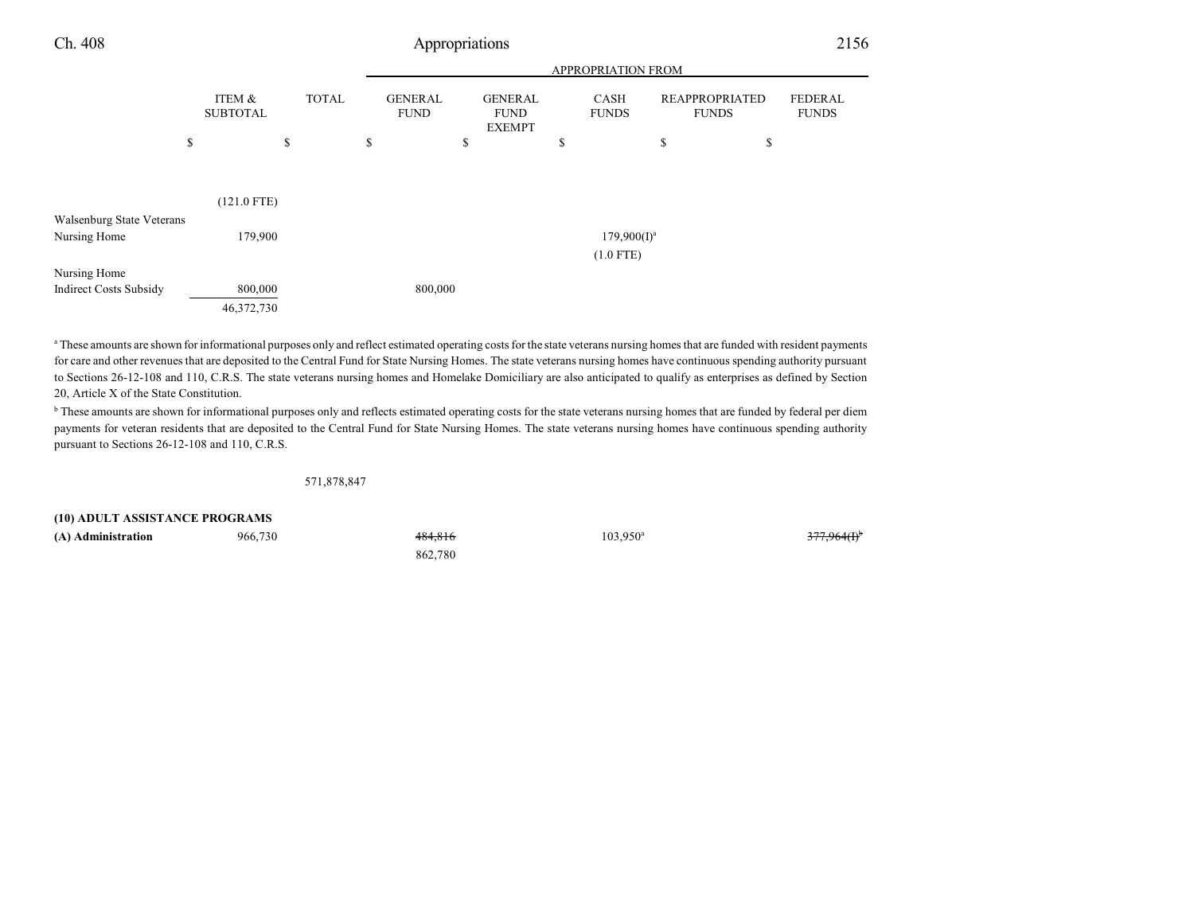| | ITEM & SUBTOTAL | TOTAL | GENERAL FUND | GENERAL FUND EXEMPT | CASH FUNDS | REAPPROPRIATED FUNDS | FEDERAL FUNDS |
|---|---|---|---|---|---|---|---|
| | | | APPROPRIATION FROM | | | | |
| | $ | $ | $ | $ | $ | $ | $ |
| | (121.0 FTE) | | | | | | |
| Walsenburg State Veterans Nursing Home | 179,900 | | | | 179,900(I)[a] | | |
| | | | | | (1.0 FTE) | | |
| Nursing Home Indirect Costs Subsidy | 800,000 | | 800,000 | | | | |
| | 46,372,730 | | | | | | |

[a] These amounts are shown for informational purposes only and reflect estimated operating costs for the state veterans nursing homes that are funded with resident payments for care and other revenues that are deposited to the Central Fund for State Nursing Homes. The state veterans nursing homes have continuous spending authority pursuant to Sections 26-12-108 and 110, C.R.S. The state veterans nursing homes and Homelake Domiciliary are also anticipated to qualify as enterprises as defined by Section 20, Article X of the State Constitution.

[b] These amounts are shown for informational purposes only and reflects estimated operating costs for the state veterans nursing homes that are funded by federal per diem payments for veteran residents that are deposited to the Central Fund for State Nursing Homes. The state veterans nursing homes have continuous spending authority pursuant to Sections 26-12-108 and 110, C.R.S.

| | ITEM & SUBTOTAL | TOTAL | GENERAL FUND | GENERAL FUND EXEMPT | CASH FUNDS | REAPPROPRIATED FUNDS | FEDERAL FUNDS |
|---|---|---|---|---|---|---|---|
| | | 571,878,847 | | | | | |
| **(10) ADULT ASSISTANCE PROGRAMS** | | | | | | | |
| **(A) Administration** | 966,730 | | ~~484,816~~ | | 103,950[a] | | ~~377,964(I)[b]~~ |
| | | | 862,780 | | | | |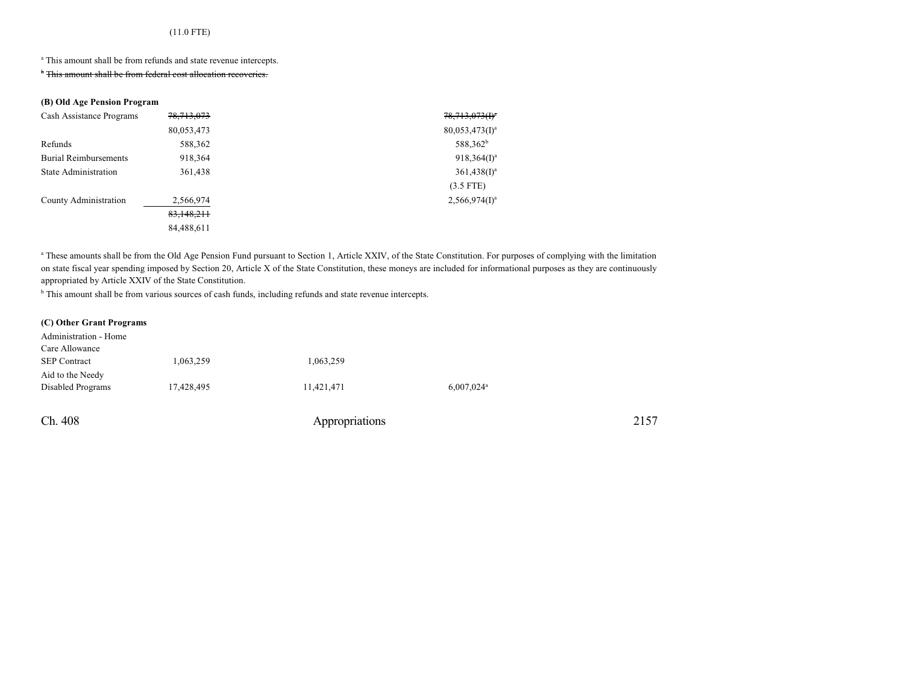(11.0 FTE)

[a] This amount shall be from refunds and state revenue intercepts.

~~[b] This amount shall be from federal cost allocation recoveries.~~

**(B) Old Age Pension Program**

| | | | |
|---|---|---|---|
| Cash Assistance Programs | ~~78,713,073~~ | | ~~78,713,073(I)[a]~~ |
| | 80,053,473 | | 80,053,473(I)[a] |
| Refunds | 588,362 | | 588,362[b] |
| Burial Reimbursements | 918,364 | | 918,364(I)[a] |
| State Administration | 361,438 | | 361,438(I)[a] |
| | | | (3.5 FTE) |
| County Administration | 2,566,974 | | 2,566,974(I)[a] |
| | ~~83,148,211~~ | | |
| | 84,488,611 | | |

[a] These amounts shall be from the Old Age Pension Fund pursuant to Section 1, Article XXIV, of the State Constitution. For purposes of complying with the limitation on state fiscal year spending imposed by Section 20, Article X of the State Constitution, these moneys are included for informational purposes as they are continuously appropriated by Article XXIV of the State Constitution.

[b] This amount shall be from various sources of cash funds, including refunds and state revenue intercepts.

**(C) Other Grant Programs**

| | | | |
|---|---|---|---|
| Administration - Home Care Allowance SEP Contract | 1,063,259 | 1,063,259 | |
| Aid to the Needy Disabled Programs | 17,428,495 | 11,421,471 | 6,007,024[a] |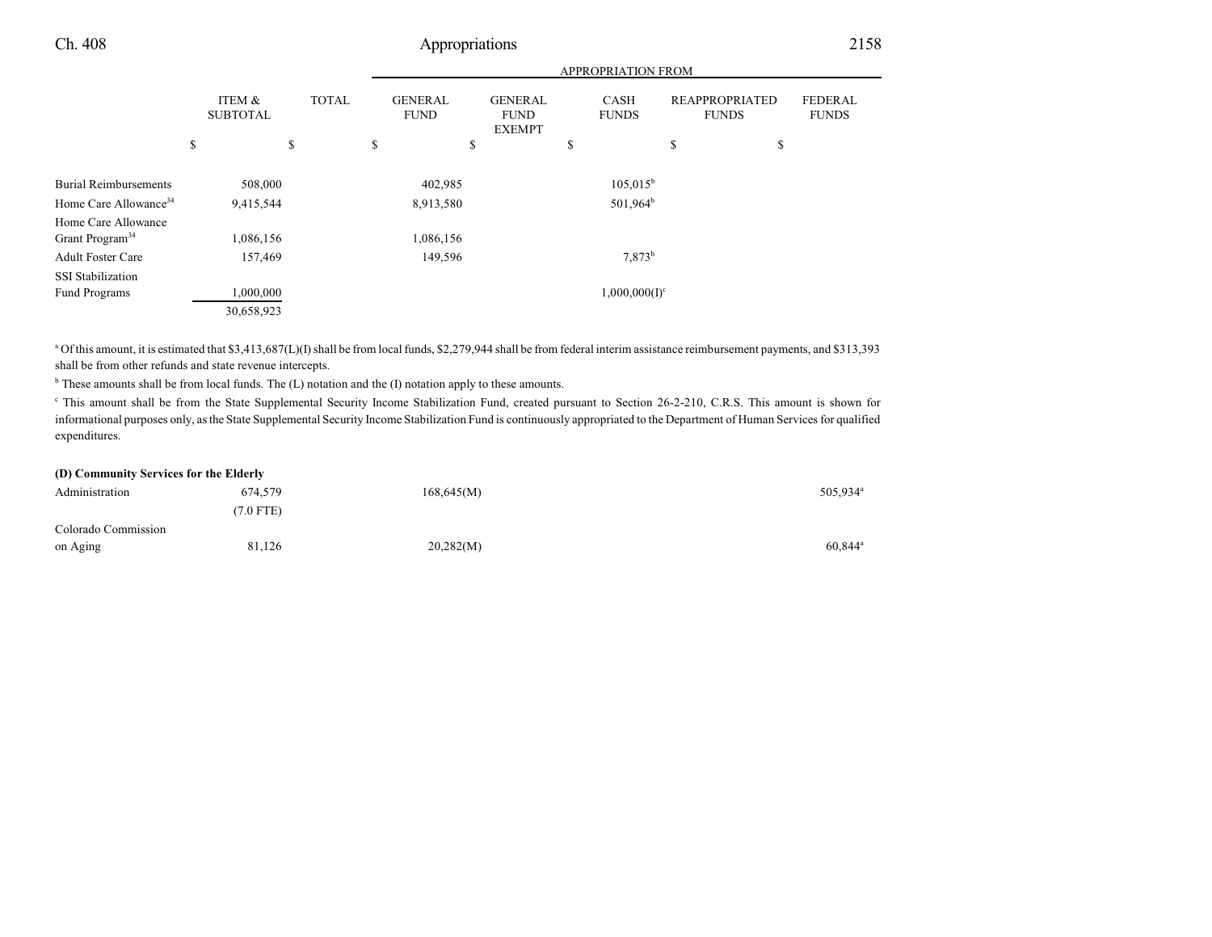| | ITEM & SUBTOTAL | TOTAL | APPROPRIATION FROM | | | | |
|---|---|---|---|---|---|---|---|
| | | | GENERAL FUND | GENERAL FUND EXEMPT | CASH FUNDS | REAPPROPRIATED FUNDS | FEDERAL FUNDS |
| | $ | $ | $ | $ | $ | $ | $ |
| Burial Reimbursements | 508,000 | | 402,985 | | 105,015[b] | | |
| Home Care Allowance[34] | 9,415,544 | | 8,913,580 | | 501,964[b] | | |
| Home Care Allowance Grant Program[34] | 1,086,156 | | 1,086,156 | | | | |
| Adult Foster Care | 157,469 | | 149,596 | | 7,873[b] | | |
| SSI Stabilization Fund Programs | 1,000,000 | | | | 1,000,000(I)[c] | | |
| | 30,658,923 | | | | | | |

[a] Of this amount, it is estimated that $3,413,687(L)(I) shall be from local funds, $2,279,944 shall be from federal interim assistance reimbursement payments, and $313,393 shall be from other refunds and state revenue intercepts.

[b] These amounts shall be from local funds. The (L) notation and the (I) notation apply to these amounts.

[c] This amount shall be from the State Supplemental Security Income Stabilization Fund, created pursuant to Section 26-2-210, C.R.S. This amount is shown for informational purposes only, as the State Supplemental Security Income Stabilization Fund is continuously appropriated to the Department of Human Services for qualified expenditures.

**(D) Community Services for the Elderly**

| | ITEM & SUBTOTAL | TOTAL | GENERAL FUND | GENERAL FUND EXEMPT | CASH FUNDS | REAPPROPRIATED FUNDS | FEDERAL FUNDS |
|---|---|---|---|---|---|---|---|
| Administration | 674,579 | | 168,645(M) | | | | 505,934[a] |
| | (7.0 FTE) | | | | | | |
| Colorado Commission on Aging | 81,126 | | 20,282(M) | | | | 60,844[a] |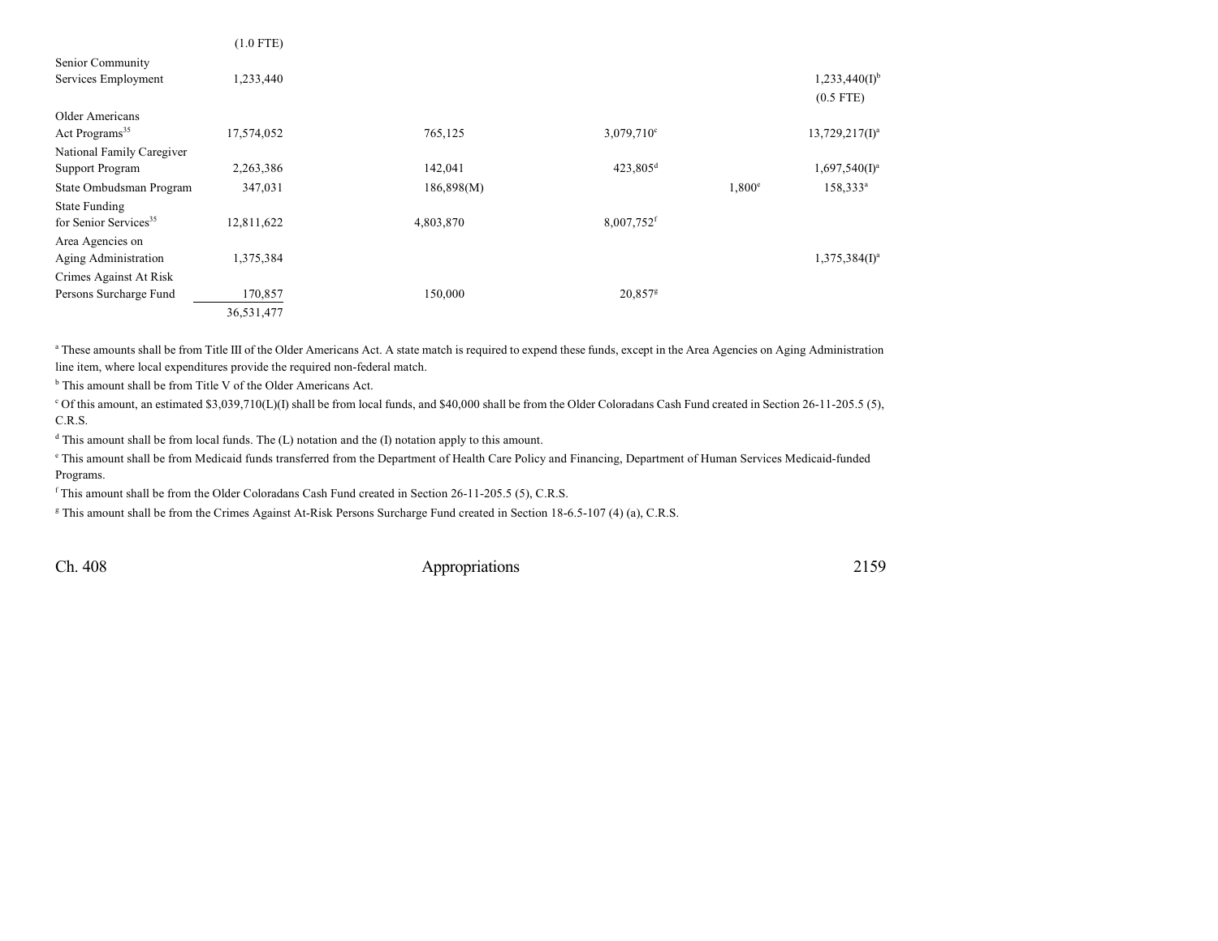| | | | | | |
|---|---|---|---|---|---|
| | (1.0 FTE) | | | | |
| Senior Community Services Employment | 1,233,440 | | | | 1,233,440(I)[b] (0.5 FTE) |
| Older Americans Act Programs[35] | 17,574,052 | 765,125 | 3,079,710[c] | | 13,729,217(I)[a] |
| National Family Caregiver Support Program | 2,263,386 | 142,041 | 423,805[d] | | 1,697,540(I)[a] |
| State Ombudsman Program | 347,031 | 186,898(M) | | 1,800[e] | 158,333[a] |
| State Funding for Senior Services[35] | 12,811,622 | 4,803,870 | 8,007,752[f] | | |
| Area Agencies on Aging Administration | 1,375,384 | | | | 1,375,384(I)[a] |
| Crimes Against At Risk Persons Surcharge Fund | 170,857 | 150,000 | 20,857[g] | | |
| | 36,531,477 | | | | |

[a] These amounts shall be from Title III of the Older Americans Act. A state match is required to expend these funds, except in the Area Agencies on Aging Administration line item, where local expenditures provide the required non-federal match.

[b] This amount shall be from Title V of the Older Americans Act.

[c] Of this amount, an estimated $3,039,710(L)(I) shall be from local funds, and $40,000 shall be from the Older Coloradans Cash Fund created in Section 26-11-205.5 (5), C.R.S.

[d] This amount shall be from local funds. The (L) notation and the (I) notation apply to this amount.

[e] This amount shall be from Medicaid funds transferred from the Department of Health Care Policy and Financing, Department of Human Services Medicaid-funded Programs.

[f] This amount shall be from the Older Coloradans Cash Fund created in Section 26-11-205.5 (5), C.R.S.

[g] This amount shall be from the Crimes Against At-Risk Persons Surcharge Fund created in Section 18-6.5-107 (4) (a), C.R.S.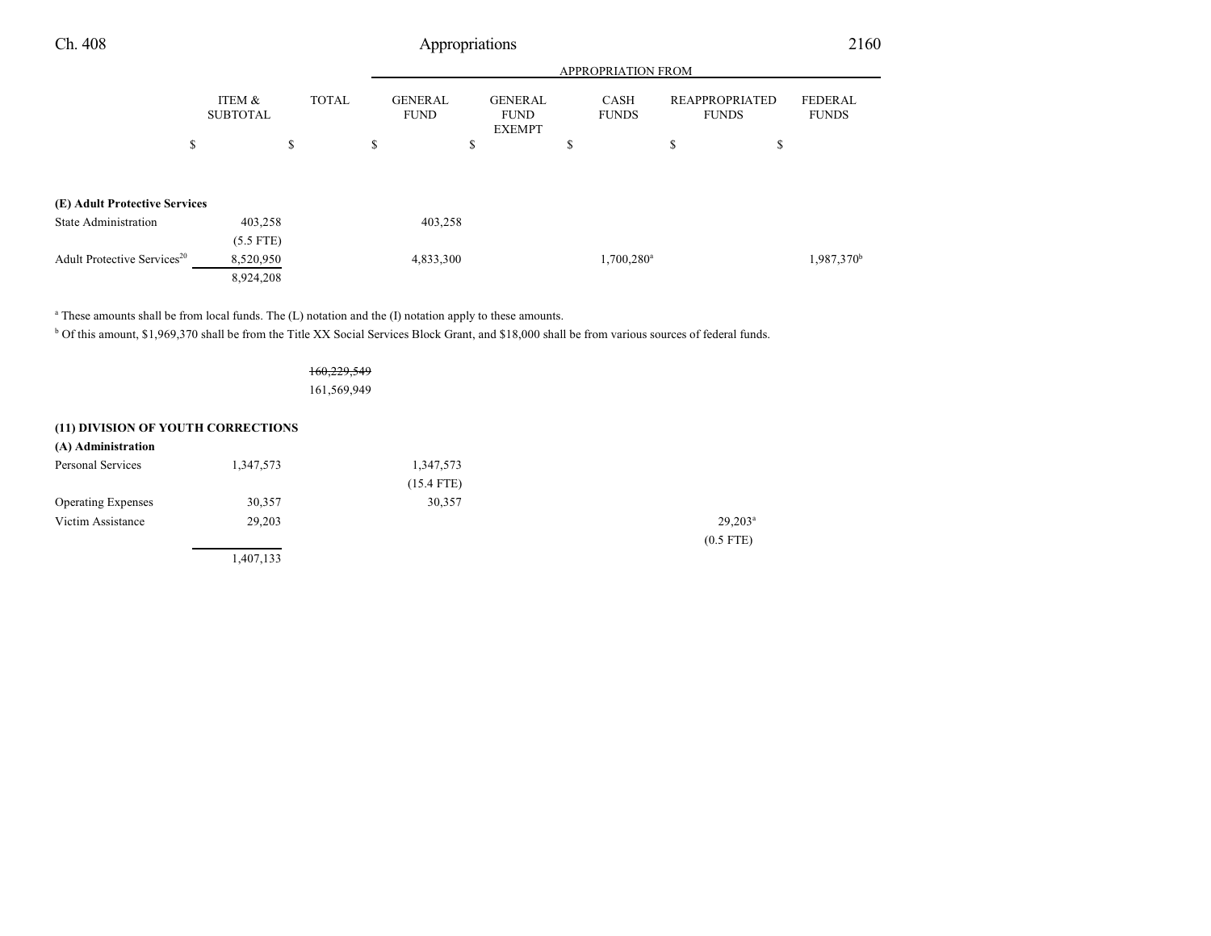| | ITEM & SUBTOTAL | TOTAL | GENERAL FUND | GENERAL FUND EXEMPT | CASH FUNDS | REAPPROPRIATED FUNDS | FEDERAL FUNDS |
|---|---|---|---|---|---|---|---|
| | $ | $ | $ | $ | $ | $ | $ |
| **(E) Adult Protective Services** | | | | | | | |
| State Administration | 403,258 | | 403,258 | | | | |
| | (5.5 FTE) | | | | | | |
| Adult Protective Services[20] | 8,520,950 | | 4,833,300 | | 1,700,280[a] | | 1,987,370[b] |
| | 8,924,208 | | | | | | |

[a] These amounts shall be from local funds. The (L) notation and the (I) notation apply to these amounts.

[b] Of this amount, $1,969,370 shall be from the Title XX Social Services Block Grant, and $18,000 shall be from various sources of federal funds.

| | ITEM & SUBTOTAL | TOTAL | GENERAL FUND | GENERAL FUND EXEMPT | CASH FUNDS | REAPPROPRIATED FUNDS | FEDERAL FUNDS |
|---|---|---|---|---|---|---|---|
| | | ~~160,229,549~~ | | | | | |
| | | 161,569,949 | | | | | |
| **(11) DIVISION OF YOUTH CORRECTIONS** | | | | | | | |
| **(A) Administration** | | | | | | | |
| Personal Services | 1,347,573 | | 1,347,573 | | | | |
| | | | (15.4 FTE) | | | | |
| Operating Expenses | 30,357 | | 30,357 | | | | |
| Victim Assistance | 29,203 | | | | | 29,203[a] | |
| | | | | | | (0.5 FTE) | |
| | 1,407,133 | | | | | | |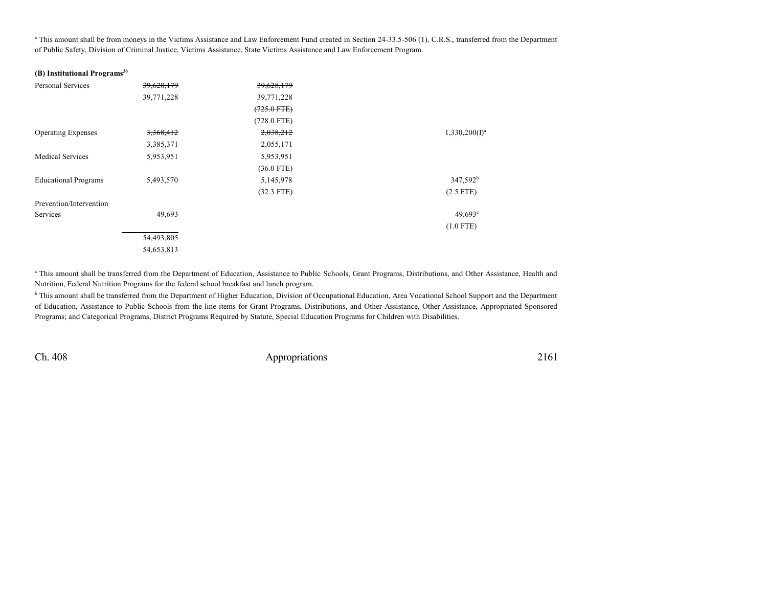[a] This amount shall be from moneys in the Victims Assistance and Law Enforcement Fund created in Section 24-33.5-506 (1), C.R.S., transferred from the Department of Public Safety, Division of Criminal Justice, Victims Assistance, State Victims Assistance and Law Enforcement Program.

**(B) Institutional Programs[36]**

| | | | |
|---|---|---|---|
| Personal Services | ~~39,628,179~~ | ~~39,628,179~~ | |
| | 39,771,228 | 39,771,228 | |
| | | ~~(725.0 FTE)~~ | |
| | | (728.0 FTE) | |
| Operating Expenses | ~~3,368,412~~ | ~~2,038,212~~ | 1,330,200(I)[a] |
| | 3,385,371 | 2,055,171 | |
| Medical Services | 5,953,951 | 5,953,951 | |
| | | (36.0 FTE) | |
| Educational Programs | 5,493,570 | 5,145,978 | 347,592[b] |
| | | (32.3 FTE) | (2.5 FTE) |
| Prevention/Intervention Services | 49,693 | | 49,693[c] |
| | | | (1.0 FTE) |
| | ~~54,493,805~~ | | |
| | 54,653,813 | | |

[a] This amount shall be transferred from the Department of Education, Assistance to Public Schools, Grant Programs, Distributions, and Other Assistance, Health and Nutrition, Federal Nutrition Programs for the federal school breakfast and lunch program.

[b] This amount shall be transferred from the Department of Higher Education, Division of Occupational Education, Area Vocational School Support and the Department of Education, Assistance to Public Schools from the line items for Grant Programs, Distributions, and Other Assistance, Other Assistance, Appropriated Sponsored Programs; and Categorical Programs, District Programs Required by Statute, Special Education Programs for Children with Disabilities.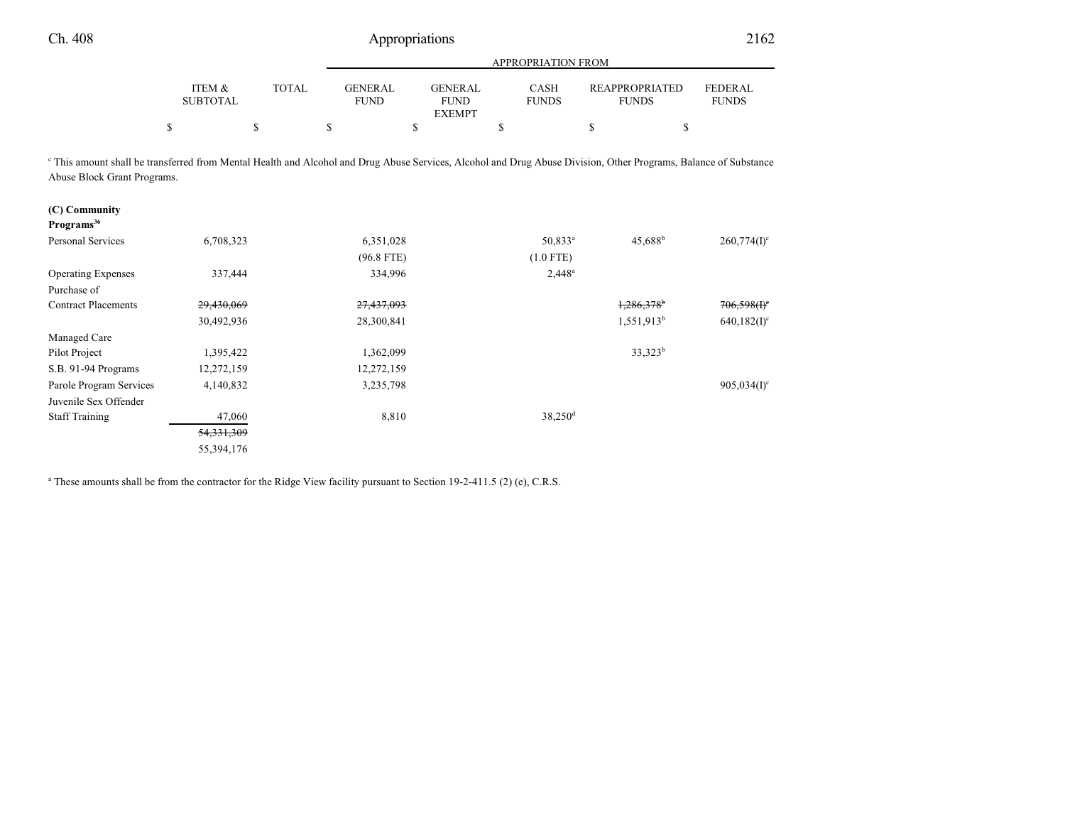| | ITEM & SUBTOTAL | TOTAL | GENERAL FUND | GENERAL FUND EXEMPT | CASH FUNDS | REAPPROPRIATED FUNDS | FEDERAL FUNDS |
|---|---|---|---|---|---|---|---|
| | $ | $ | $ | $ | $ | $ | $ |

[c] This amount shall be transferred from Mental Health and Alcohol and Drug Abuse Services, Alcohol and Drug Abuse Division, Other Programs, Balance of Substance Abuse Block Grant Programs.

| | ITEM & SUBTOTAL | TOTAL | GENERAL FUND | GENERAL FUND EXEMPT | CASH FUNDS | REAPPROPRIATED FUNDS | FEDERAL FUNDS |
|---|---|---|---|---|---|---|---|
| **(C) Community Programs**[36] | | | | | | | |
| Personal Services | 6,708,323 | | 6,351,028 | | 50,833[a] | 45,688[b] | 260,774(I)[c] |
| | | | (96.8 FTE) | | (1.0 FTE) | | |
| Operating Expenses | 337,444 | | 334,996 | | 2,448[a] | | |
| Purchase of Contract Placements | ~~29,430,069~~ | | ~~27,437,093~~ | | | ~~1,286,378~~[b] | ~~706,598(I)~~[c] |
| | 30,492,936 | | 28,300,841 | | | 1,551,913[b] | 640,182(I)[c] |
| Managed Care Pilot Project | 1,395,422 | | 1,362,099 | | | 33,323[b] | |
| S.B. 91-94 Programs | 12,272,159 | | 12,272,159 | | | | |
| Parole Program Services | 4,140,832 | | 3,235,798 | | | | 905,034(I)[c] |
| Juvenile Sex Offender Staff Training | 47,060 | | 8,810 | | 38,250[d] | | |
| | ~~54,331,309~~ | | | | | | |
| | 55,394,176 | | | | | | |

[a] These amounts shall be from the contractor for the Ridge View facility pursuant to Section 19-2-411.5 (2) (e), C.R.S.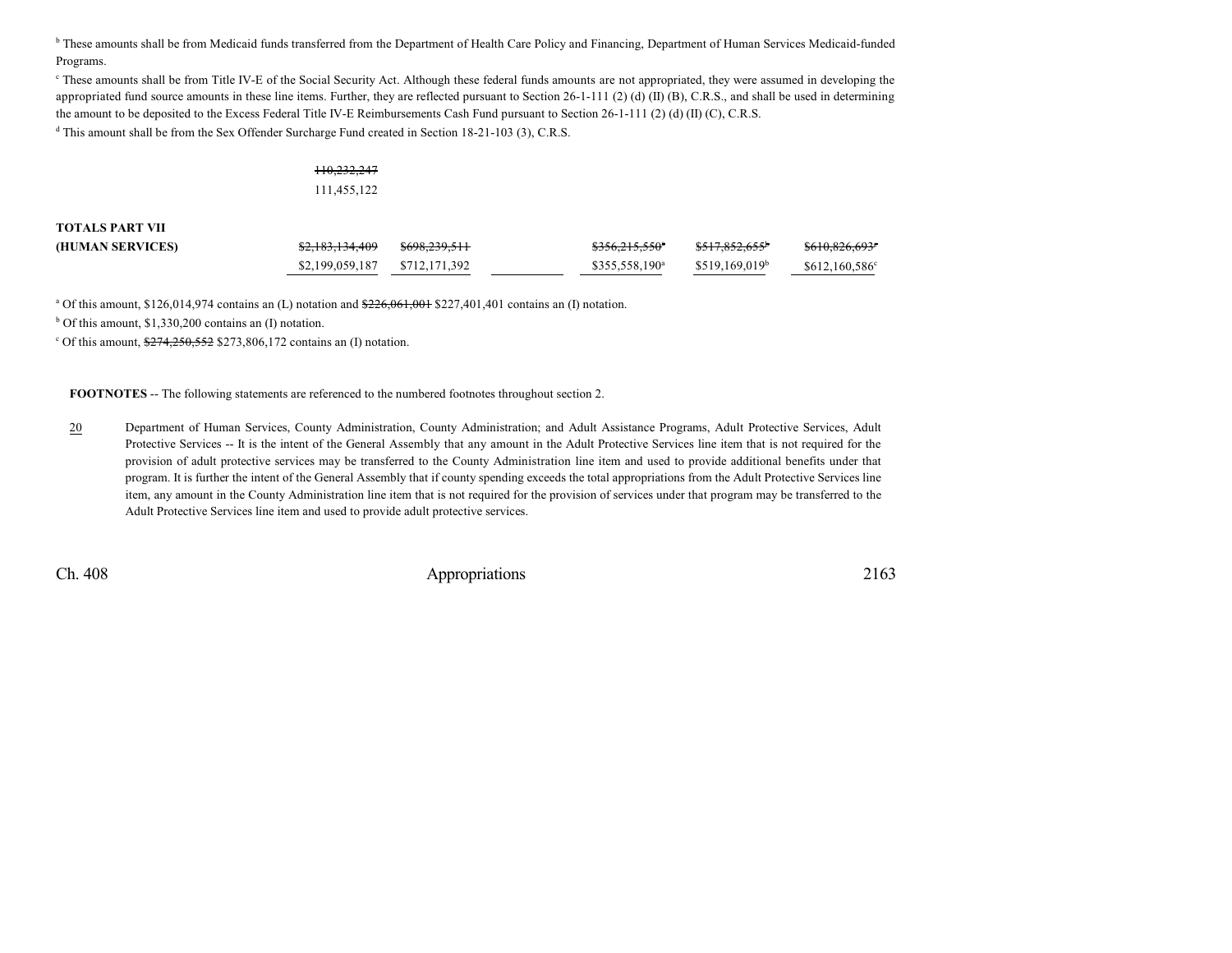[b] These amounts shall be from Medicaid funds transferred from the Department of Health Care Policy and Financing, Department of Human Services Medicaid-funded Programs.

[c] These amounts shall be from Title IV-E of the Social Security Act. Although these federal funds amounts are not appropriated, they were assumed in developing the appropriated fund source amounts in these line items. Further, they are reflected pursuant to Section 26-1-111 (2) (d) (II) (B), C.R.S., and shall be used in determining the amount to be deposited to the Excess Federal Title IV-E Reimbursements Cash Fund pursuant to Section 26-1-111 (2) (d) (II) (C), C.R.S.

[d] This amount shall be from the Sex Offender Surcharge Fund created in Section 18-21-103 (3), C.R.S.

| | | | | | | |
|---|---|---|---|---|---|---|
| | ~~110,232,247~~ 111,455,122 | | | | | |
| **TOTALS PART VII (HUMAN SERVICES)** | ~~$2,183,134,409~~ $2,199,059,187 | ~~$698,239,511~~ $712,171,392 | | ~~$356,215,550~~[a] $355,558,190[a] | ~~$517,852,655~~[b] $519,169,019[b] | ~~$610,826,693~~[c] $612,160,586[c] |

[a] Of this amount, $126,014,974 contains an (L) notation and ~~$226,061,001~~ $227,401,401 contains an (I) notation.

[b] Of this amount, $1,330,200 contains an (I) notation.

[c] Of this amount, ~~$274,250,552~~ $273,806,172 contains an (I) notation.

**FOOTNOTES** -- The following statements are referenced to the numbered footnotes throughout section 2.

20 Department of Human Services, County Administration, County Administration; and Adult Assistance Programs, Adult Protective Services, Adult Protective Services -- It is the intent of the General Assembly that any amount in the Adult Protective Services line item that is not required for the provision of adult protective services may be transferred to the County Administration line item and used to provide additional benefits under that program. It is further the intent of the General Assembly that if county spending exceeds the total appropriations from the Adult Protective Services line item, any amount in the County Administration line item that is not required for the provision of services under that program may be transferred to the Adult Protective Services line item and used to provide adult protective services.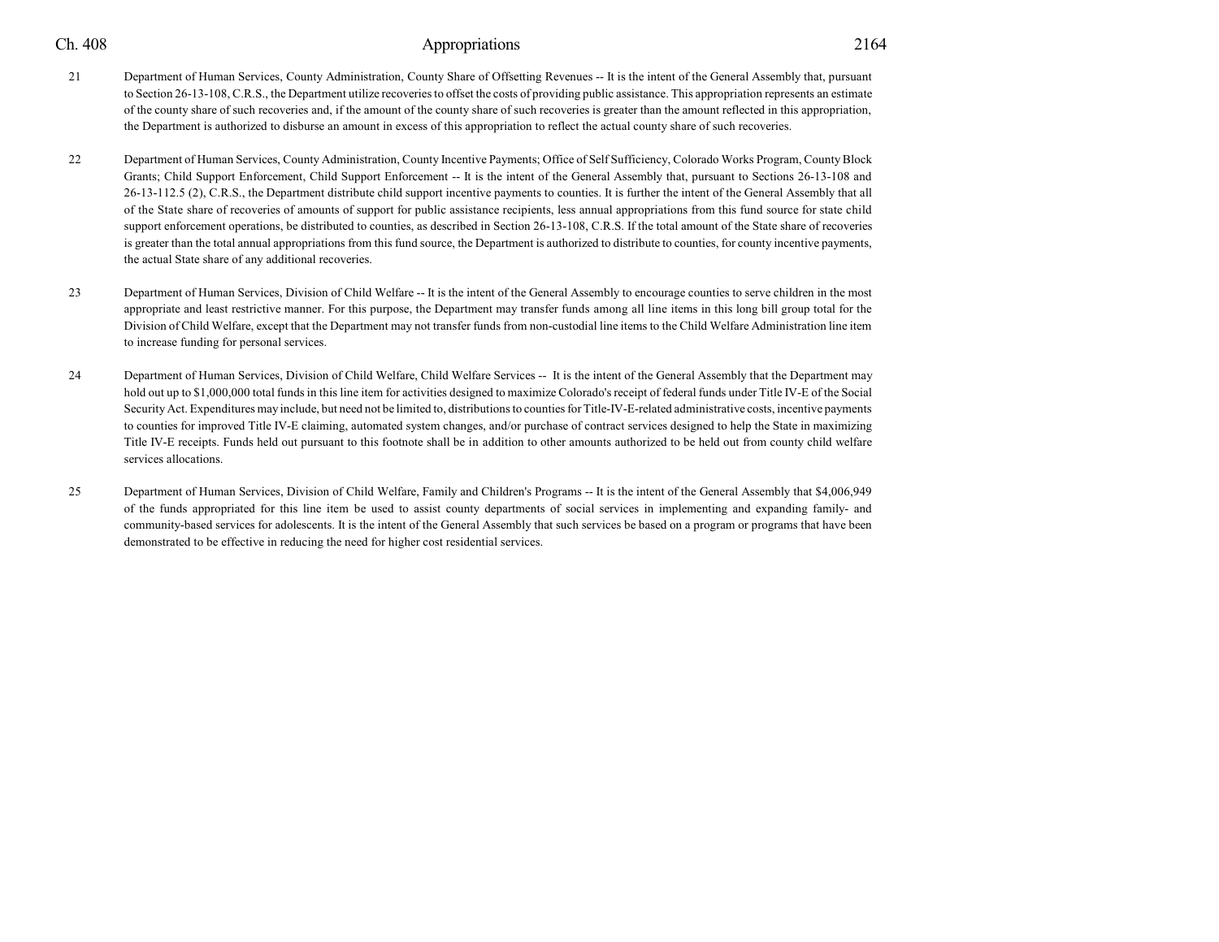21 Department of Human Services, County Administration, County Share of Offsetting Revenues -- It is the intent of the General Assembly that, pursuant to Section 26-13-108, C.R.S., the Department utilize recoveries to offset the costs of providing public assistance. This appropriation represents an estimate of the county share of such recoveries and, if the amount of the county share of such recoveries is greater than the amount reflected in this appropriation, the Department is authorized to disburse an amount in excess of this appropriation to reflect the actual county share of such recoveries.

22 Department of Human Services, County Administration, County Incentive Payments; Office of Self Sufficiency, Colorado Works Program, County Block Grants; Child Support Enforcement, Child Support Enforcement -- It is the intent of the General Assembly that, pursuant to Sections 26-13-108 and 26-13-112.5 (2), C.R.S., the Department distribute child support incentive payments to counties. It is further the intent of the General Assembly that all of the State share of recoveries of amounts of support for public assistance recipients, less annual appropriations from this fund source for state child support enforcement operations, be distributed to counties, as described in Section 26-13-108, C.R.S. If the total amount of the State share of recoveries is greater than the total annual appropriations from this fund source, the Department is authorized to distribute to counties, for county incentive payments, the actual State share of any additional recoveries.

23 Department of Human Services, Division of Child Welfare -- It is the intent of the General Assembly to encourage counties to serve children in the most appropriate and least restrictive manner. For this purpose, the Department may transfer funds among all line items in this long bill group total for the Division of Child Welfare, except that the Department may not transfer funds from non-custodial line items to the Child Welfare Administration line item to increase funding for personal services.

24 Department of Human Services, Division of Child Welfare, Child Welfare Services -- It is the intent of the General Assembly that the Department may hold out up to $1,000,000 total funds in this line item for activities designed to maximize Colorado's receipt of federal funds under Title IV-E of the Social Security Act. Expenditures may include, but need not be limited to, distributions to counties for Title-IV-E-related administrative costs, incentive payments to counties for improved Title IV-E claiming, automated system changes, and/or purchase of contract services designed to help the State in maximizing Title IV-E receipts. Funds held out pursuant to this footnote shall be in addition to other amounts authorized to be held out from county child welfare services allocations.

25 Department of Human Services, Division of Child Welfare, Family and Children's Programs -- It is the intent of the General Assembly that $4,006,949 of the funds appropriated for this line item be used to assist county departments of social services in implementing and expanding family- and community-based services for adolescents. It is the intent of the General Assembly that such services be based on a program or programs that have been demonstrated to be effective in reducing the need for higher cost residential services.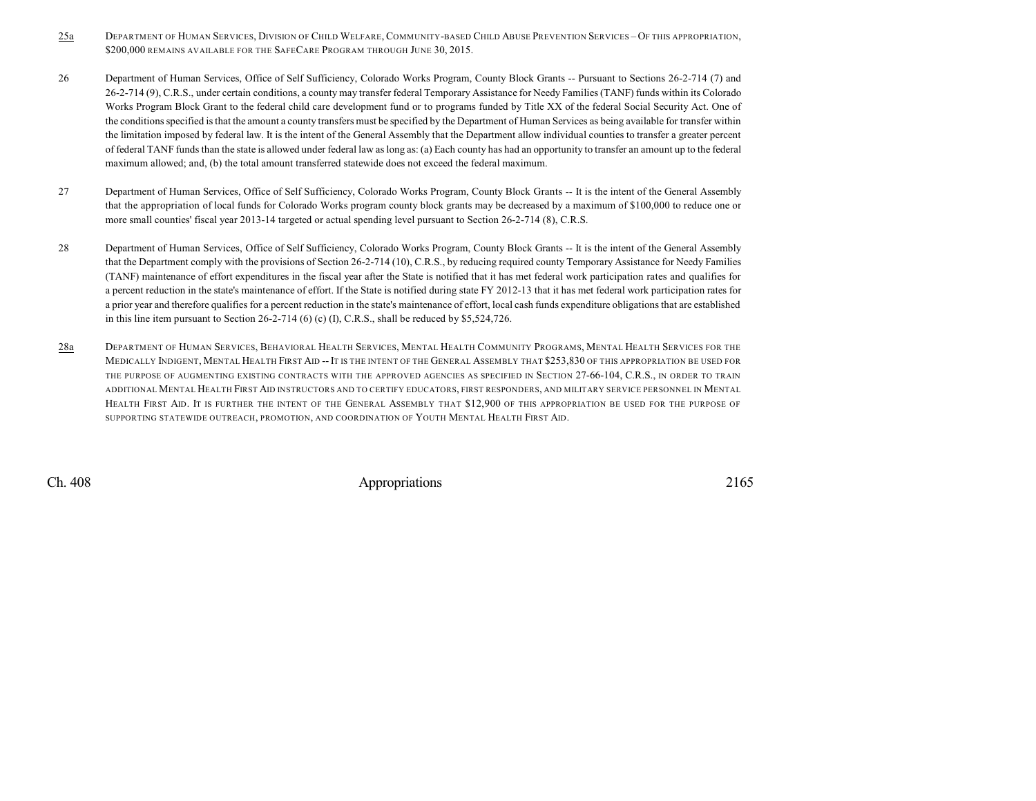25a Department of Human Services, Division of Child Welfare, Community-based Child Abuse Prevention Services – Of this appropriation, $200,000 remains available for the SafeCare Program through June 30, 2015.

26 Department of Human Services, Office of Self Sufficiency, Colorado Works Program, County Block Grants -- Pursuant to Sections 26-2-714 (7) and 26-2-714 (9), C.R.S., under certain conditions, a county may transfer federal Temporary Assistance for Needy Families (TANF) funds within its Colorado Works Program Block Grant to the federal child care development fund or to programs funded by Title XX of the federal Social Security Act. One of the conditions specified is that the amount a county transfers must be specified by the Department of Human Services as being available for transfer within the limitation imposed by federal law. It is the intent of the General Assembly that the Department allow individual counties to transfer a greater percent of federal TANF funds than the state is allowed under federal law as long as: (a) Each county has had an opportunity to transfer an amount up to the federal maximum allowed; and, (b) the total amount transferred statewide does not exceed the federal maximum.

27 Department of Human Services, Office of Self Sufficiency, Colorado Works Program, County Block Grants -- It is the intent of the General Assembly that the appropriation of local funds for Colorado Works program county block grants may be decreased by a maximum of $100,000 to reduce one or more small counties' fiscal year 2013-14 targeted or actual spending level pursuant to Section 26-2-714 (8), C.R.S.

28 Department of Human Services, Office of Self Sufficiency, Colorado Works Program, County Block Grants -- It is the intent of the General Assembly that the Department comply with the provisions of Section 26-2-714 (10), C.R.S., by reducing required county Temporary Assistance for Needy Families (TANF) maintenance of effort expenditures in the fiscal year after the State is notified that it has met federal work participation rates and qualifies for a percent reduction in the state's maintenance of effort. If the State is notified during state FY 2012-13 that it has met federal work participation rates for a prior year and therefore qualifies for a percent reduction in the state's maintenance of effort, local cash funds expenditure obligations that are established in this line item pursuant to Section 26-2-714 (6) (c) (I), C.R.S., shall be reduced by $5,524,726.

28a Department of Human Services, Behavioral Health Services, Mental Health Community Programs, Mental Health Services for the Medically Indigent, Mental Health First Aid -- It is the intent of the General Assembly that $253,830 of this appropriation be used for the purpose of augmenting existing contracts with the approved agencies as specified in Section 27-66-104, C.R.S., in order to train additional Mental Health First Aid instructors and to certify educators, first responders, and military service personnel in Mental Health First Aid. It is further the intent of the General Assembly that $12,900 of this appropriation be used for the purpose of supporting statewide outreach, promotion, and coordination of Youth Mental Health First Aid.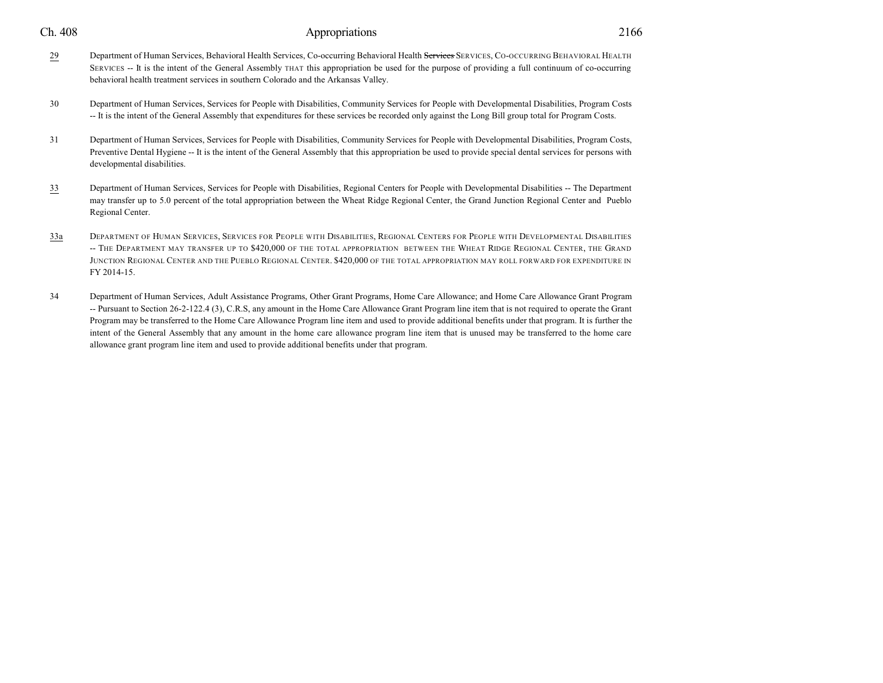29 Department of Human Services, Behavioral Health Services, Co-occurring Behavioral Health ~~Services~~ SERVICES, CO-OCCURRING BEHAVIORAL HEALTH SERVICES -- It is the intent of the General Assembly THAT this appropriation be used for the purpose of providing a full continuum of co-occurring behavioral health treatment services in southern Colorado and the Arkansas Valley.

30 Department of Human Services, Services for People with Disabilities, Community Services for People with Developmental Disabilities, Program Costs -- It is the intent of the General Assembly that expenditures for these services be recorded only against the Long Bill group total for Program Costs.

31 Department of Human Services, Services for People with Disabilities, Community Services for People with Developmental Disabilities, Program Costs, Preventive Dental Hygiene -- It is the intent of the General Assembly that this appropriation be used to provide special dental services for persons with developmental disabilities.

33 Department of Human Services, Services for People with Disabilities, Regional Centers for People with Developmental Disabilities -- The Department may transfer up to 5.0 percent of the total appropriation between the Wheat Ridge Regional Center, the Grand Junction Regional Center and Pueblo Regional Center.

33a DEPARTMENT OF HUMAN SERVICES, SERVICES FOR PEOPLE WITH DISABILITIES, REGIONAL CENTERS FOR PEOPLE WITH DEVELOPMENTAL DISABILITIES -- THE DEPARTMENT MAY TRANSFER UP TO $420,000 OF THE TOTAL APPROPRIATION BETWEEN THE WHEAT RIDGE REGIONAL CENTER, THE GRAND JUNCTION REGIONAL CENTER AND THE PUEBLO REGIONAL CENTER. $420,000 OF THE TOTAL APPROPRIATION MAY ROLL FORWARD FOR EXPENDITURE IN FY 2014-15.

34 Department of Human Services, Adult Assistance Programs, Other Grant Programs, Home Care Allowance; and Home Care Allowance Grant Program -- Pursuant to Section 26-2-122.4 (3), C.R.S, any amount in the Home Care Allowance Grant Program line item that is not required to operate the Grant Program may be transferred to the Home Care Allowance Program line item and used to provide additional benefits under that program. It is further the intent of the General Assembly that any amount in the home care allowance program line item that is unused may be transferred to the home care allowance grant program line item and used to provide additional benefits under that program.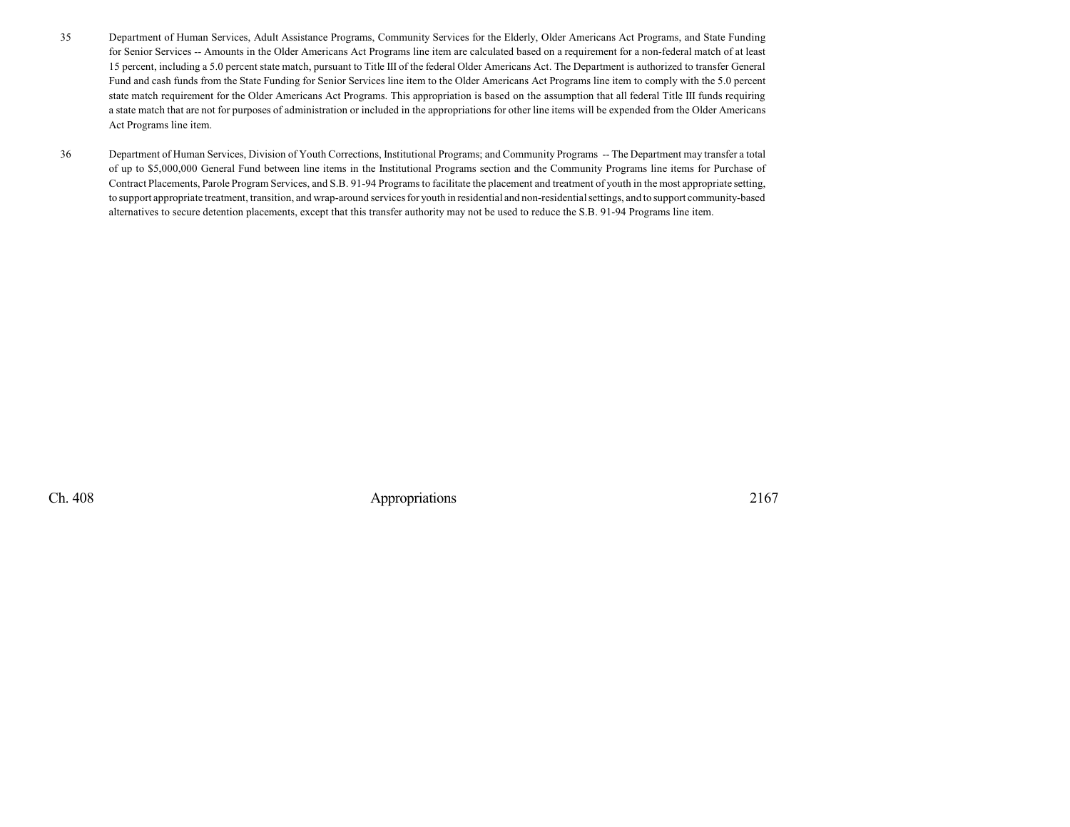35 Department of Human Services, Adult Assistance Programs, Community Services for the Elderly, Older Americans Act Programs, and State Funding for Senior Services -- Amounts in the Older Americans Act Programs line item are calculated based on a requirement for a non-federal match of at least 15 percent, including a 5.0 percent state match, pursuant to Title III of the federal Older Americans Act. The Department is authorized to transfer General Fund and cash funds from the State Funding for Senior Services line item to the Older Americans Act Programs line item to comply with the 5.0 percent state match requirement for the Older Americans Act Programs. This appropriation is based on the assumption that all federal Title III funds requiring a state match that are not for purposes of administration or included in the appropriations for other line items will be expended from the Older Americans Act Programs line item.

36 Department of Human Services, Division of Youth Corrections, Institutional Programs; and Community Programs -- The Department may transfer a total of up to $5,000,000 General Fund between line items in the Institutional Programs section and the Community Programs line items for Purchase of Contract Placements, Parole Program Services, and S.B. 91-94 Programs to facilitate the placement and treatment of youth in the most appropriate setting, to support appropriate treatment, transition, and wrap-around services for youth in residential and non-residential settings, and to support community-based alternatives to secure detention placements, except that this transfer authority may not be used to reduce the S.B. 91-94 Programs line item.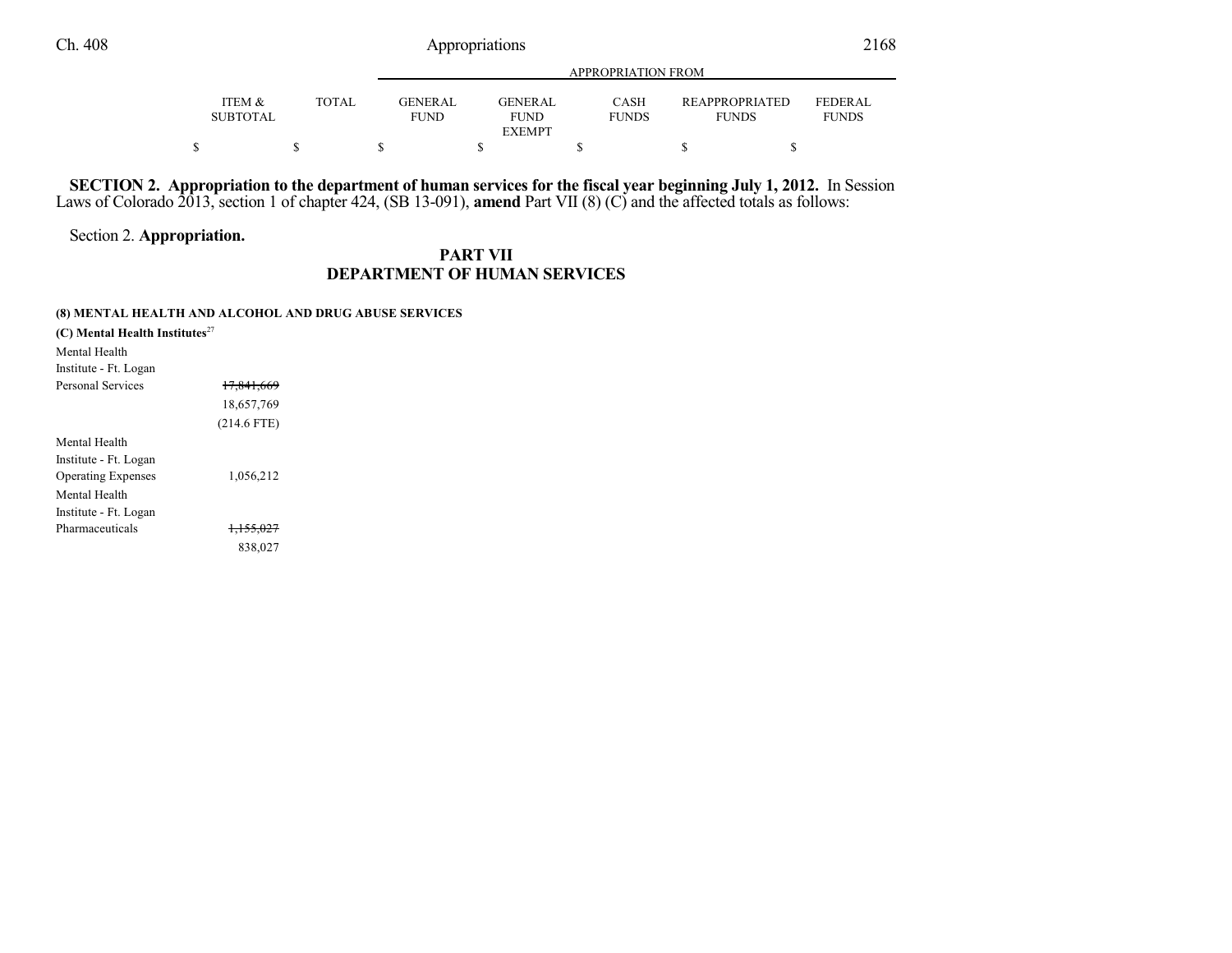| | ITEM & SUBTOTAL | TOTAL | APPROPRIATION FROM GENERAL FUND | GENERAL FUND EXEMPT | CASH FUNDS | REAPPROPRIATED FUNDS | FEDERAL FUNDS |
|---|---|---|---|---|---|---|---|
| | $ | $ | $ | $ | $ | $ | $ |

**SECTION 2. Appropriation to the department of human services for the fiscal year beginning July 1, 2012.** In Session Laws of Colorado 2013, section 1 of chapter 424, (SB 13-091), **amend** Part VII (8) (C) and the affected totals as follows:

Section 2. **Appropriation.**

## PART VII
## DEPARTMENT OF HUMAN SERVICES

**(8) MENTAL HEALTH AND ALCOHOL AND DRUG ABUSE SERVICES**

**(C) Mental Health Institutes**[27]

| | ITEM & SUBTOTAL | TOTAL | GENERAL FUND | GENERAL FUND EXEMPT | CASH FUNDS | REAPPROPRIATED FUNDS | FEDERAL FUNDS |
|---|---|---|---|---|---|---|---|
| Mental Health Institute - Ft. Logan Personal Services | ~~17,841,669~~ 18,657,769 (214.6 FTE) | | | | | | |
| Mental Health Institute - Ft. Logan Operating Expenses | 1,056,212 | | | | | | |
| Mental Health Institute - Ft. Logan Pharmaceuticals | ~~1,155,027~~ 838,027 | | | | | | |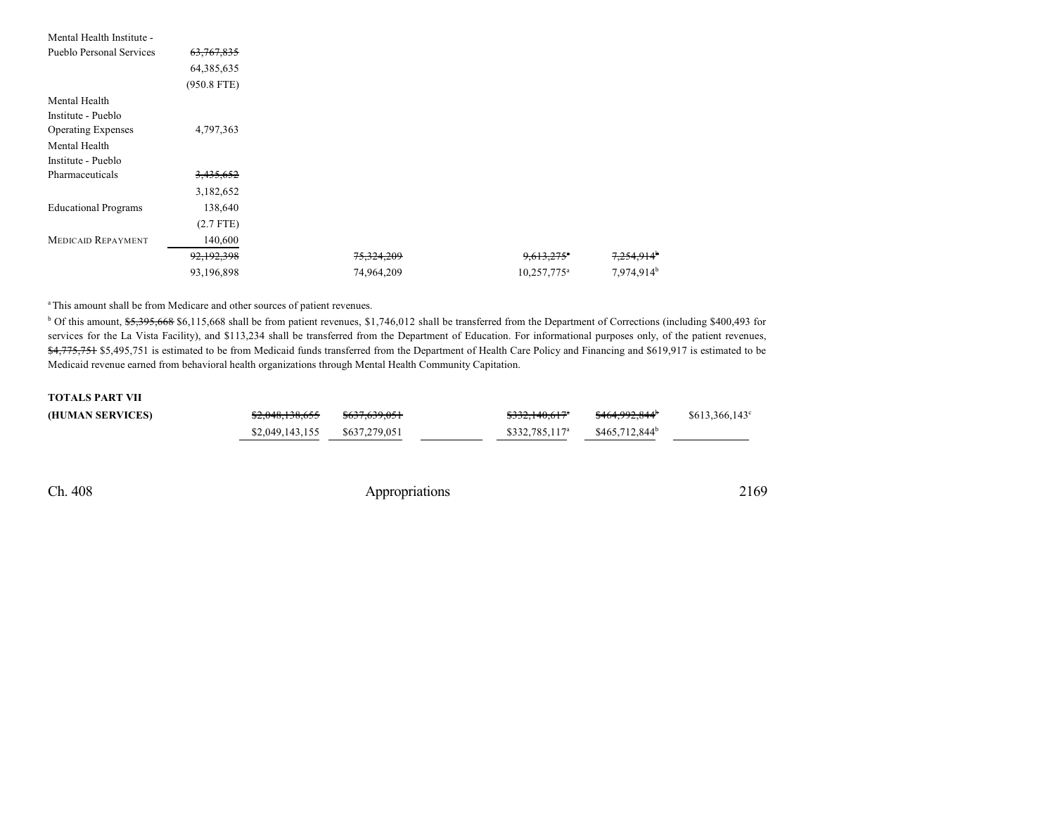| | | | | | | |
|---|---|---|---|---|---|---|
| Mental Health Institute - Pueblo Personal Services | ~~63,767,835~~ 64,385,635 (950.8 FTE) | | | | | |
| Mental Health Institute - Pueblo Operating Expenses | 4,797,363 | | | | | |
| Mental Health Institute - Pueblo Pharmaceuticals | ~~3,435,652~~ 3,182,652 | | | | | |
| Educational Programs | 138,640 (2.7 FTE) | | | | | |
| MEDICAID REPAYMENT | 140,600 | | | | | |
| | ~~92,192,398~~ 93,196,898 | ~~75,324,209~~ 74,964,209 | | ~~9,613,275~~[a] 10,257,775[a] | ~~7,254,914~~[b] 7,974,914[b] | |

[a] This amount shall be from Medicare and other sources of patient revenues.

[b] Of this amount, ~~$5,395,668~~ $6,115,668 shall be from patient revenues, $1,746,012 shall be transferred from the Department of Corrections (including $400,493 for services for the La Vista Facility), and $113,234 shall be transferred from the Department of Education. For informational purposes only, of the patient revenues, ~~$4,775,751~~ $5,495,751 is estimated to be from Medicaid funds transferred from the Department of Health Care Policy and Financing and $619,917 is estimated to be Medicaid revenue earned from behavioral health organizations through Mental Health Community Capitation.

| | | | | | | |
|---|---|---|---|---|---|---|
| **TOTALS PART VII** | | | | | | |
| **(HUMAN SERVICES)** | ~~$2,048,138,655~~ $2,049,143,155 | ~~$637,639,051~~ $637,279,051 | | ~~$332,140,617~~[a] $332,785,117[a] | ~~$464,992,844~~[b] $465,712,844[b] | $613,366,143[c] |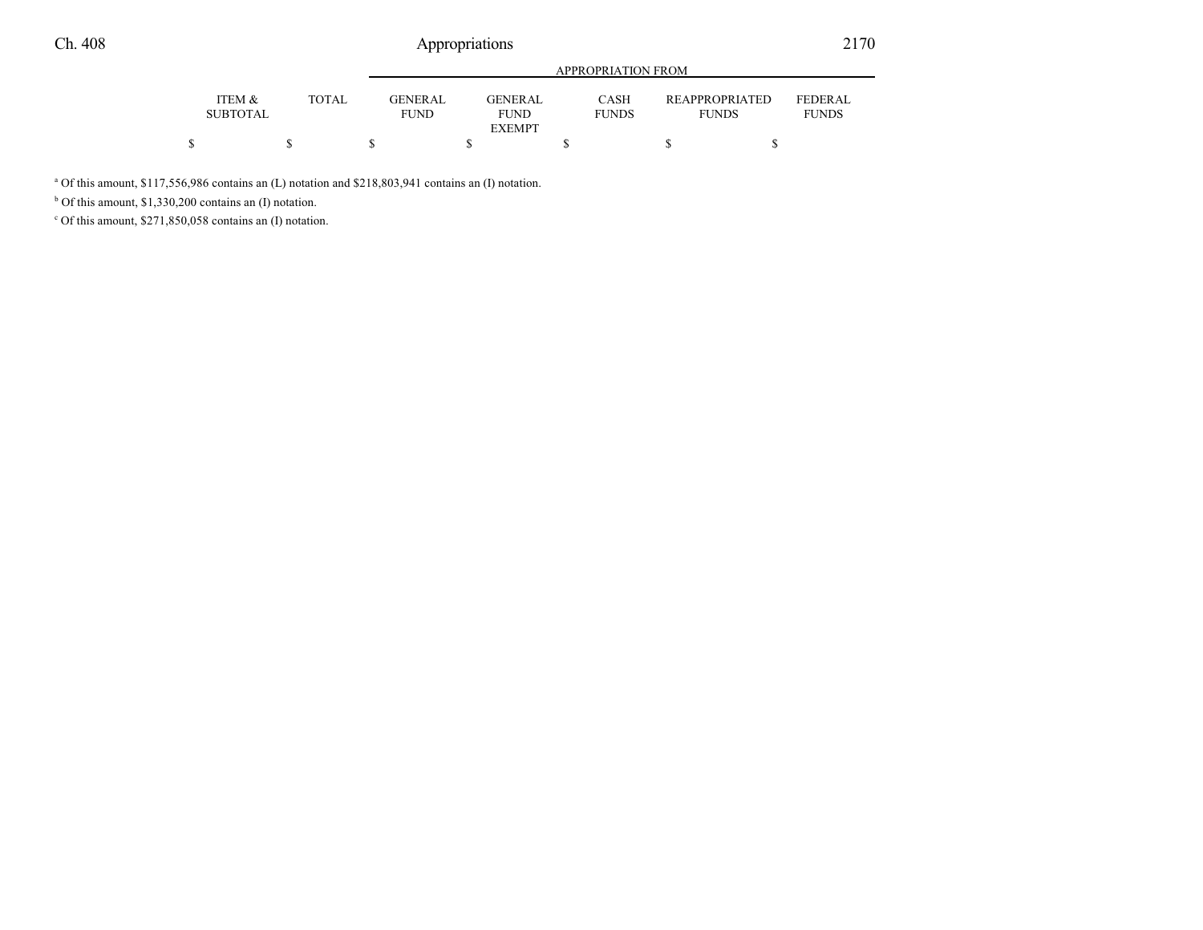| ITEM & SUBTOTAL | TOTAL | APPROPRIATION FROM | | | | |
|---|---|---|---|---|---|---|
| | | GENERAL FUND | GENERAL FUND EXEMPT | CASH FUNDS | REAPPROPRIATED FUNDS | FEDERAL FUNDS |
| $ | $ | $ | $ | $ | $ | $ |

[a] Of this amount, $117,556,986 contains an (L) notation and $218,803,941 contains an (I) notation.

[b] Of this amount, $1,330,200 contains an (I) notation.

[c] Of this amount, $271,850,058 contains an (I) notation.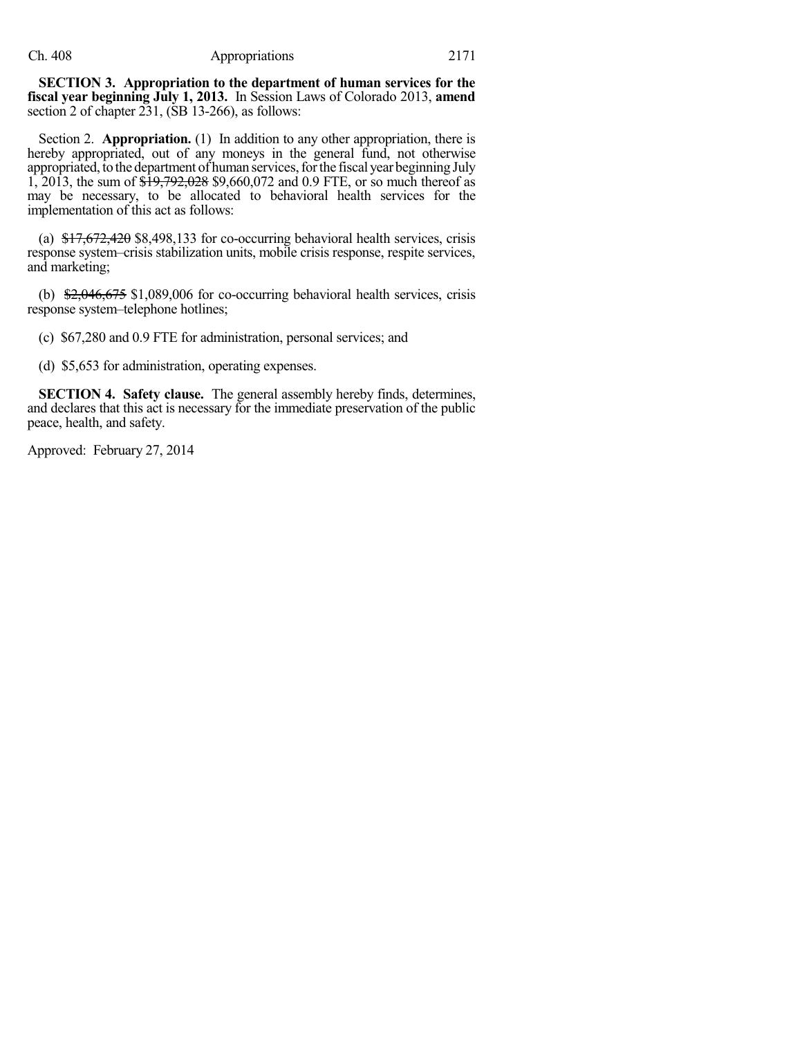**SECTION 3. Appropriation to the department of human services for the fiscal year beginning July 1, 2013.** In Session Laws of Colorado 2013, **amend** section 2 of chapter 231, (SB 13-266), as follows:

Section 2. **Appropriation.** (1) In addition to any other appropriation, there is hereby appropriated, out of any moneys in the general fund, not otherwise appropriated, to the department of human services, for the fiscal year beginning July 1, 2013, the sum of ~~$19,792,028~~ $9,660,072 and 0.9 FTE, or so much thereof as may be necessary, to be allocated to behavioral health services for the implementation of this act as follows:

(a) ~~$17,672,420~~ $8,498,133 for co-occurring behavioral health services, crisis response system–crisis stabilization units, mobile crisis response, respite services, and marketing;

(b) ~~$2,046,675~~ $1,089,006 for co-occurring behavioral health services, crisis response system–telephone hotlines;

(c) $67,280 and 0.9 FTE for administration, personal services; and

(d) $5,653 for administration, operating expenses.

**SECTION 4. Safety clause.** The general assembly hereby finds, determines, and declares that this act is necessary for the immediate preservation of the public peace, health, and safety.

Approved: February 27, 2014